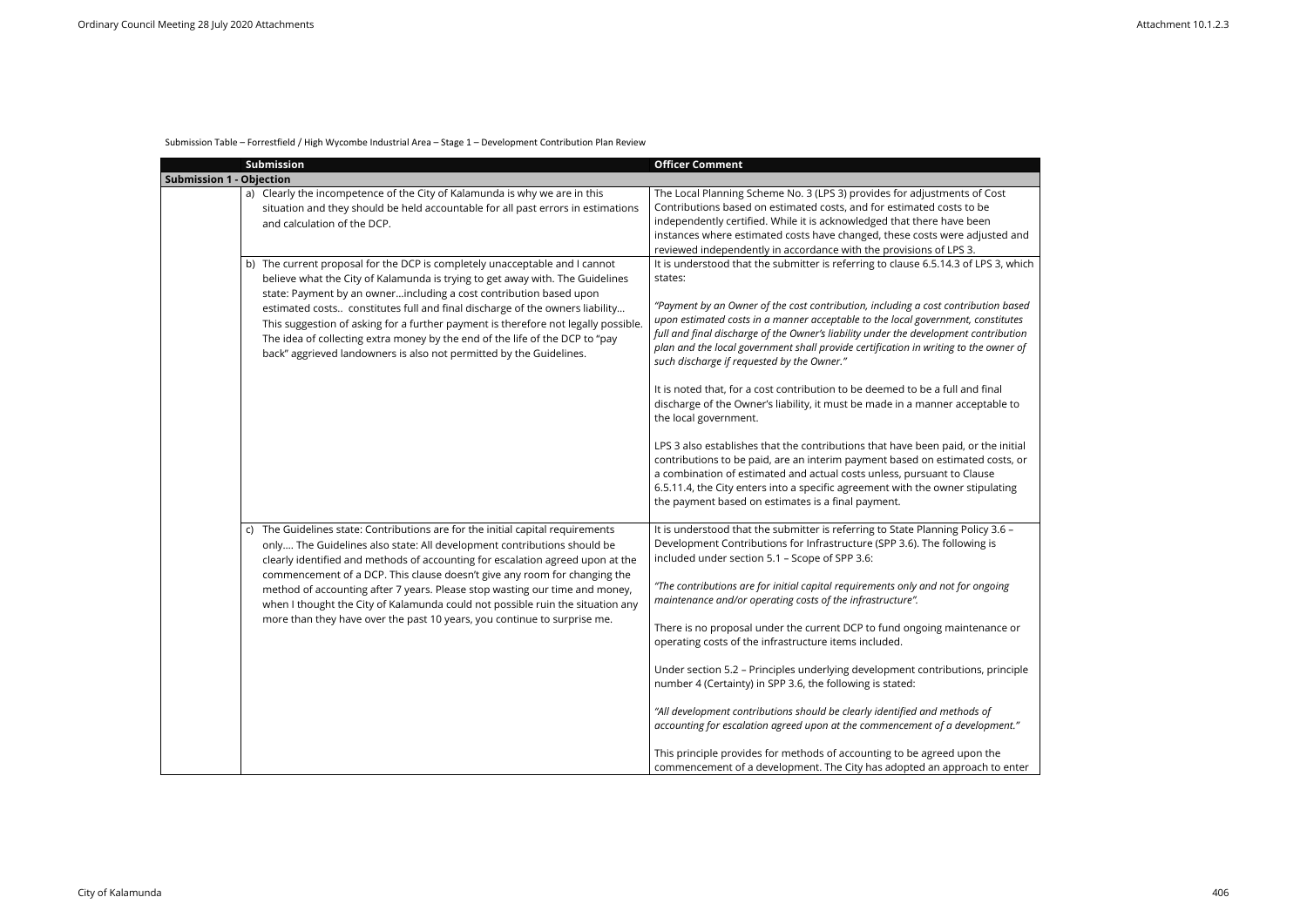Submission Table – Forrestfield / High Wycombe Industrial Area – Stage 1 – Development Contribution Plan Review

| | Submission | Officer Comment |
|---|---|---|
| **Submission 1 - Objection** | | |
| | a) Clearly the incompetence of the City of Kalamunda is why we are in this situation and they should be held accountable for all past errors in estimations and calculation of the DCP. | The Local Planning Scheme No. 3 (LPS 3) provides for adjustments of Cost Contributions based on estimated costs, and for estimated costs to be independently certified. While it is acknowledged that there have been instances where estimated costs have changed, these costs were adjusted and reviewed independently in accordance with the provisions of LPS 3. |
| | b) The current proposal for the DCP is completely unacceptable and I cannot believe what the City of Kalamunda is trying to get away with. The Guidelines state: Payment by an owner…including a cost contribution based upon estimated costs.. constitutes full and final discharge of the owners liability… This suggestion of asking for a further payment is therefore not legally possible. The idea of collecting extra money by the end of the life of the DCP to "pay back" aggrieved landowners is also not permitted by the Guidelines. | It is understood that the submitter is referring to clause 6.5.14.3 of LPS 3, which states:<br><br>*"Payment by an Owner of the cost contribution, including a cost contribution based upon estimated costs in a manner acceptable to the local government, constitutes full and final discharge of the Owner's liability under the development contribution plan and the local government shall provide certification in writing to the owner of such discharge if requested by the Owner."*<br><br>It is noted that, for a cost contribution to be deemed to be a full and final discharge of the Owner's liability, it must be made in a manner acceptable to the local government.<br><br>LPS 3 also establishes that the contributions that have been paid, or the initial contributions to be paid, are an interim payment based on estimated costs, or a combination of estimated and actual costs unless, pursuant to Clause 6.5.11.4, the City enters into a specific agreement with the owner stipulating the payment based on estimates is a final payment. |
| | c) The Guidelines state: Contributions are for the initial capital requirements only…. The Guidelines also state: All development contributions should be clearly identified and methods of accounting for escalation agreed upon at the commencement of a DCP. This clause doesn't give any room for changing the method of accounting after 7 years. Please stop wasting our time and money, when I thought the City of Kalamunda could not possible ruin the situation any more than they have over the past 10 years, you continue to surprise me. | It is understood that the submitter is referring to State Planning Policy 3.6 – Development Contributions for Infrastructure (SPP 3.6). The following is included under section 5.1 – Scope of SPP 3.6:<br><br>*"The contributions are for initial capital requirements only and not for ongoing maintenance and/or operating costs of the infrastructure".*<br><br>There is no proposal under the current DCP to fund ongoing maintenance or operating costs of the infrastructure items included.<br><br>Under section 5.2 – Principles underlying development contributions, principle number 4 (Certainty) in SPP 3.6, the following is stated:<br><br>*"All development contributions should be clearly identified and methods of accounting for escalation agreed upon at the commencement of a development."*<br><br>This principle provides for methods of accounting to be agreed upon the commencement of a development. The City has adopted an approach to enter |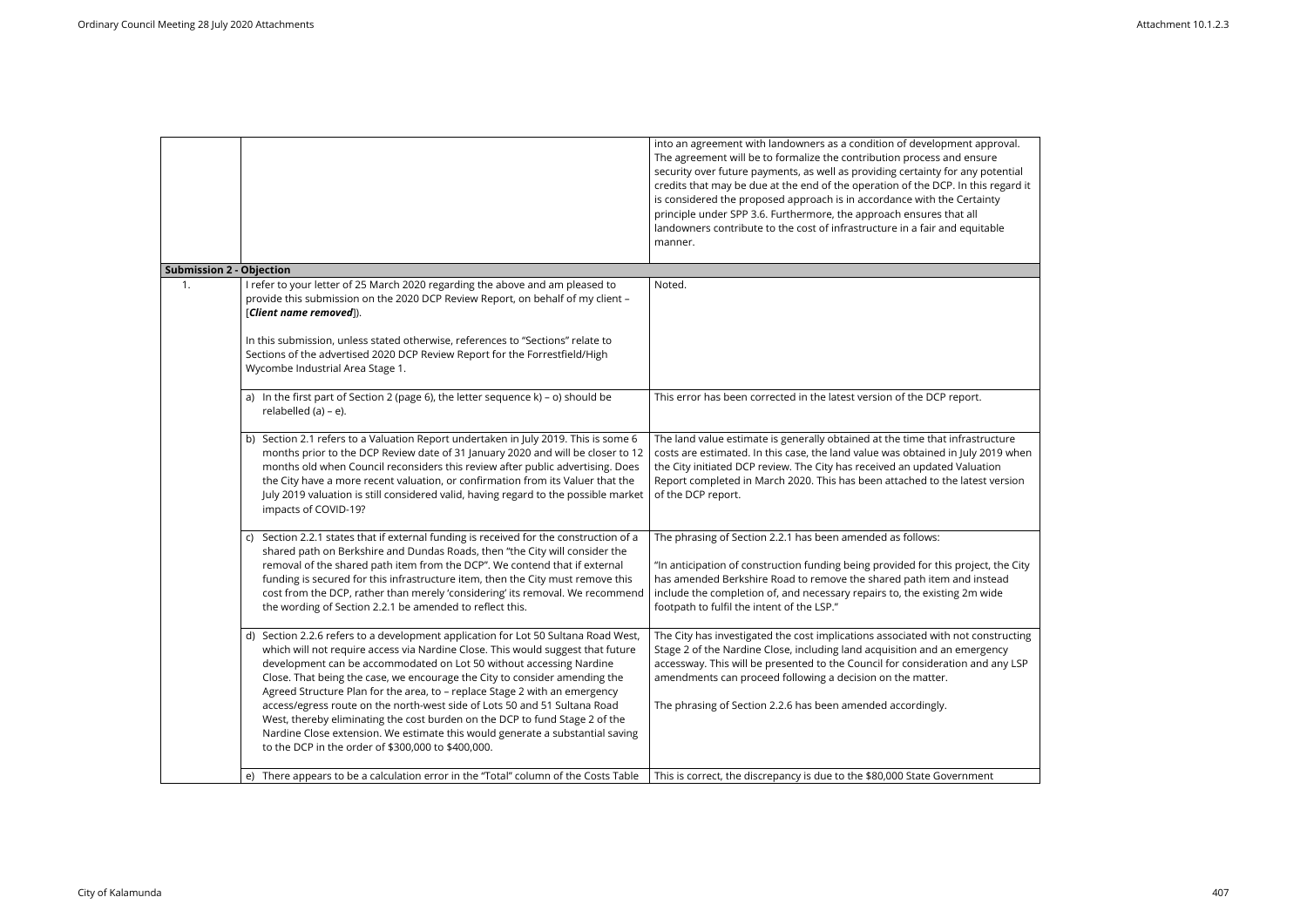| | | |
|---|---|---|
| | | into an agreement with landowners as a condition of development approval. The agreement will be to formalize the contribution process and ensure security over future payments, as well as providing certainty for any potential credits that may be due at the end of the operation of the DCP. In this regard it is considered the proposed approach is in accordance with the Certainty principle under SPP 3.6. Furthermore, the approach ensures that all landowners contribute to the cost of infrastructure in a fair and equitable manner. |
| **Submission 2 - Objection** | | |
| 1. | I refer to your letter of 25 March 2020 regarding the above and am pleased to provide this submission on the 2020 DCP Review Report, on behalf of my client – [***Client name removed***]).<br><br>In this submission, unless stated otherwise, references to "Sections" relate to Sections of the advertised 2020 DCP Review Report for the Forrestfield/High Wycombe Industrial Area Stage 1. | Noted. |
| | a) In the first part of Section 2 (page 6), the letter sequence k) – o) should be relabelled (a) – e). | This error has been corrected in the latest version of the DCP report. |
| | b) Section 2.1 refers to a Valuation Report undertaken in July 2019. This is some 6 months prior to the DCP Review date of 31 January 2020 and will be closer to 12 months old when Council reconsiders this review after public advertising. Does the City have a more recent valuation, or confirmation from its Valuer that the July 2019 valuation is still considered valid, having regard to the possible market impacts of COVID-19? | The land value estimate is generally obtained at the time that infrastructure costs are estimated. In this case, the land value was obtained in July 2019 when the City initiated DCP review. The City has received an updated Valuation Report completed in March 2020. This has been attached to the latest version of the DCP report. |
| | c) Section 2.2.1 states that if external funding is received for the construction of a shared path on Berkshire and Dundas Roads, then "the City will consider the removal of the shared path item from the DCP". We contend that if external funding is secured for this infrastructure item, then the City must remove this cost from the DCP, rather than merely 'considering' its removal. We recommend the wording of Section 2.2.1 be amended to reflect this. | The phrasing of Section 2.2.1 has been amended as follows:<br><br>"In anticipation of construction funding being provided for this project, the City has amended Berkshire Road to remove the shared path item and instead include the completion of, and necessary repairs to, the existing 2m wide footpath to fulfil the intent of the LSP." |
| | d) Section 2.2.6 refers to a development application for Lot 50 Sultana Road West, which will not require access via Nardine Close. This would suggest that future development can be accommodated on Lot 50 without accessing Nardine Close. That being the case, we encourage the City to consider amending the Agreed Structure Plan for the area, to – replace Stage 2 with an emergency access/egress route on the north-west side of Lots 50 and 51 Sultana Road West, thereby eliminating the cost burden on the DCP to fund Stage 2 of the Nardine Close extension. We estimate this would generate a substantial saving to the DCP in the order of $300,000 to $400,000. | The City has investigated the cost implications associated with not constructing Stage 2 of the Nardine Close, including land acquisition and an emergency accessway. This will be presented to the Council for consideration and any LSP amendments can proceed following a decision on the matter.<br><br>The phrasing of Section 2.2.6 has been amended accordingly. |
| | e) There appears to be a calculation error in the "Total" column of the Costs Table | This is correct, the discrepancy is due to the $80,000 State Government |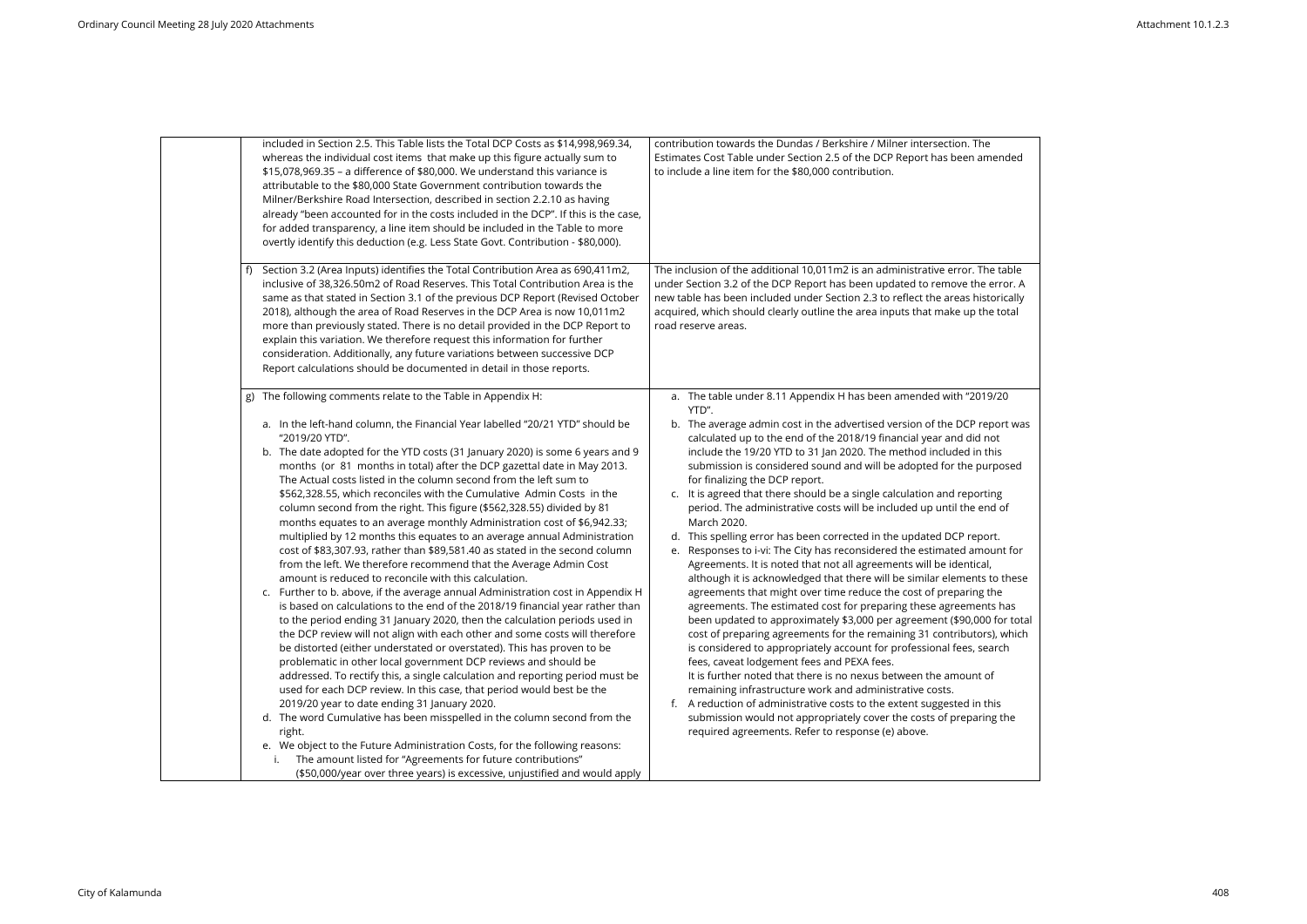| | | |
|---|---|---|
| | included in Section 2.5. This Table lists the Total DCP Costs as $14,998,969.34, whereas the individual cost items that make up this figure actually sum to $15,078,969.35 – a difference of $80,000. We understand this variance is attributable to the $80,000 State Government contribution towards the Milner/Berkshire Road Intersection, described in section 2.2.10 as having already "been accounted for in the costs included in the DCP". If this is the case, for added transparency, a line item should be included in the Table to more overtly identify this deduction (e.g. Less State Govt. Contribution - $80,000). | contribution towards the Dundas / Berkshire / Milner intersection. The Estimates Cost Table under Section 2.5 of the DCP Report has been amended to include a line item for the $80,000 contribution. |
| | f) Section 3.2 (Area Inputs) identifies the Total Contribution Area as 690,411m2, inclusive of 38,326.50m2 of Road Reserves. This Total Contribution Area is the same as that stated in Section 3.1 of the previous DCP Report (Revised October 2018), although the area of Road Reserves in the DCP Area is now 10,011m2 more than previously stated. There is no detail provided in the DCP Report to explain this variation. We therefore request this information for further consideration. Additionally, any future variations between successive DCP Report calculations should be documented in detail in those reports. | The inclusion of the additional 10,011m2 is an administrative error. The table under Section 3.2 of the DCP Report has been updated to remove the error. A new table has been included under Section 2.3 to reflect the areas historically acquired, which should clearly outline the area inputs that make up the total road reserve areas. |
| | g) The following comments relate to the Table in Appendix H:<br><br>a. In the left-hand column, the Financial Year labelled "20/21 YTD" should be "2019/20 YTD".<br>b. The date adopted for the YTD costs (31 January 2020) is some 6 years and 9 months (or 81 months in total) after the DCP gazettal date in May 2013. The Actual costs listed in the column second from the left sum to $562,328.55, which reconciles with the Cumulative Admin Costs in the column second from the right. This figure ($562,328.55) divided by 81 months equates to an average monthly Administration cost of $6,942.33; multiplied by 12 months this equates to an average annual Administration cost of $83,307.93, rather than $89,581.40 as stated in the second column from the left. We therefore recommend that the Average Admin Cost amount is reduced to reconcile with this calculation.<br>c. Further to b. above, if the average annual Administration cost in Appendix H is based on calculations to the end of the 2018/19 financial year rather than to the period ending 31 January 2020, then the calculation periods used in the DCP review will not align with each other and some costs will therefore be distorted (either understated or overstated). This has proven to be problematic in other local government DCP reviews and should be addressed. To rectify this, a single calculation and reporting period must be used for each DCP review. In this case, that period would best be the 2019/20 year to date ending 31 January 2020.<br>d. The word Cumulative has been misspelled in the column second from the right.<br>e. We object to the Future Administration Costs, for the following reasons:<br>i. The amount listed for "Agreements for future contributions" ($50,000/year over three years) is excessive, unjustified and would apply | a. The table under 8.11 Appendix H has been amended with "2019/20 YTD".<br>b. The average admin cost in the advertised version of the DCP report was calculated up to the end of the 2018/19 financial year and did not include the 19/20 YTD to 31 Jan 2020. The method included in this submission is considered sound and will be adopted for the purposed for finalizing the DCP report.<br>c. It is agreed that there should be a single calculation and reporting period. The administrative costs will be included up until the end of March 2020.<br>d. This spelling error has been corrected in the updated DCP report.<br>e. Responses to i-vi: The City has reconsidered the estimated amount for Agreements. It is noted that not all agreements will be identical, although it is acknowledged that there will be similar elements to these agreements that might over time reduce the cost of preparing the agreements. The estimated cost for preparing these agreements has been updated to approximately $3,000 per agreement ($90,000 for total cost of preparing agreements for the remaining 31 contributors), which is considered to appropriately account for professional fees, search fees, caveat lodgement fees and PEXA fees.<br>It is further noted that there is no nexus between the amount of remaining infrastructure work and administrative costs.<br>f. A reduction of administrative costs to the extent suggested in this submission would not appropriately cover the costs of preparing the required agreements. Refer to response (e) above. |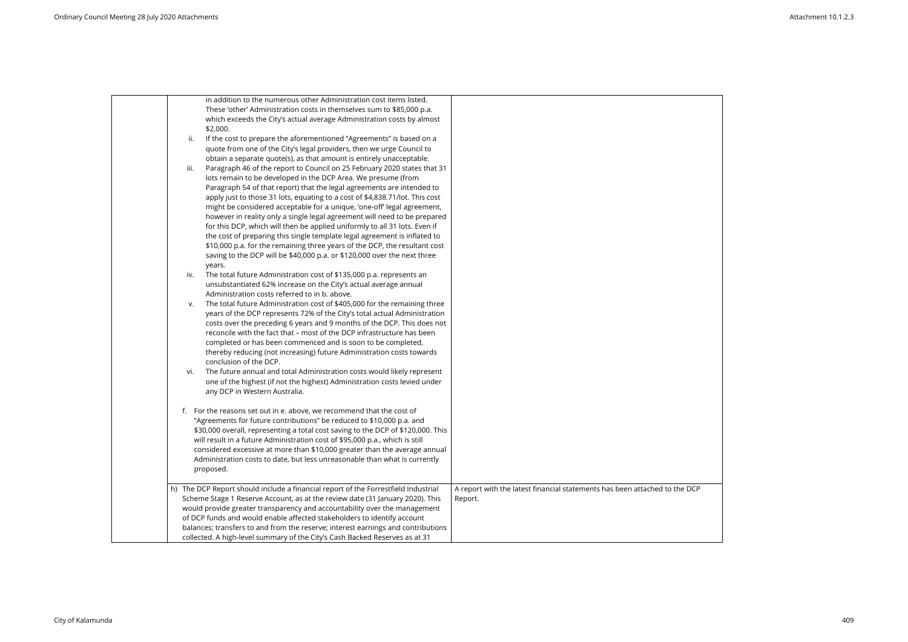| | | |
|---|---|---|
| | in addition to the numerous other Administration cost items listed. These 'other' Administration costs in themselves sum to $85,000 p.a. which exceeds the City's actual average Administration costs by almost $2,000.<br>ii. If the cost to prepare the aforementioned "Agreements" is based on a quote from one of the City's legal providers, then we urge Council to obtain a separate quote(s), as that amount is entirely unacceptable.<br>iii. Paragraph 46 of the report to Council on 25 February 2020 states that 31 lots remain to be developed in the DCP Area. We presume (from Paragraph 54 of that report) that the legal agreements are intended to apply just to those 31 lots, equating to a cost of $4,838.71/lot. This cost might be considered acceptable for a unique, 'one-off' legal agreement, however in reality only a single legal agreement will need to be prepared for this DCP, which will then be applied uniformly to all 31 lots. Even if the cost of preparing this single template legal agreement is inflated to $10,000 p.a. for the remaining three years of the DCP, the resultant cost saving to the DCP will be $40,000 p.a. or $120,000 over the next three years.<br>iv. The total future Administration cost of $135,000 p.a. represents an unsubstantiated 62% increase on the City's actual average annual Administration costs referred to in b. above.<br>v. The total future Administration cost of $405,000 for the remaining three years of the DCP represents 72% of the City's total actual Administration costs over the preceding 6 years and 9 months of the DCP. This does not reconcile with the fact that – most of the DCP infrastructure has been completed or has been commenced and is soon to be completed, thereby reducing (not increasing) future Administration costs towards conclusion of the DCP.<br>vi. The future annual and total Administration costs would likely represent one of the highest (if not the highest) Administration costs levied under any DCP in Western Australia.<br><br>f. For the reasons set out in e. above, we recommend that the cost of "Agreements for future contributions" be reduced to $10,000 p.a. and $30,000 overall, representing a total cost saving to the DCP of $120,000. This will result in a future Administration cost of $95,000 p.a., which is still considered excessive at more than $10,000 greater than the average annual Administration costs to date, but less unreasonable than what is currently proposed. | |
| | h) The DCP Report should include a financial report of the Forrestfield Industrial Scheme Stage 1 Reserve Account, as at the review date (31 January 2020). This would provide greater transparency and accountability over the management of DCP funds and would enable affected stakeholders to identify account balances; transfers to and from the reserve; interest earnings and contributions collected. A high-level summary of the City's Cash Backed Reserves as at 31 | A report with the latest financial statements has been attached to the DCP Report. |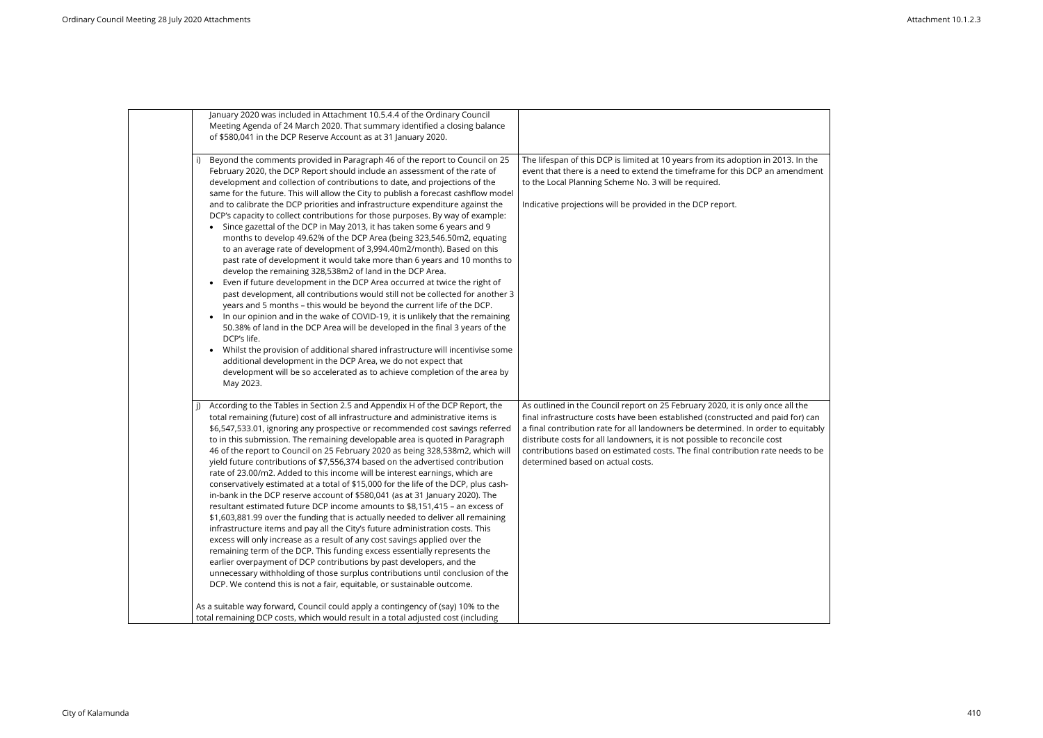| | | |
|---|---|---|
| | January 2020 was included in Attachment 10.5.4.4 of the Ordinary Council Meeting Agenda of 24 March 2020. That summary identified a closing balance of $580,041 in the DCP Reserve Account as at 31 January 2020. | |
| | i) Beyond the comments provided in Paragraph 46 of the report to Council on 25 February 2020, the DCP Report should include an assessment of the rate of development and collection of contributions to date, and projections of the same for the future. This will allow the City to publish a forecast cashflow model and to calibrate the DCP priorities and infrastructure expenditure against the DCP's capacity to collect contributions for those purposes. By way of example:<br>• Since gazettal of the DCP in May 2013, it has taken some 6 years and 9 months to develop 49.62% of the DCP Area (being 323,546.50m2, equating to an average rate of development of 3,994.40m2/month). Based on this past rate of development it would take more than 6 years and 10 months to develop the remaining 328,538m2 of land in the DCP Area.<br>• Even if future development in the DCP Area occurred at twice the right of past development, all contributions would still not be collected for another 3 years and 5 months – this would be beyond the current life of the DCP.<br>• In our opinion and in the wake of COVID-19, it is unlikely that the remaining 50.38% of land in the DCP Area will be developed in the final 3 years of the DCP's life.<br>• Whilst the provision of additional shared infrastructure will incentivise some additional development in the DCP Area, we do not expect that development will be so accelerated as to achieve completion of the area by May 2023. | The lifespan of this DCP is limited at 10 years from its adoption in 2013. In the event that there is a need to extend the timeframe for this DCP an amendment to the Local Planning Scheme No. 3 will be required.<br><br>Indicative projections will be provided in the DCP report. |
| | j) According to the Tables in Section 2.5 and Appendix H of the DCP Report, the total remaining (future) cost of all infrastructure and administrative items is $6,547,533.01, ignoring any prospective or recommended cost savings referred to in this submission. The remaining developable area is quoted in Paragraph 46 of the report to Council on 25 February 2020 as being 328,538m2, which will yield future contributions of $7,556,374 based on the advertised contribution rate of 23.00/m2. Added to this income will be interest earnings, which are conservatively estimated at a total of $15,000 for the life of the DCP, plus cash-in-bank in the DCP reserve account of $580,041 (as at 31 January 2020). The resultant estimated future DCP income amounts to $8,151,415 – an excess of $1,603,881.99 over the funding that is actually needed to deliver all remaining infrastructure items and pay all the City's future administration costs. This excess will only increase as a result of any cost savings applied over the remaining term of the DCP. This funding excess essentially represents the earlier overpayment of DCP contributions by past developers, and the unnecessary withholding of those surplus contributions until conclusion of the DCP. We contend this is not a fair, equitable, or sustainable outcome.<br><br>As a suitable way forward, Council could apply a contingency of (say) 10% to the total remaining DCP costs, which would result in a total adjusted cost (including | As outlined in the Council report on 25 February 2020, it is only once all the final infrastructure costs have been established (constructed and paid for) can a final contribution rate for all landowners be determined. In order to equitably distribute costs for all landowners, it is not possible to reconcile cost contributions based on estimated costs. The final contribution rate needs to be determined based on actual costs. |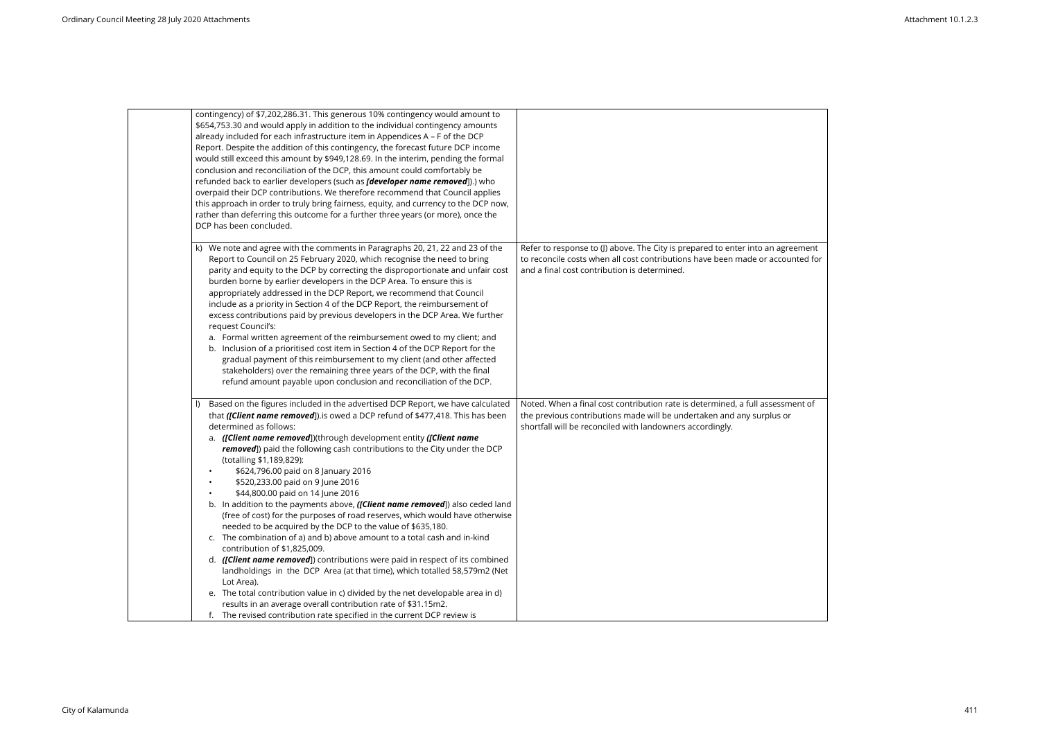| | | |
|---|---|---|
| | contingency) of $7,202,286.31. This generous 10% contingency would amount to $654,753.30 and would apply in addition to the individual contingency amounts already included for each infrastructure item in Appendices A – F of the DCP Report. Despite the addition of this contingency, the forecast future DCP income would still exceed this amount by $949,128.69. In the interim, pending the formal conclusion and reconciliation of the DCP, this amount could comfortably be refunded back to earlier developers (such as ***[developer name removed]***).) who overpaid their DCP contributions. We therefore recommend that Council applies this approach in order to truly bring fairness, equity, and currency to the DCP now, rather than deferring this outcome for a further three years (or more), once the DCP has been concluded. | |
| | k) We note and agree with the comments in Paragraphs 20, 21, 22 and 23 of the Report to Council on 25 February 2020, which recognise the need to bring parity and equity to the DCP by correcting the disproportionate and unfair cost burden borne by earlier developers in the DCP Area. To ensure this is appropriately addressed in the DCP Report, we recommend that Council include as a priority in Section 4 of the DCP Report, the reimbursement of excess contributions paid by previous developers in the DCP Area. We further request Council's:<br>a. Formal written agreement of the reimbursement owed to my client; and<br>b. Inclusion of a prioritised cost item in Section 4 of the DCP Report for the gradual payment of this reimbursement to my client (and other affected stakeholders) over the remaining three years of the DCP, with the final refund amount payable upon conclusion and reconciliation of the DCP. | Refer to response to (J) above. The City is prepared to enter into an agreement to reconcile costs when all cost contributions have been made or accounted for and a final cost contribution is determined. |
| | l) Based on the figures included in the advertised DCP Report, we have calculated that ***([Client name removed]***).is owed a DCP refund of $477,418. This has been determined as follows:<br>a. ***([Client name removed]***)(through development entity ***([Client name removed]***) paid the following cash contributions to the City under the DCP (totalling $1,189,829):<br>• $624,796.00 paid on 8 January 2016<br>• $520,233.00 paid on 9 June 2016<br>• $44,800.00 paid on 14 June 2016<br>b. In addition to the payments above, ***([Client name removed]***) also ceded land (free of cost) for the purposes of road reserves, which would have otherwise needed to be acquired by the DCP to the value of $635,180.<br>c. The combination of a) and b) above amount to a total cash and in-kind contribution of $1,825,009.<br>d. ***([Client name removed]***) contributions were paid in respect of its combined landholdings in the DCP Area (at that time), which totalled 58,579m2 (Net Lot Area).<br>e. The total contribution value in c) divided by the net developable area in d) results in an average overall contribution rate of $31.15m2.<br>f. The revised contribution rate specified in the current DCP review is | Noted. When a final cost contribution rate is determined, a full assessment of the previous contributions made will be undertaken and any surplus or shortfall will be reconciled with landowners accordingly. |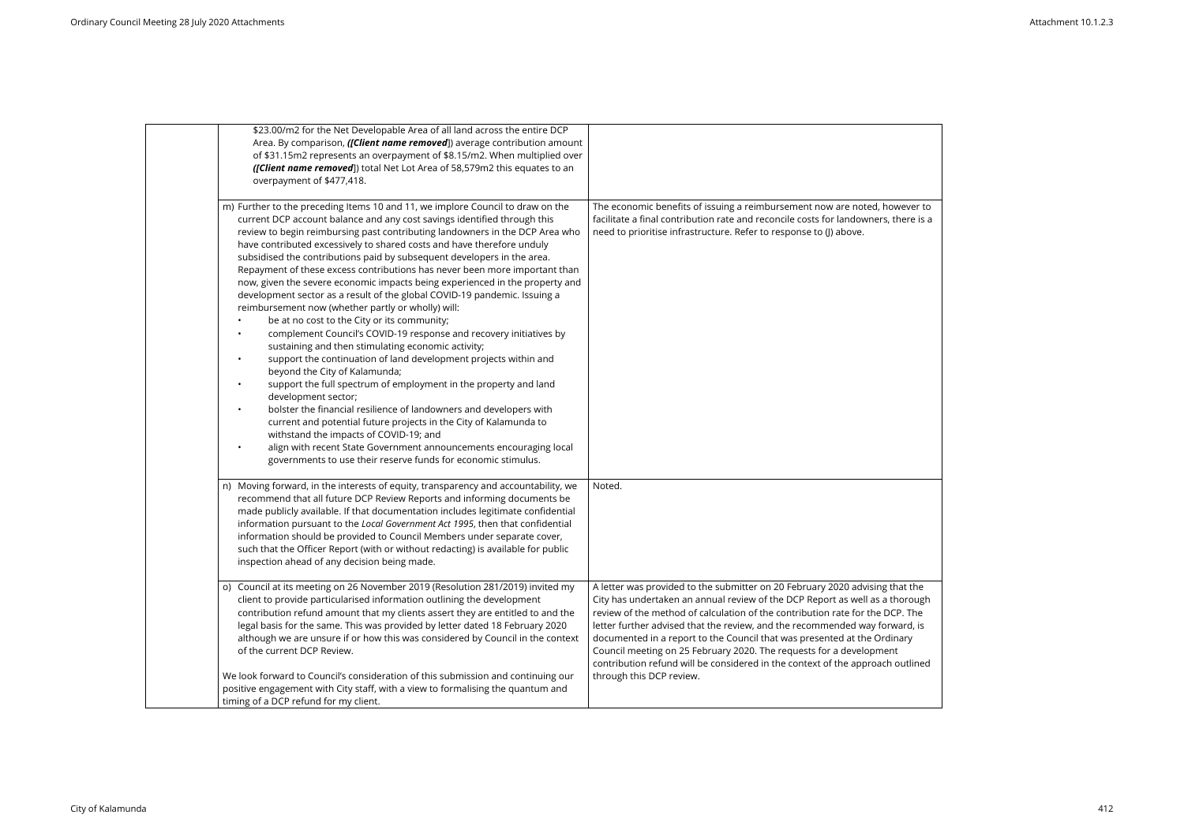| | | |
|---|---|---|
| | $23.00/m2 for the Net Developable Area of all land across the entire DCP Area. By comparison, *(**[Client name removed]**)* average contribution amount of $31.15m2 represents an overpayment of $8.15/m2. When multiplied over *(**[Client name removed]**)* total Net Lot Area of 58,579m2 this equates to an overpayment of $477,418. | |
| | m) Further to the preceding Items 10 and 11, we implore Council to draw on the current DCP account balance and any cost savings identified through this review to begin reimbursing past contributing landowners in the DCP Area who have contributed excessively to shared costs and have therefore unduly subsidised the contributions paid by subsequent developers in the area. Repayment of these excess contributions has never been more important than now, given the severe economic impacts being experienced in the property and development sector as a result of the global COVID-19 pandemic. Issuing a reimbursement now (whether partly or wholly) will:<br>• be at no cost to the City or its community;<br>• complement Council's COVID-19 response and recovery initiatives by sustaining and then stimulating economic activity;<br>• support the continuation of land development projects within and beyond the City of Kalamunda;<br>• support the full spectrum of employment in the property and land development sector;<br>• bolster the financial resilience of landowners and developers with current and potential future projects in the City of Kalamunda to withstand the impacts of COVID-19; and<br>• align with recent State Government announcements encouraging local governments to use their reserve funds for economic stimulus. | The economic benefits of issuing a reimbursement now are noted, however to facilitate a final contribution rate and reconcile costs for landowners, there is a need to prioritise infrastructure. Refer to response to (J) above. |
| | n) Moving forward, in the interests of equity, transparency and accountability, we recommend that all future DCP Review Reports and informing documents be made publicly available. If that documentation includes legitimate confidential information pursuant to the *Local Government Act 1995*, then that confidential information should be provided to Council Members under separate cover, such that the Officer Report (with or without redacting) is available for public inspection ahead of any decision being made. | Noted. |
| | o) Council at its meeting on 26 November 2019 (Resolution 281/2019) invited my client to provide particularised information outlining the development contribution refund amount that my clients assert they are entitled to and the legal basis for the same. This was provided by letter dated 18 February 2020 although we are unsure if or how this was considered by Council in the context of the current DCP Review.<br><br>We look forward to Council's consideration of this submission and continuing our positive engagement with City staff, with a view to formalising the quantum and timing of a DCP refund for my client. | A letter was provided to the submitter on 20 February 2020 advising that the City has undertaken an annual review of the DCP Report as well as a thorough review of the method of calculation of the contribution rate for the DCP. The letter further advised that the review, and the recommended way forward, is documented in a report to the Council that was presented at the Ordinary Council meeting on 25 February 2020. The requests for a development contribution refund will be considered in the context of the approach outlined through this DCP review. |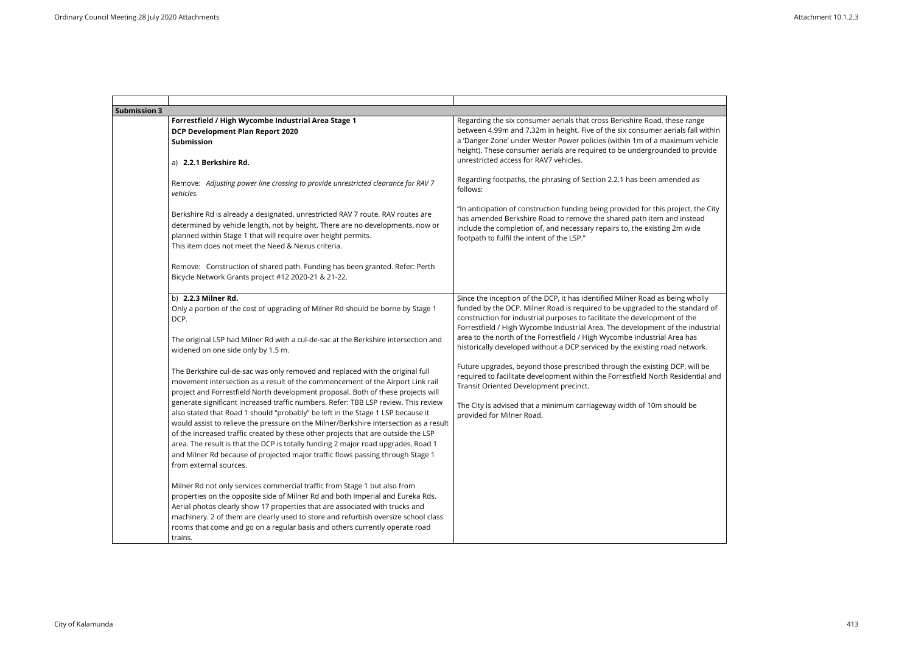| | | |
|---|---|---|
| **Submission 3** | | |
| | **Forrestfield / High Wycombe Industrial Area Stage 1**<br>**DCP Development Plan Report 2020**<br>**Submission**<br><br>a) **2.2.1 Berkshire Rd.**<br><br>Remove: *Adjusting power line crossing to provide unrestricted clearance for RAV 7 vehicles.*<br><br>Berkshire Rd is already a designated, unrestricted RAV 7 route. RAV routes are determined by vehicle length, not by height. There are no developments, now or planned within Stage 1 that will require over height permits.<br>This item does not meet the Need & Nexus criteria.<br><br>Remove: Construction of shared path. Funding has been granted. Refer: Perth Bicycle Network Grants project #12 2020-21 & 21-22. | Regarding the six consumer aerials that cross Berkshire Road, these range between 4.99m and 7.32m in height. Five of the six consumer aerials fall within a 'Danger Zone' under Wester Power policies (within 1m of a maximum vehicle height). These consumer aerials are required to be undergrounded to provide unrestricted access for RAV7 vehicles.<br><br>Regarding footpaths, the phrasing of Section 2.2.1 has been amended as follows:<br><br>"In anticipation of construction funding being provided for this project, the City has amended Berkshire Road to remove the shared path item and instead include the completion of, and necessary repairs to, the existing 2m wide footpath to fulfil the intent of the LSP." |
| | b) **2.2.3 Milner Rd.**<br>Only a portion of the cost of upgrading of Milner Rd should be borne by Stage 1 DCP.<br><br>The original LSP had Milner Rd with a cul-de-sac at the Berkshire intersection and widened on one side only by 1.5 m.<br><br>The Berkshire cul-de-sac was only removed and replaced with the original full movement intersection as a result of the commencement of the Airport Link rail project and Forrestfield North development proposal. Both of these projects will generate significant increased traffic numbers. Refer: TBB LSP review. This review also stated that Road 1 should "probably" be left in the Stage 1 LSP because it would assist to relieve the pressure on the Milner/Berkshire intersection as a result of the increased traffic created by these other projects that are outside the LSP area. The result is that the DCP is totally funding 2 major road upgrades, Road 1 and Milner Rd because of projected major traffic flows passing through Stage 1 from external sources.<br><br>Milner Rd not only services commercial traffic from Stage 1 but also from properties on the opposite side of Milner Rd and both Imperial and Eureka Rds. Aerial photos clearly show 17 properties that are associated with trucks and machinery. 2 of them are clearly used to store and refurbish oversize school class rooms that come and go on a regular basis and others currently operate road trains. | Since the inception of the DCP, it has identified Milner Road as being wholly funded by the DCP. Milner Road is required to be upgraded to the standard of construction for industrial purposes to facilitate the development of the Forrestfield / High Wycombe Industrial Area. The development of the industrial area to the north of the Forrestfield / High Wycombe Industrial Area has historically developed without a DCP serviced by the existing road network.<br><br>Future upgrades, beyond those prescribed through the existing DCP, will be required to facilitate development within the Forrestfield North Residential and Transit Oriented Development precinct.<br><br>The City is advised that a minimum carriageway width of 10m should be provided for Milner Road. |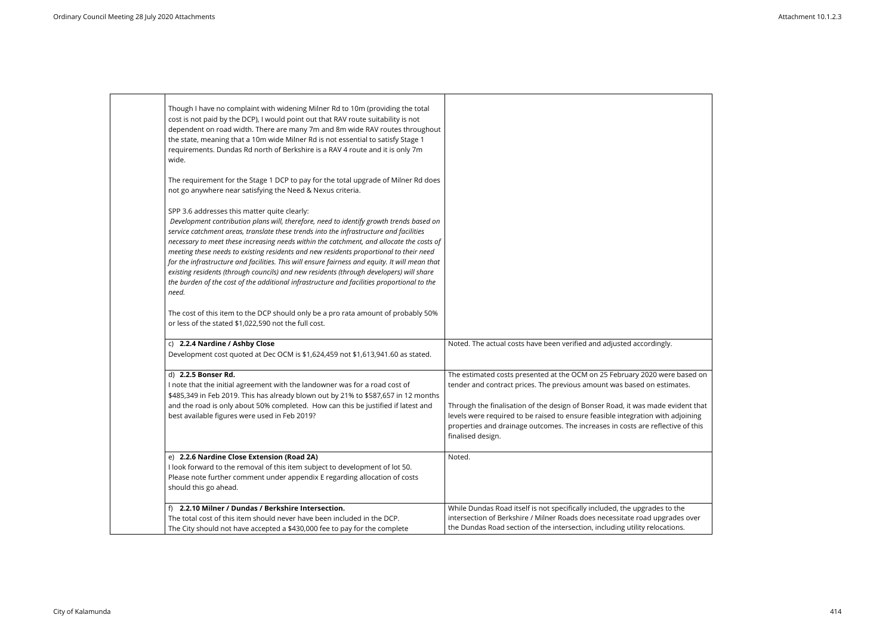| | | |
|---|---|---|
| | Though I have no complaint with widening Milner Rd to 10m (providing the total cost is not paid by the DCP), I would point out that RAV route suitability is not dependent on road width. There are many 7m and 8m wide RAV routes throughout the state, meaning that a 10m wide Milner Rd is not essential to satisfy Stage 1 requirements. Dundas Rd north of Berkshire is a RAV 4 route and it is only 7m wide.<br><br>The requirement for the Stage 1 DCP to pay for the total upgrade of Milner Rd does not go anywhere near satisfying the Need & Nexus criteria.<br><br>SPP 3.6 addresses this matter quite clearly:<br>*Development contribution plans will, therefore, need to identify growth trends based on service catchment areas, translate these trends into the infrastructure and facilities necessary to meet these increasing needs within the catchment, and allocate the costs of meeting these needs to existing residents and new residents proportional to their need for the infrastructure and facilities. This will ensure fairness and equity. It will mean that existing residents (through councils) and new residents (through developers) will share the burden of the cost of the additional infrastructure and facilities proportional to the need.*<br><br>The cost of this item to the DCP should only be a pro rata amount of probably 50% or less of the stated $1,022,590 not the full cost. | |
| | c) **2.2.4 Nardine / Ashby Close**<br>Development cost quoted at Dec OCM is $1,624,459 not $1,613,941.60 as stated. | Noted. The actual costs have been verified and adjusted accordingly. |
| | d) **2.2.5 Bonser Rd.**<br>I note that the initial agreement with the landowner was for a road cost of $485,349 in Feb 2019. This has already blown out by 21% to $587,657 in 12 months and the road is only about 50% completed. How can this be justified if latest and best available figures were used in Feb 2019? | The estimated costs presented at the OCM on 25 February 2020 were based on tender and contract prices. The previous amount was based on estimates.<br><br>Through the finalisation of the design of Bonser Road, it was made evident that levels were required to be raised to ensure feasible integration with adjoining properties and drainage outcomes. The increases in costs are reflective of this finalised design. |
| | e) **2.2.6 Nardine Close Extension (Road 2A)**<br>I look forward to the removal of this item subject to development of lot 50.<br>Please note further comment under appendix E regarding allocation of costs should this go ahead. | Noted. |
| | f) **2.2.10 Milner / Dundas / Berkshire Intersection.**<br>The total cost of this item should never have been included in the DCP.<br>The City should not have accepted a $430,000 fee to pay for the complete | While Dundas Road itself is not specifically included, the upgrades to the intersection of Berkshire / Milner Roads does necessitate road upgrades over the Dundas Road section of the intersection, including utility relocations. |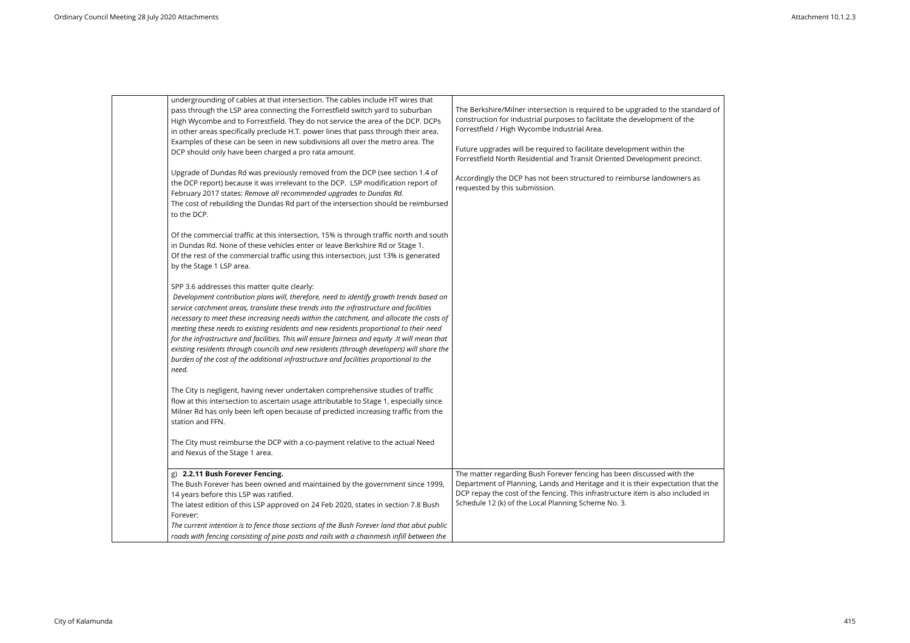| | | |
|---|---|---|
| | undergrounding of cables at that intersection. The cables include HT wires that pass through the LSP area connecting the Forrestfield switch yard to suburban High Wycombe and to Forrestfield. They do not service the area of the DCP. DCPs in other areas specifically preclude H.T. power lines that pass through their area. Examples of these can be seen in new subdivisions all over the metro area. The DCP should only have been charged a pro rata amount.<br><br>Upgrade of Dundas Rd was previously removed from the DCP (see section 1.4 of the DCP report) because it was irrelevant to the DCP. LSP modification report of February 2017 states: *Remove all recommended upgrades to Dundas Rd*.<br>The cost of rebuilding the Dundas Rd part of the intersection should be reimbursed to the DCP.<br><br>Of the commercial traffic at this intersection, 15% is through traffic north and south in Dundas Rd. None of these vehicles enter or leave Berkshire Rd or Stage 1.<br>Of the rest of the commercial traffic using this intersection, just 13% is generated by the Stage 1 LSP area.<br><br>SPP 3.6 addresses this matter quite clearly:<br>*Development contribution plans will, therefore, need to identify growth trends based on service catchment areas, translate these trends into the infrastructure and facilities necessary to meet these increasing needs within the catchment, and allocate the costs of meeting these needs to existing residents and new residents proportional to their need for the infrastructure and facilities. This will ensure fairness and equity .It will mean that existing residents through councils and new residents (through developers) will share the burden of the cost of the additional infrastructure and facilities proportional to the need.*<br><br>The City is negligent, having never undertaken comprehensive studies of traffic flow at this intersection to ascertain usage attributable to Stage 1, especially since Milner Rd has only been left open because of predicted increasing traffic from the station and FFN.<br><br>The City must reimburse the DCP with a co-payment relative to the actual Need and Nexus of the Stage 1 area. | The Berkshire/Milner intersection is required to be upgraded to the standard of construction for industrial purposes to facilitate the development of the Forrestfield / High Wycombe Industrial Area.<br><br>Future upgrades will be required to facilitate development within the Forrestfield North Residential and Transit Oriented Development precinct.<br><br>Accordingly the DCP has not been structured to reimburse landowners as requested by this submission. |
| | g) **2.2.11 Bush Forever Fencing.**<br>The Bush Forever has been owned and maintained by the government since 1999, 14 years before this LSP was ratified.<br>The latest edition of this LSP approved on 24 Feb 2020, states in section 7.8 Bush Forever:<br>*The current intention is to fence those sections of the Bush Forever land that abut public roads with fencing consisting of pine posts and rails with a chainmesh infill between the* | The matter regarding Bush Forever fencing has been discussed with the Department of Planning, Lands and Heritage and it is their expectation that the DCP repay the cost of the fencing. This infrastructure item is also included in Schedule 12 (k) of the Local Planning Scheme No. 3. |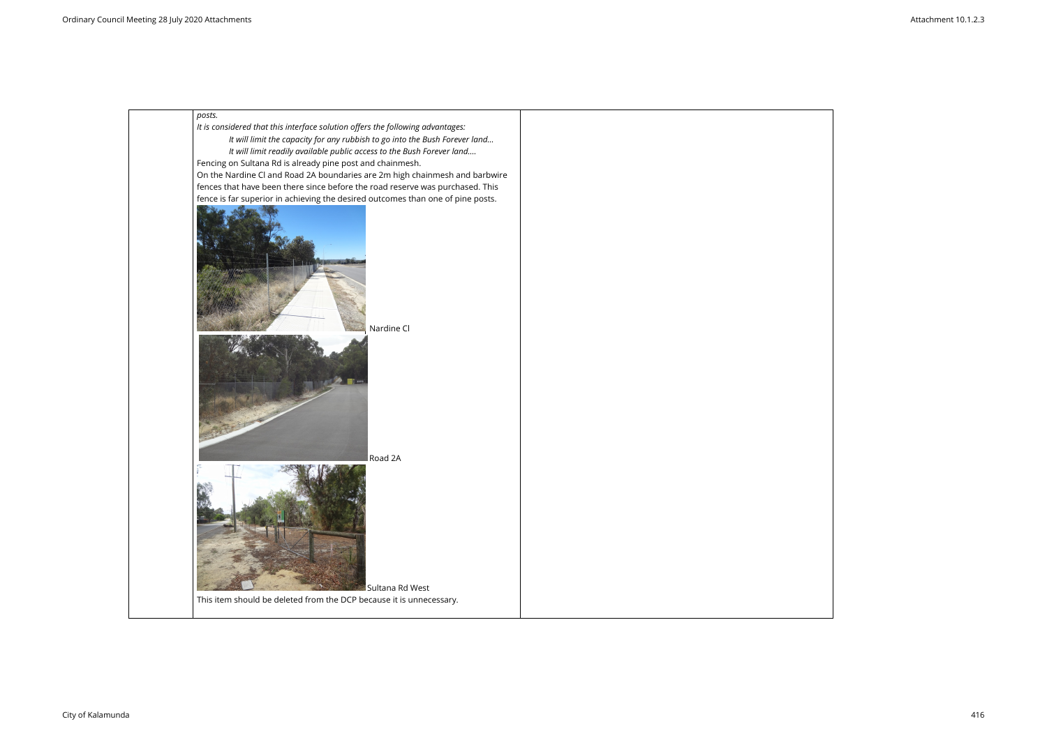| | | |
|---|---|---|
| | *posts.*<br>*It is considered that this interface solution offers the following advantages:*<br>*It will limit the capacity for any rubbish to go into the Bush Forever land…*<br>*It will limit readily available public access to the Bush Forever land….*<br>Fencing on Sultana Rd is already pine post and chainmesh.<br>On the Nardine Cl and Road 2A boundaries are 2m high chainmesh and barbwire fences that have been there since before the road reserve was purchased. This fence is far superior in achieving the desired outcomes than one of pine posts.<br>Nardine Cl<br>Road 2A<br>Sultana Rd West<br>This item should be deleted from the DCP because it is unnecessary. | |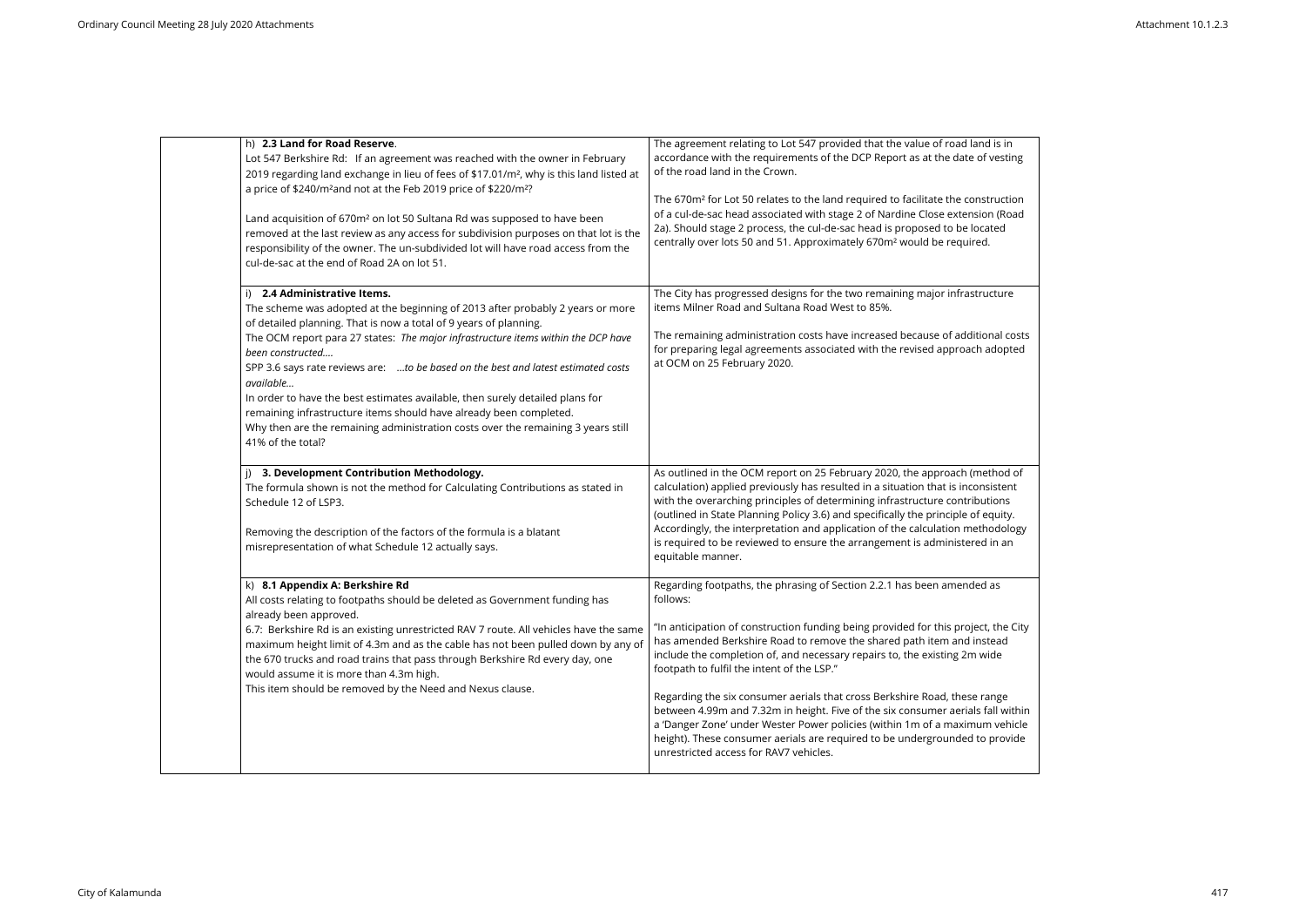| | | |
|---|---|---|
| | h) **2.3 Land for Road Reserve**.<br>Lot 547 Berkshire Rd: If an agreement was reached with the owner in February 2019 regarding land exchange in lieu of fees of $17.01/m², why is this land listed at a price of $240/m²and not at the Feb 2019 price of $220/m²?<br><br>Land acquisition of 670m² on lot 50 Sultana Rd was supposed to have been removed at the last review as any access for subdivision purposes on that lot is the responsibility of the owner. The un-subdivided lot will have road access from the cul-de-sac at the end of Road 2A on lot 51. | The agreement relating to Lot 547 provided that the value of road land is in accordance with the requirements of the DCP Report as at the date of vesting of the road land in the Crown.<br><br>The 670m² for Lot 50 relates to the land required to facilitate the construction of a cul-de-sac head associated with stage 2 of Nardine Close extension (Road 2a). Should stage 2 process, the cul-de-sac head is proposed to be located centrally over lots 50 and 51. Approximately 670m² would be required. |
| | i) **2.4 Administrative Items.**<br>The scheme was adopted at the beginning of 2013 after probably 2 years or more of detailed planning. That is now a total of 9 years of planning.<br>The OCM report para 27 states: *The major infrastructure items within the DCP have been constructed….*<br>SPP 3.6 says rate reviews are: *…to be based on the best and latest estimated costs available…*<br>In order to have the best estimates available, then surely detailed plans for remaining infrastructure items should have already been completed.<br>Why then are the remaining administration costs over the remaining 3 years still 41% of the total? | The City has progressed designs for the two remaining major infrastructure items Milner Road and Sultana Road West to 85%.<br><br>The remaining administration costs have increased because of additional costs for preparing legal agreements associated with the revised approach adopted at OCM on 25 February 2020. |
| | j) **3. Development Contribution Methodology.**<br>The formula shown is not the method for Calculating Contributions as stated in Schedule 12 of LSP3.<br><br>Removing the description of the factors of the formula is a blatant misrepresentation of what Schedule 12 actually says. | As outlined in the OCM report on 25 February 2020, the approach (method of calculation) applied previously has resulted in a situation that is inconsistent with the overarching principles of determining infrastructure contributions (outlined in State Planning Policy 3.6) and specifically the principle of equity. Accordingly, the interpretation and application of the calculation methodology is required to be reviewed to ensure the arrangement is administered in an equitable manner. |
| | k) **8.1 Appendix A: Berkshire Rd**<br>All costs relating to footpaths should be deleted as Government funding has already been approved.<br>6.7: Berkshire Rd is an existing unrestricted RAV 7 route. All vehicles have the same maximum height limit of 4.3m and as the cable has not been pulled down by any of the 670 trucks and road trains that pass through Berkshire Rd every day, one would assume it is more than 4.3m high.<br>This item should be removed by the Need and Nexus clause. | Regarding footpaths, the phrasing of Section 2.2.1 has been amended as follows:<br><br>"In anticipation of construction funding being provided for this project, the City has amended Berkshire Road to remove the shared path item and instead include the completion of, and necessary repairs to, the existing 2m wide footpath to fulfil the intent of the LSP."<br><br>Regarding the six consumer aerials that cross Berkshire Road, these range between 4.99m and 7.32m in height. Five of the six consumer aerials fall within a 'Danger Zone' under Wester Power policies (within 1m of a maximum vehicle height). These consumer aerials are required to be undergrounded to provide unrestricted access for RAV7 vehicles. |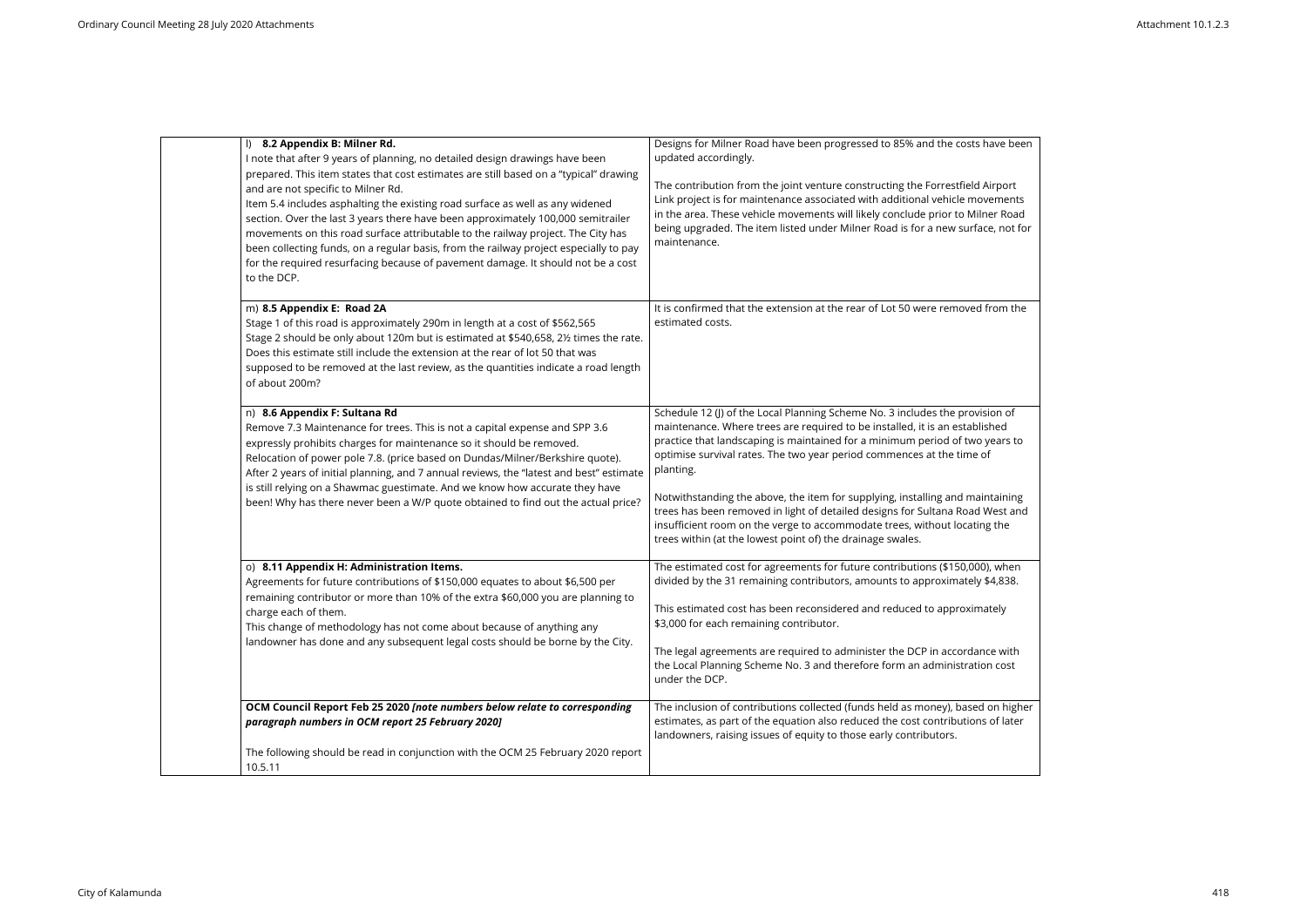| | | |
|---|---|---|
| | l) **8.2 Appendix B: Milner Rd.**<br>I note that after 9 years of planning, no detailed design drawings have been prepared. This item states that cost estimates are still based on a "typical" drawing and are not specific to Milner Rd.<br>Item 5.4 includes asphalting the existing road surface as well as any widened section. Over the last 3 years there have been approximately 100,000 semitrailer movements on this road surface attributable to the railway project. The City has been collecting funds, on a regular basis, from the railway project especially to pay for the required resurfacing because of pavement damage. It should not be a cost to the DCP. | Designs for Milner Road have been progressed to 85% and the costs have been updated accordingly.<br><br>The contribution from the joint venture constructing the Forrestfield Airport Link project is for maintenance associated with additional vehicle movements in the area. These vehicle movements will likely conclude prior to Milner Road being upgraded. The item listed under Milner Road is for a new surface, not for maintenance. |
| | m) **8.5 Appendix E: Road 2A**<br>Stage 1 of this road is approximately 290m in length at a cost of $562,565<br>Stage 2 should be only about 120m but is estimated at $540,658, 2½ times the rate. Does this estimate still include the extension at the rear of lot 50 that was supposed to be removed at the last review, as the quantities indicate a road length of about 200m? | It is confirmed that the extension at the rear of Lot 50 were removed from the estimated costs. |
| | n) **8.6 Appendix F: Sultana Rd**<br>Remove 7.3 Maintenance for trees. This is not a capital expense and SPP 3.6 expressly prohibits charges for maintenance so it should be removed.<br>Relocation of power pole 7.8. (price based on Dundas/Milner/Berkshire quote). After 2 years of initial planning, and 7 annual reviews, the "latest and best" estimate is still relying on a Shawmac guestimate. And we know how accurate they have been! Why has there never been a W/P quote obtained to find out the actual price? | Schedule 12 (J) of the Local Planning Scheme No. 3 includes the provision of maintenance. Where trees are required to be installed, it is an established practice that landscaping is maintained for a minimum period of two years to optimise survival rates. The two year period commences at the time of planting.<br><br>Notwithstanding the above, the item for supplying, installing and maintaining trees has been removed in light of detailed designs for Sultana Road West and insufficient room on the verge to accommodate trees, without locating the trees within (at the lowest point of) the drainage swales. |
| | o) **8.11 Appendix H: Administration Items.**<br>Agreements for future contributions of $150,000 equates to about $6,500 per remaining contributor or more than 10% of the extra $60,000 you are planning to charge each of them.<br>This change of methodology has not come about because of anything any landowner has done and any subsequent legal costs should be borne by the City. | The estimated cost for agreements for future contributions ($150,000), when divided by the 31 remaining contributors, amounts to approximately $4,838.<br><br>This estimated cost has been reconsidered and reduced to approximately $3,000 for each remaining contributor.<br><br>The legal agreements are required to administer the DCP in accordance with the Local Planning Scheme No. 3 and therefore form an administration cost under the DCP. |
| | **OCM Council Report Feb 25 2020** ***[note numbers below relate to corresponding paragraph numbers in OCM report 25 February 2020]***<br><br>The following should be read in conjunction with the OCM 25 February 2020 report 10.5.11 | The inclusion of contributions collected (funds held as money), based on higher estimates, as part of the equation also reduced the cost contributions of later landowners, raising issues of equity to those early contributors. |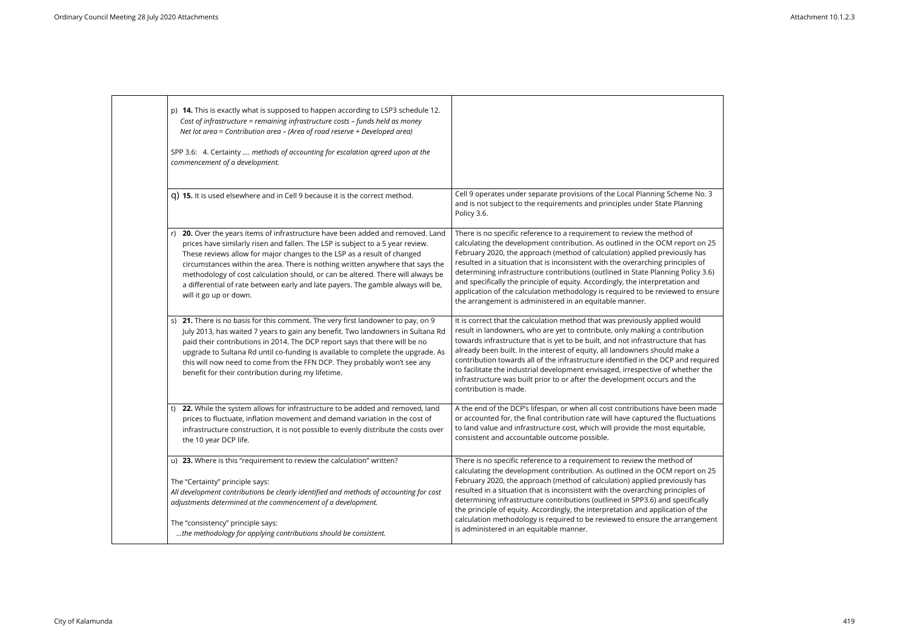| | | |
|---|---|---|
| | p) **14.** This is exactly what is supposed to happen according to LSP3 schedule 12. *Cost of infrastructure = remaining infrastructure costs – funds held as money* *Net lot area = Contribution area – (Area of road reserve + Developed area)*<br><br>SPP 3.6: 4. Certainty …. *methods of accounting for escalation agreed upon at the commencement of a development.* | |
| | q) **15.** It is used elsewhere and in Cell 9 because it is the correct method. | Cell 9 operates under separate provisions of the Local Planning Scheme No. 3 and is not subject to the requirements and principles under State Planning Policy 3.6. |
| | r) **20.** Over the years items of infrastructure have been added and removed. Land prices have similarly risen and fallen. The LSP is subject to a 5 year review. These reviews allow for major changes to the LSP as a result of changed circumstances within the area. There is nothing written anywhere that says the methodology of cost calculation should, or can be altered. There will always be a differential of rate between early and late payers. The gamble always will be, will it go up or down. | There is no specific reference to a requirement to review the method of calculating the development contribution. As outlined in the OCM report on 25 February 2020, the approach (method of calculation) applied previously has resulted in a situation that is inconsistent with the overarching principles of determining infrastructure contributions (outlined in State Planning Policy 3.6) and specifically the principle of equity. Accordingly, the interpretation and application of the calculation methodology is required to be reviewed to ensure the arrangement is administered in an equitable manner. |
| | s) **21.** There is no basis for this comment. The very first landowner to pay, on 9 July 2013, has waited 7 years to gain any benefit. Two landowners in Sultana Rd paid their contributions in 2014. The DCP report says that there will be no upgrade to Sultana Rd until co-funding is available to complete the upgrade. As this will now need to come from the FFN DCP. They probably won't see any benefit for their contribution during my lifetime. | It is correct that the calculation method that was previously applied would result in landowners, who are yet to contribute, only making a contribution towards infrastructure that is yet to be built, and not infrastructure that has already been built. In the interest of equity, all landowners should make a contribution towards all of the infrastructure identified in the DCP and required to facilitate the industrial development envisaged, irrespective of whether the infrastructure was built prior to or after the development occurs and the contribution is made. |
| | t) **22.** While the system allows for infrastructure to be added and removed, land prices to fluctuate, inflation movement and demand variation in the cost of infrastructure construction, it is not possible to evenly distribute the costs over the 10 year DCP life. | A the end of the DCP's lifespan, or when all cost contributions have been made or accounted for, the final contribution rate will have captured the fluctuations to land value and infrastructure cost, which will provide the most equitable, consistent and accountable outcome possible. |
| | u) **23.** Where is this "requirement to review the calculation" written?<br><br>The "Certainty" principle says:<br>*All development contributions be clearly identified and methods of accounting for cost adjustments determined at the commencement of a development.*<br><br>The "consistency" principle says:<br>*…the methodology for applying contributions should be consistent.* | There is no specific reference to a requirement to review the method of calculating the development contribution. As outlined in the OCM report on 25 February 2020, the approach (method of calculation) applied previously has resulted in a situation that is inconsistent with the overarching principles of determining infrastructure contributions (outlined in SPP3.6) and specifically the principle of equity. Accordingly, the interpretation and application of the calculation methodology is required to be reviewed to ensure the arrangement is administered in an equitable manner. |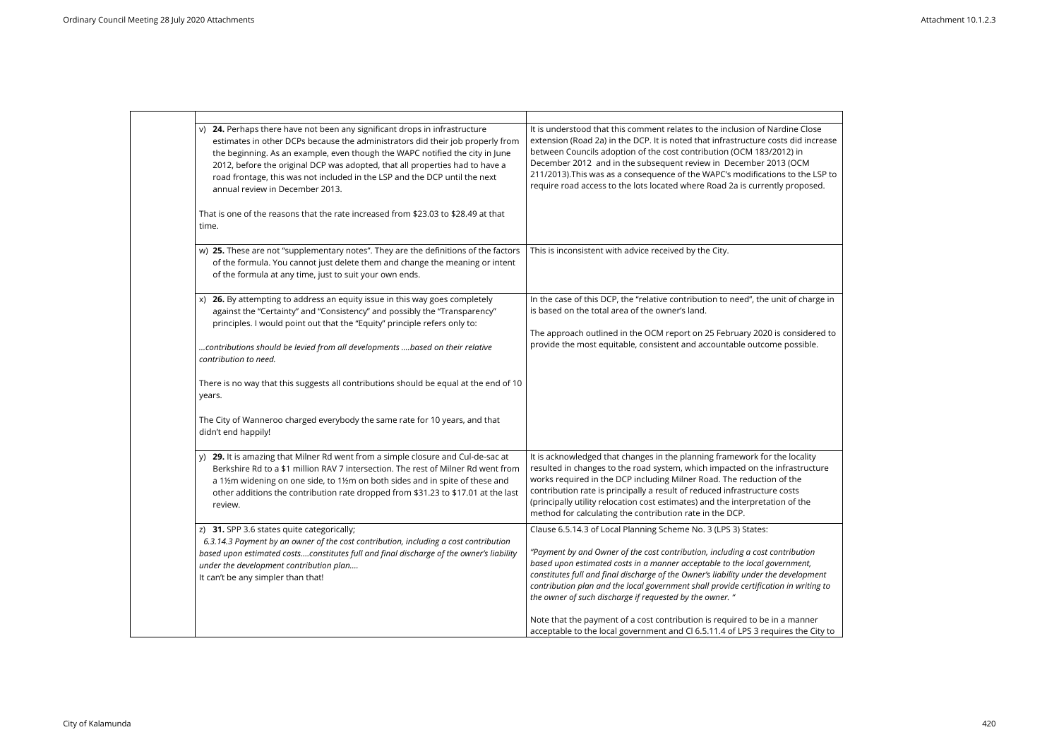| | |
|---|---|
| v) **24.** Perhaps there have not been any significant drops in infrastructure estimates in other DCPs because the administrators did their job properly from the beginning. As an example, even though the WAPC notified the city in June 2012, before the original DCP was adopted, that all properties had to have a road frontage, this was not included in the LSP and the DCP until the next annual review in December 2013.<br><br>That is one of the reasons that the rate increased from $23.03 to $28.49 at that time. | It is understood that this comment relates to the inclusion of Nardine Close extension (Road 2a) in the DCP. It is noted that infrastructure costs did increase between Councils adoption of the cost contribution (OCM 183/2012) in December 2012 and in the subsequent review in December 2013 (OCM 211/2013).This was as a consequence of the WAPC's modifications to the LSP to require road access to the lots located where Road 2a is currently proposed. |
| w) **25.** These are not "supplementary notes". They are the definitions of the factors of the formula. You cannot just delete them and change the meaning or intent of the formula at any time, just to suit your own ends. | This is inconsistent with advice received by the City. |
| x) **26.** By attempting to address an equity issue in this way goes completely against the "Certainty" and "Consistency" and possibly the "Transparency" principles. I would point out that the "Equity" principle refers only to:<br><br>*…contributions should be levied from all developments ….based on their relative contribution to need.*<br><br>There is no way that this suggests all contributions should be equal at the end of 10 years.<br><br>The City of Wanneroo charged everybody the same rate for 10 years, and that didn't end happily! | In the case of this DCP, the "relative contribution to need", the unit of charge in is based on the total area of the owner's land.<br><br>The approach outlined in the OCM report on 25 February 2020 is considered to provide the most equitable, consistent and accountable outcome possible. |
| y) **29.** It is amazing that Milner Rd went from a simple closure and Cul-de-sac at Berkshire Rd to a $1 million RAV 7 intersection. The rest of Milner Rd went from a 1½m widening on one side, to 1½m on both sides and in spite of these and other additions the contribution rate dropped from $31.23 to $17.01 at the last review. | It is acknowledged that changes in the planning framework for the locality resulted in changes to the road system, which impacted on the infrastructure works required in the DCP including Milner Road. The reduction of the contribution rate is principally a result of reduced infrastructure costs (principally utility relocation cost estimates) and the interpretation of the method for calculating the contribution rate in the DCP. |
| z) **31.** SPP 3.6 states quite categorically;<br>*6.3.14.3 Payment by an owner of the cost contribution, including a cost contribution based upon estimated costs….constitutes full and final discharge of the owner's liability under the development contribution plan….*<br>It can't be any simpler than that! | Clause 6.5.14.3 of Local Planning Scheme No. 3 (LPS 3) States:<br><br>*"Payment by and Owner of the cost contribution, including a cost contribution based upon estimated costs in a manner acceptable to the local government, constitutes full and final discharge of the Owner's liability under the development contribution plan and the local government shall provide certification in writing to the owner of such discharge if requested by the owner. "*<br><br>Note that the payment of a cost contribution is required to be in a manner acceptable to the local government and Cl 6.5.11.4 of LPS 3 requires the City to |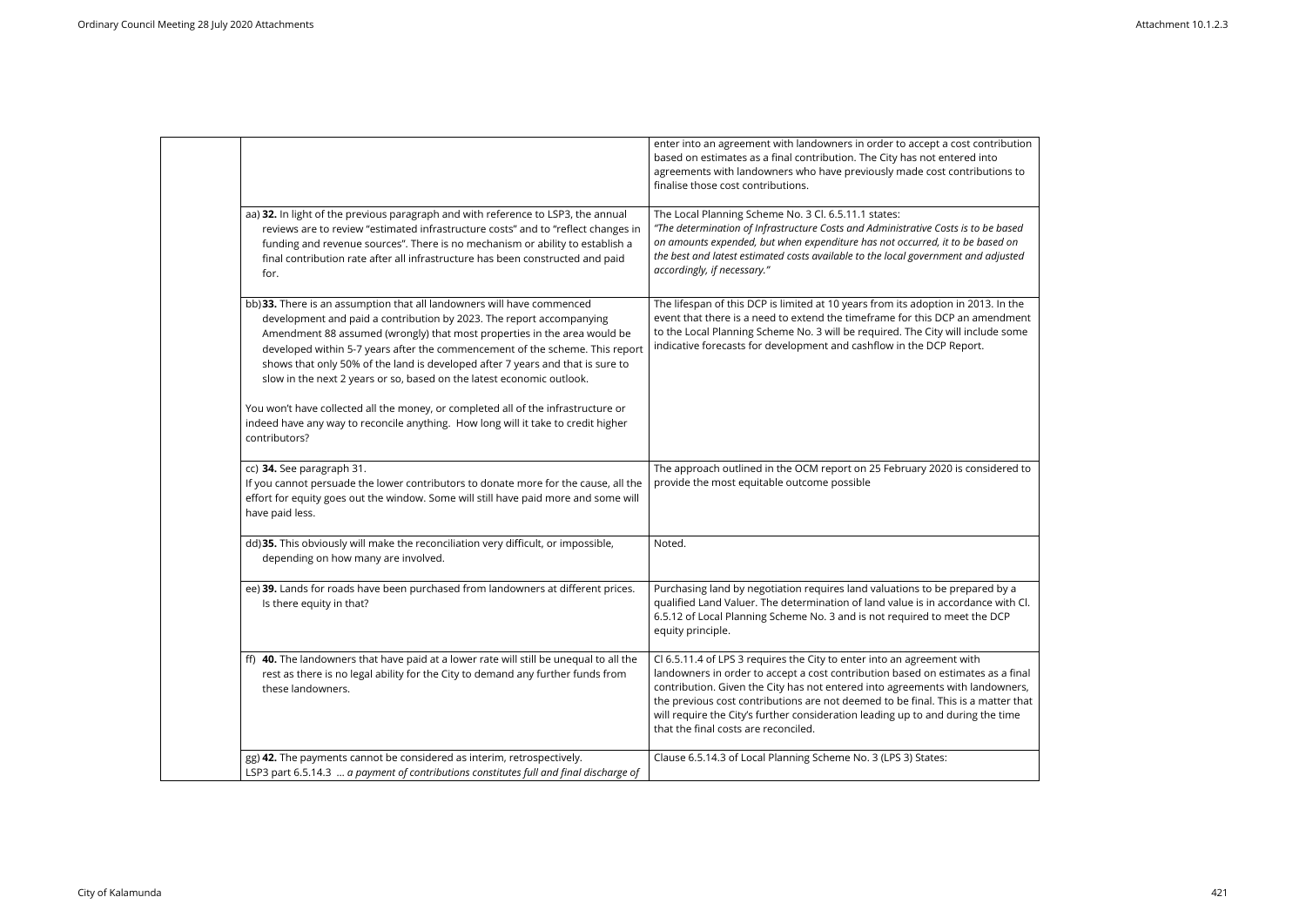| | | |
|---|---|---|
| | | enter into an agreement with landowners in order to accept a cost contribution based on estimates as a final contribution. The City has not entered into agreements with landowners who have previously made cost contributions to finalise those cost contributions. |
| | aa) **32.** In light of the previous paragraph and with reference to LSP3, the annual reviews are to review "estimated infrastructure costs" and to "reflect changes in funding and revenue sources". There is no mechanism or ability to establish a final contribution rate after all infrastructure has been constructed and paid for. | The Local Planning Scheme No. 3 Cl. 6.5.11.1 states:<br>*"The determination of Infrastructure Costs and Administrative Costs is to be based on amounts expended, but when expenditure has not occurred, it to be based on the best and latest estimated costs available to the local government and adjusted accordingly, if necessary."* |
| | bb) **33.** There is an assumption that all landowners will have commenced development and paid a contribution by 2023. The report accompanying Amendment 88 assumed (wrongly) that most properties in the area would be developed within 5-7 years after the commencement of the scheme. This report shows that only 50% of the land is developed after 7 years and that is sure to slow in the next 2 years or so, based on the latest economic outlook.<br><br>You won't have collected all the money, or completed all of the infrastructure or indeed have any way to reconcile anything. How long will it take to credit higher contributors? | The lifespan of this DCP is limited at 10 years from its adoption in 2013. In the event that there is a need to extend the timeframe for this DCP an amendment to the Local Planning Scheme No. 3 will be required. The City will include some indicative forecasts for development and cashflow in the DCP Report. |
| | cc) **34.** See paragraph 31.<br>If you cannot persuade the lower contributors to donate more for the cause, all the effort for equity goes out the window. Some will still have paid more and some will have paid less. | The approach outlined in the OCM report on 25 February 2020 is considered to provide the most equitable outcome possible |
| | dd) **35.** This obviously will make the reconciliation very difficult, or impossible, depending on how many are involved. | Noted. |
| | ee) **39.** Lands for roads have been purchased from landowners at different prices. Is there equity in that? | Purchasing land by negotiation requires land valuations to be prepared by a qualified Land Valuer. The determination of land value is in accordance with Cl. 6.5.12 of Local Planning Scheme No. 3 and is not required to meet the DCP equity principle. |
| | ff) **40.** The landowners that have paid at a lower rate will still be unequal to all the rest as there is no legal ability for the City to demand any further funds from these landowners. | Cl 6.5.11.4 of LPS 3 requires the City to enter into an agreement with landowners in order to accept a cost contribution based on estimates as a final contribution. Given the City has not entered into agreements with landowners, the previous cost contributions are not deemed to be final. This is a matter that will require the City's further consideration leading up to and during the time that the final costs are reconciled. |
| | gg) **42.** The payments cannot be considered as interim, retrospectively.<br>LSP3 part 6.5.14.3 *... a payment of contributions constitutes full and final discharge of* | Clause 6.5.14.3 of Local Planning Scheme No. 3 (LPS 3) States: |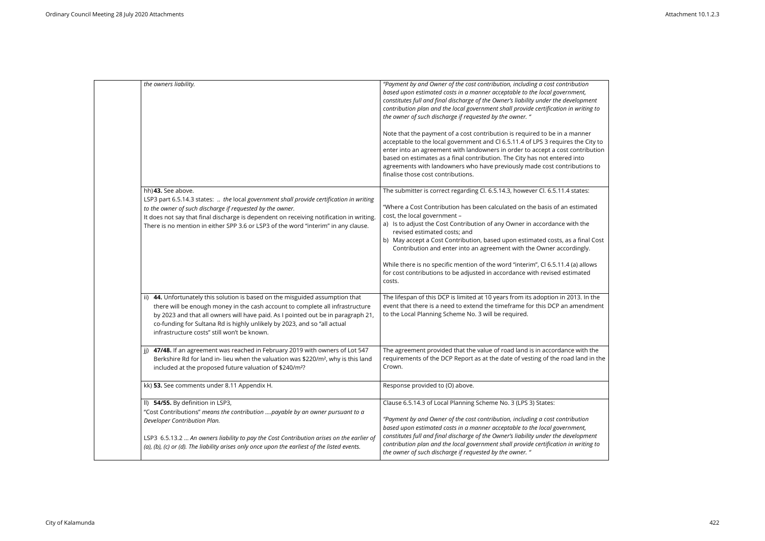| | | |
|---|---|---|
| | *the owners liability.* | *"Payment by and Owner of the cost contribution, including a cost contribution based upon estimated costs in a manner acceptable to the local government, constitutes full and final discharge of the Owner's liability under the development contribution plan and the local government shall provide certification in writing to the owner of such discharge if requested by the owner. "*<br><br>Note that the payment of a cost contribution is required to be in a manner acceptable to the local government and Cl 6.5.11.4 of LPS 3 requires the City to enter into an agreement with landowners in order to accept a cost contribution based on estimates as a final contribution. The City has not entered into agreements with landowners who have previously made cost contributions to finalise those cost contributions. |
| | hh) **43.** See above.<br>LSP3 part 6.5.14.3 states: .. *the local government shall provide certification in writing to the owner of such discharge if requested by the owner.*<br>It does not say that final discharge is dependent on receiving notification in writing. There is no mention in either SPP 3.6 or LSP3 of the word "interim" in any clause. | The submitter is correct regarding Cl. 6.5.14.3, however Cl. 6.5.11.4 states:<br><br>"Where a Cost Contribution has been calculated on the basis of an estimated cost, the local government –<br>a) Is to adjust the Cost Contribution of any Owner in accordance with the revised estimated costs; and<br>b) May accept a Cost Contribution, based upon estimated costs, as a final Cost Contribution and enter into an agreement with the Owner accordingly.<br><br>While there is no specific mention of the word "interim", Cl 6.5.11.4 (a) allows for cost contributions to be adjusted in accordance with revised estimated costs. |
| | ii) **44.** Unfortunately this solution is based on the misguided assumption that there will be enough money in the cash account to complete all infrastructure by 2023 and that all owners will have paid. As I pointed out be in paragraph 21, co-funding for Sultana Rd is highly unlikely by 2023, and so "all actual infrastructure costs" still won't be known. | The lifespan of this DCP is limited at 10 years from its adoption in 2013. In the event that there is a need to extend the timeframe for this DCP an amendment to the Local Planning Scheme No. 3 will be required. |
| | jj) **47/48.** If an agreement was reached in February 2019 with owners of Lot 547 Berkshire Rd for land in- lieu when the valuation was \$220/m², why is this land included at the proposed future valuation of \$240/m²? | The agreement provided that the value of road land is in accordance with the requirements of the DCP Report as at the date of vesting of the road land in the Crown. |
| | kk) **53.** See comments under 8.11 Appendix H. | Response provided to (O) above. |
| | ll) **54/55.** By definition in LSP3,<br>"Cost Contributions" *means the contribution ….payable by an owner pursuant to a Developer Contribution Plan.*<br><br>LSP3 6.5.13.2 … *An owners liability to pay the Cost Contribution arises on the earlier of (a), (b), (c) or (d). The liability arises only once upon the earliest of the listed events.* | Clause 6.5.14.3 of Local Planning Scheme No. 3 (LPS 3) States:<br><br>*"Payment by and Owner of the cost contribution, including a cost contribution based upon estimated costs in a manner acceptable to the local government, constitutes full and final discharge of the Owner's liability under the development contribution plan and the local government shall provide certification in writing to the owner of such discharge if requested by the owner. "* |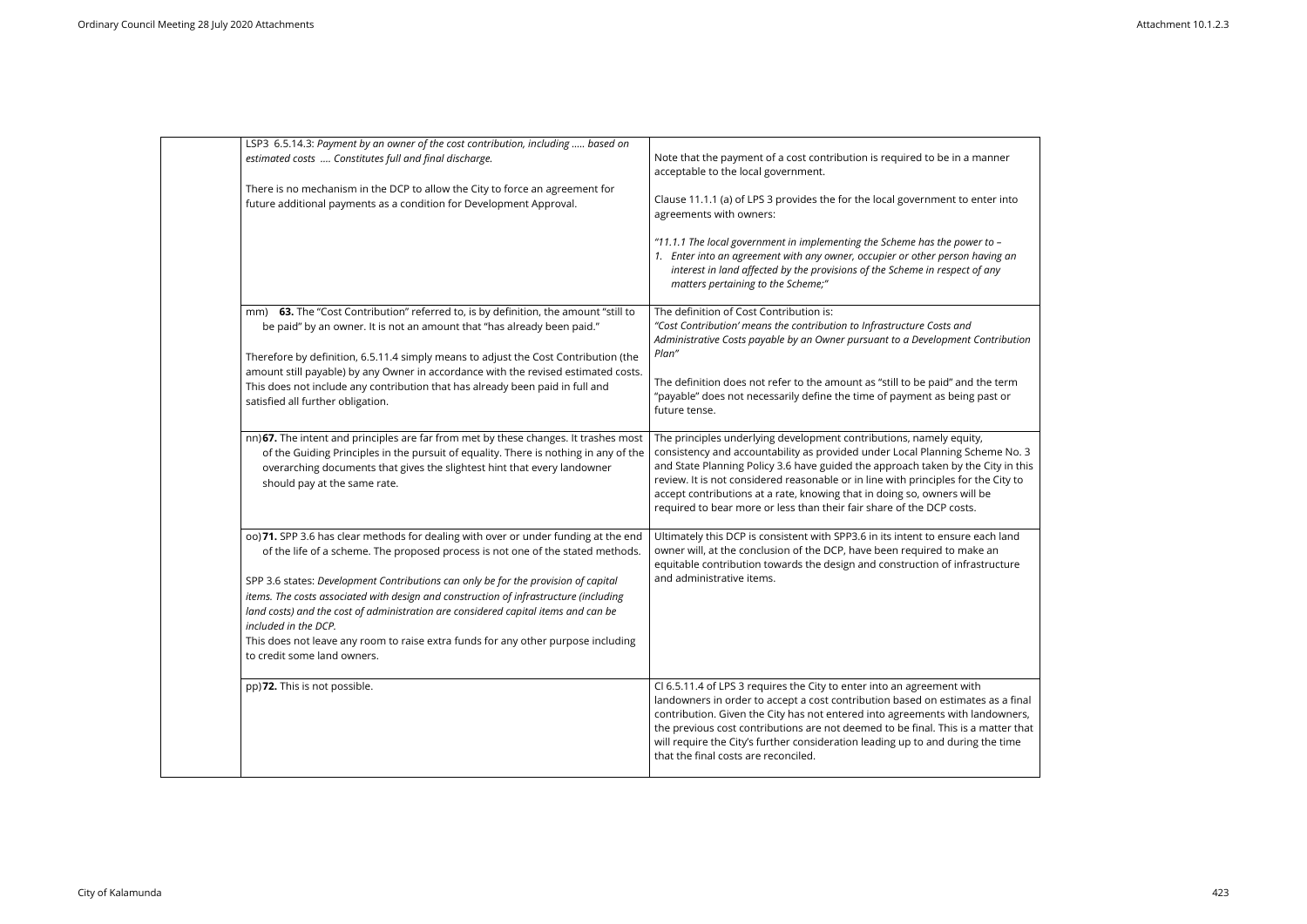| | | |
|---|---|---|
| | LSP3 6.5.14.3: *Payment by an owner of the cost contribution, including ..... based on estimated costs .... Constitutes full and final discharge.*<br><br>There is no mechanism in the DCP to allow the City to force an agreement for future additional payments as a condition for Development Approval. | Note that the payment of a cost contribution is required to be in a manner acceptable to the local government.<br><br>Clause 11.1.1 (a) of LPS 3 provides the for the local government to enter into agreements with owners:<br><br>*"11.1.1 The local government in implementing the Scheme has the power to –*<br>*1. Enter into an agreement with any owner, occupier or other person having an interest in land affected by the provisions of the Scheme in respect of any matters pertaining to the Scheme;"* |
| | mm) **63.** The "Cost Contribution" referred to, is by definition, the amount "still to be paid" by an owner. It is not an amount that "has already been paid."<br><br>Therefore by definition, 6.5.11.4 simply means to adjust the Cost Contribution (the amount still payable) by any Owner in accordance with the revised estimated costs. This does not include any contribution that has already been paid in full and satisfied all further obligation. | The definition of Cost Contribution is:<br>*"Cost Contribution' means the contribution to Infrastructure Costs and Administrative Costs payable by an Owner pursuant to a Development Contribution Plan"*<br><br>The definition does not refer to the amount as "still to be paid" and the term "payable" does not necessarily define the time of payment as being past or future tense. |
| | nn) **67.** The intent and principles are far from met by these changes. It trashes most of the Guiding Principles in the pursuit of equality. There is nothing in any of the overarching documents that gives the slightest hint that every landowner should pay at the same rate. | The principles underlying development contributions, namely equity, consistency and accountability as provided under Local Planning Scheme No. 3 and State Planning Policy 3.6 have guided the approach taken by the City in this review. It is not considered reasonable or in line with principles for the City to accept contributions at a rate, knowing that in doing so, owners will be required to bear more or less than their fair share of the DCP costs. |
| | oo) **71.** SPP 3.6 has clear methods for dealing with over or under funding at the end of the life of a scheme. The proposed process is not one of the stated methods.<br><br>SPP 3.6 states: *Development Contributions can only be for the provision of capital items. The costs associated with design and construction of infrastructure (including land costs) and the cost of administration are considered capital items and can be included in the DCP.*<br>This does not leave any room to raise extra funds for any other purpose including to credit some land owners. | Ultimately this DCP is consistent with SPP3.6 in its intent to ensure each land owner will, at the conclusion of the DCP, have been required to make an equitable contribution towards the design and construction of infrastructure and administrative items. |
| | pp) **72.** This is not possible. | Cl 6.5.11.4 of LPS 3 requires the City to enter into an agreement with landowners in order to accept a cost contribution based on estimates as a final contribution. Given the City has not entered into agreements with landowners, the previous cost contributions are not deemed to be final. This is a matter that will require the City's further consideration leading up to and during the time that the final costs are reconciled. |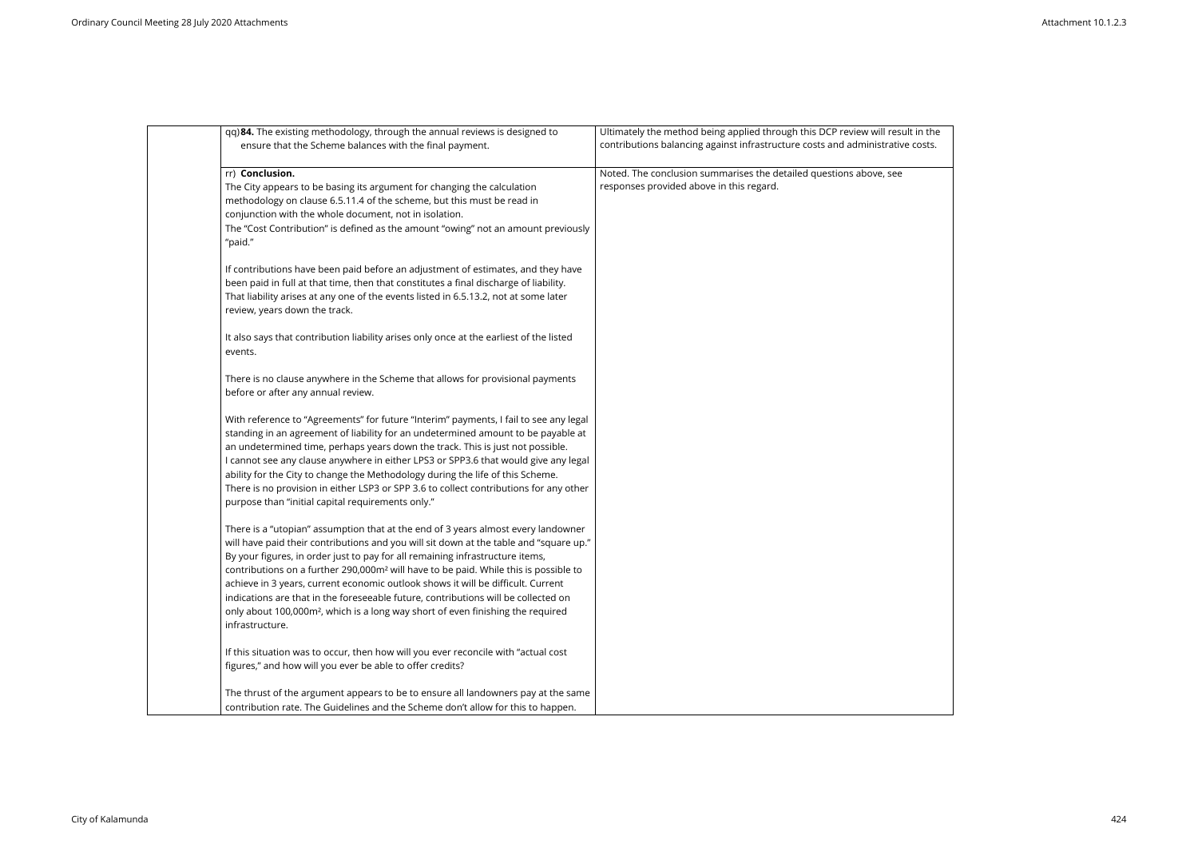| | | |
|---|---|---|
| | qq) **84.** The existing methodology, through the annual reviews is designed to ensure that the Scheme balances with the final payment. | Ultimately the method being applied through this DCP review will result in the contributions balancing against infrastructure costs and administrative costs. |
| | rr) **Conclusion.**<br>The City appears to be basing its argument for changing the calculation methodology on clause 6.5.11.4 of the scheme, but this must be read in conjunction with the whole document, not in isolation.<br>The "Cost Contribution" is defined as the amount "owing" not an amount previously "paid."<br><br>If contributions have been paid before an adjustment of estimates, and they have been paid in full at that time, then that constitutes a final discharge of liability. That liability arises at any one of the events listed in 6.5.13.2, not at some later review, years down the track.<br><br>It also says that contribution liability arises only once at the earliest of the listed events.<br><br>There is no clause anywhere in the Scheme that allows for provisional payments before or after any annual review.<br><br>With reference to "Agreements" for future "Interim" payments, I fail to see any legal standing in an agreement of liability for an undetermined amount to be payable at an undetermined time, perhaps years down the track. This is just not possible.<br>I cannot see any clause anywhere in either LPS3 or SPP3.6 that would give any legal ability for the City to change the Methodology during the life of this Scheme.<br>There is no provision in either LSP3 or SPP 3.6 to collect contributions for any other purpose than "initial capital requirements only."<br><br>There is a "utopian" assumption that at the end of 3 years almost every landowner will have paid their contributions and you will sit down at the table and "square up." By your figures, in order just to pay for all remaining infrastructure items, contributions on a further 290,000m² will have to be paid. While this is possible to achieve in 3 years, current economic outlook shows it will be difficult. Current indications are that in the foreseeable future, contributions will be collected on only about 100,000m², which is a long way short of even finishing the required infrastructure.<br><br>If this situation was to occur, then how will you ever reconcile with "actual cost figures," and how will you ever be able to offer credits?<br><br>The thrust of the argument appears to be to ensure all landowners pay at the same contribution rate. The Guidelines and the Scheme don't allow for this to happen. | Noted. The conclusion summarises the detailed questions above, see responses provided above in this regard. |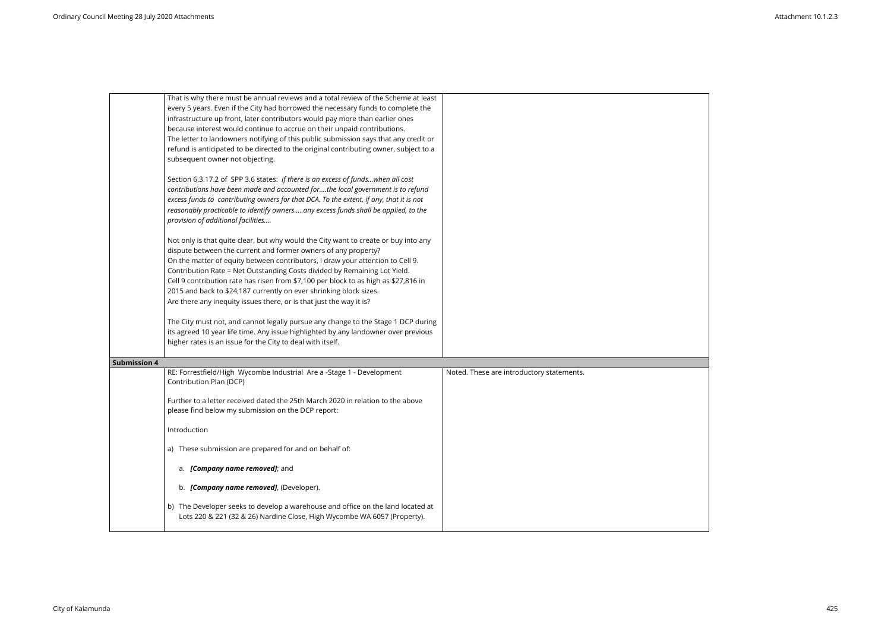| | | |
|---|---|---|
| | That is why there must be annual reviews and a total review of the Scheme at least every 5 years. Even if the City had borrowed the necessary funds to complete the infrastructure up front, later contributors would pay more than earlier ones because interest would continue to accrue on their unpaid contributions.<br>The letter to landowners notifying of this public submission says that any credit or refund is anticipated to be directed to the original contributing owner, subject to a subsequent owner not objecting.<br><br>Section 6.3.17.2 of SPP 3.6 states: *If there is an excess of funds…when all cost contributions have been made and accounted for….the local government is to refund excess funds to contributing owners for that DCA. To the extent, if any, that it is not reasonably practicable to identify owners…..any excess funds shall be applied, to the provision of additional facilities….*<br><br>Not only is that quite clear, but why would the City want to create or buy into any dispute between the current and former owners of any property?<br>On the matter of equity between contributors, I draw your attention to Cell 9.<br>Contribution Rate = Net Outstanding Costs divided by Remaining Lot Yield.<br>Cell 9 contribution rate has risen from $7,100 per block to as high as $27,816 in 2015 and back to $24,187 currently on ever shrinking block sizes.<br>Are there any inequity issues there, or is that just the way it is?<br><br>The City must not, and cannot legally pursue any change to the Stage 1 DCP during its agreed 10 year life time. Any issue highlighted by any landowner over previous higher rates is an issue for the City to deal with itself. | |
| **Submission 4** | | |
| | RE: Forrestfield/High Wycombe Industrial Are a -Stage 1 - Development Contribution Plan (DCP)<br><br>Further to a letter received dated the 25th March 2020 in relation to the above please find below my submission on the DCP report:<br><br>Introduction<br><br>a) These submission are prepared for and on behalf of:<br><br>a. ***[Company name removed]***; and<br><br>b. ***[Company name removed]***, (Developer).<br><br>b) The Developer seeks to develop a warehouse and office on the land located at Lots 220 & 221 (32 & 26) Nardine Close, High Wycombe WA 6057 (Property). | Noted. These are introductory statements. |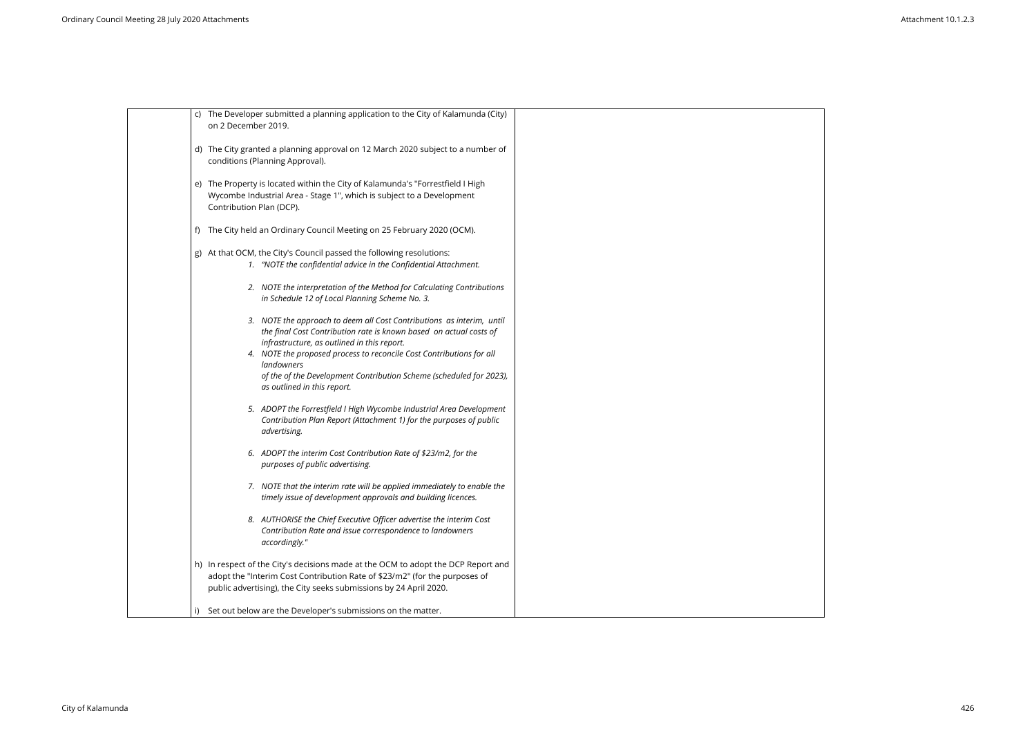| | | |
|---|---|---|
| | c) The Developer submitted a planning application to the City of Kalamunda (City) on 2 December 2019.<br><br>d) The City granted a planning approval on 12 March 2020 subject to a number of conditions (Planning Approval).<br><br>e) The Property is located within the City of Kalamunda's "Forrestfield I High Wycombe Industrial Area - Stage 1", which is subject to a Development Contribution Plan (DCP).<br><br>f) The City held an Ordinary Council Meeting on 25 February 2020 (OCM).<br><br>g) At that OCM, the City's Council passed the following resolutions:<br>1. *"NOTE the confidential advice in the Confidential Attachment.*<br><br>2. *NOTE the interpretation of the Method for Calculating Contributions in Schedule 12 of Local Planning Scheme No. 3.*<br><br>3. *NOTE the approach to deem all Cost Contributions as interim, until the final Cost Contribution rate is known based on actual costs of infrastructure, as outlined in this report.*<br>4. *NOTE the proposed process to reconcile Cost Contributions for all landowners of the of the Development Contribution Scheme (scheduled for 2023), as outlined in this report.*<br><br>5. *ADOPT the Forrestfield I High Wycombe Industrial Area Development Contribution Plan Report (Attachment 1) for the purposes of public advertising.*<br><br>6. *ADOPT the interim Cost Contribution Rate of $23/m2, for the purposes of public advertising.*<br><br>7. *NOTE that the interim rate will be applied immediately to enable the timely issue of development approvals and building licences.*<br><br>8. *AUTHORISE the Chief Executive Officer advertise the interim Cost Contribution Rate and issue correspondence to landowners accordingly."*<br><br>h) In respect of the City's decisions made at the OCM to adopt the DCP Report and adopt the "Interim Cost Contribution Rate of $23/m2" (for the purposes of public advertising), the City seeks submissions by 24 April 2020.<br><br>i) Set out below are the Developer's submissions on the matter. | |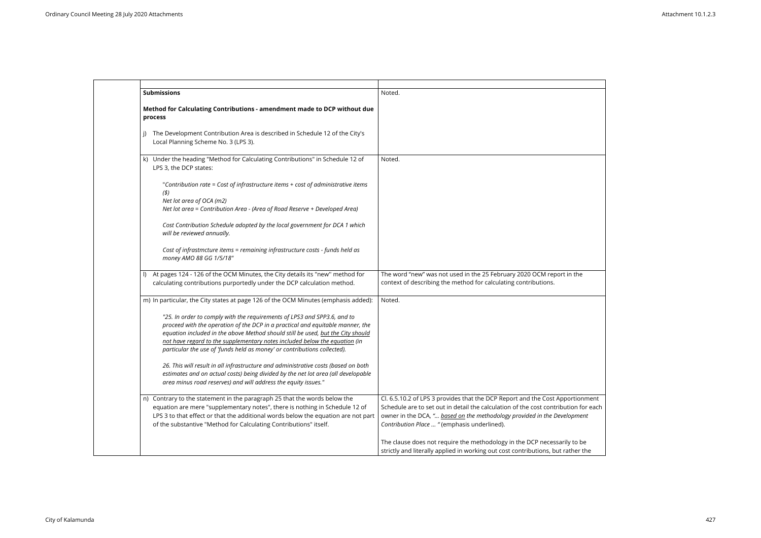| | |
|---|---|
| **Submissions**<br><br>**Method for Calculating Contributions - amendment made to DCP without due process**<br><br>j) The Development Contribution Area is described in Schedule 12 of the City's Local Planning Scheme No. 3 (LPS 3). | Noted. |
| k) Under the heading "Method for Calculating Contributions" in Schedule 12 of LPS 3, the DCP states:<br><br>"*Contribution rate = Cost of infrastructure items + cost of administrative items ($)*<br>*Net lot area of OCA (m2)*<br>*Net lot area = Contribution Area - (Area of Road Reserve + Developed Area)*<br><br>*Cost Contribution Schedule adopted by the local government for DCA 1 which will be reviewed annually.*<br><br>*Cost of infrastmcture items = remaining infrastructure costs - funds held as money AMO 88 GG 1/5/18*" | Noted. |
| l) At pages 124 - 126 of the OCM Minutes, the City details its "new" method for calculating contributions purportedly under the DCP calculation method. | The word "new" was not used in the 25 February 2020 OCM report in the context of describing the method for calculating contributions. |
| m) In particular, the City states at page 126 of the OCM Minutes (emphasis added):<br><br>*"25. In order to comply with the requirements of LPS3 and SPP3.6, and to proceed with the operation of the DCP in a practical and equitable manner, the equation included in the above Method should still be used, but the City should not have regard to the supplementary notes included below the equation (in particular the use of 'funds held as money' or contributions collected).*<br><br>*26. This will result in all infrastructure and administrative costs (based on both estimates and on actual costs) being divided by the net lot area (all developable area minus road reserves) and will address the equity issues."* | Noted. |
| n) Contrary to the statement in the paragraph 25 that the words below the equation are mere "supplementary notes", there is nothing in Schedule 12 of LPS 3 to that effect or that the additional words below the equation are not part of the substantive "Method for Calculating Contributions" itself. | Cl. 6.5.10.2 of LPS 3 provides that the DCP Report and the Cost Apportionment Schedule are to set out in detail the calculation of the cost contribution for each owner in the DCA, "*... based on the methodology provided in the Development Contribution Place ...* " (emphasis underlined).<br><br>The clause does not require the methodology in the DCP necessarily to be strictly and literally applied in working out cost contributions, but rather the |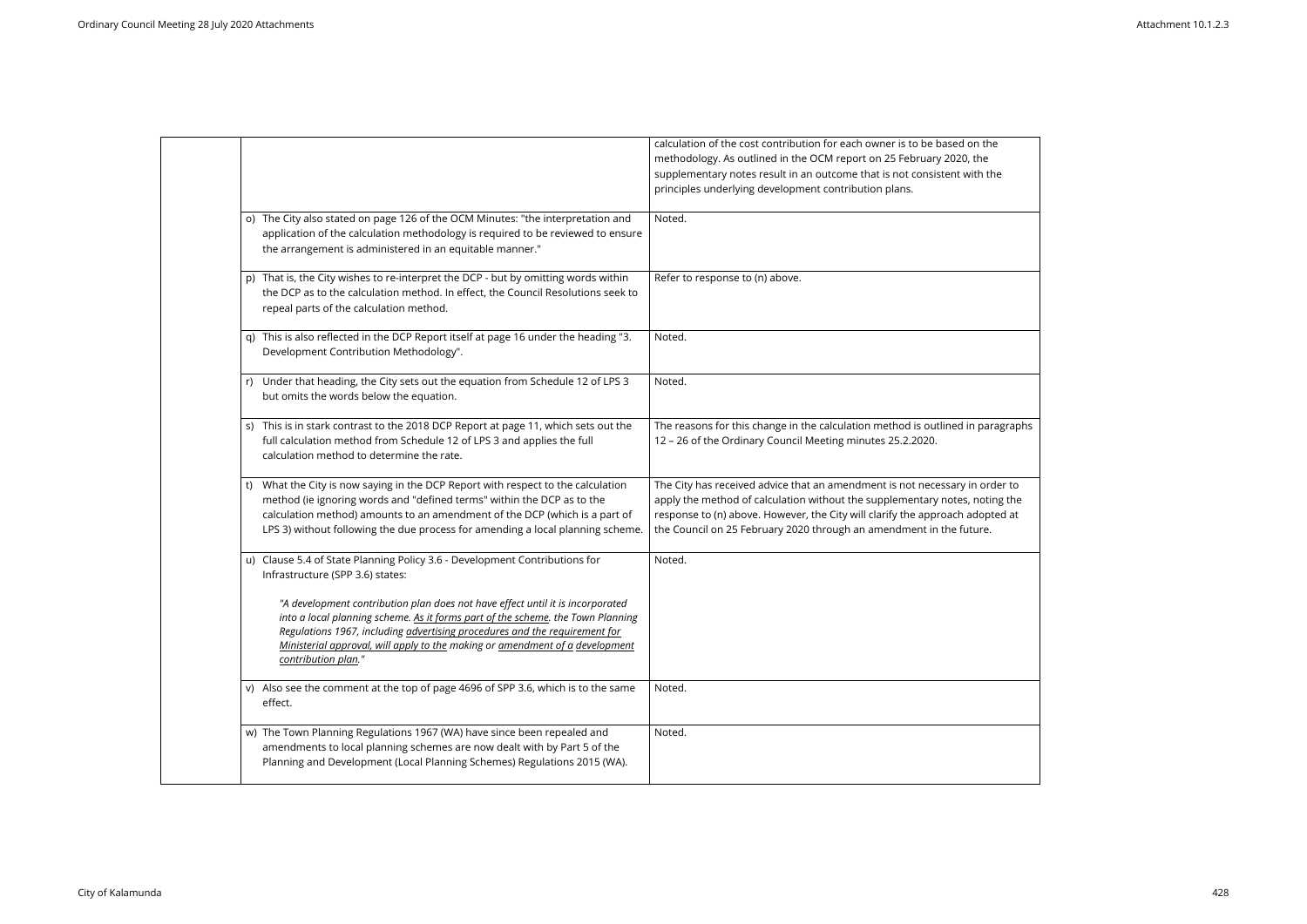| | | |
|---|---|---|
| | | calculation of the cost contribution for each owner is to be based on the methodology. As outlined in the OCM report on 25 February 2020, the supplementary notes result in an outcome that is not consistent with the principles underlying development contribution plans. |
| | o) The City also stated on page 126 of the OCM Minutes: "the interpretation and application of the calculation methodology is required to be reviewed to ensure the arrangement is administered in an equitable manner." | Noted. |
| | p) That is, the City wishes to re-interpret the DCP - but by omitting words within the DCP as to the calculation method. In effect, the Council Resolutions seek to repeal parts of the calculation method. | Refer to response to (n) above. |
| | q) This is also reflected in the DCP Report itself at page 16 under the heading "3. Development Contribution Methodology". | Noted. |
| | r) Under that heading, the City sets out the equation from Schedule 12 of LPS 3 but omits the words below the equation. | Noted. |
| | s) This is in stark contrast to the 2018 DCP Report at page 11, which sets out the full calculation method from Schedule 12 of LPS 3 and applies the full calculation method to determine the rate. | The reasons for this change in the calculation method is outlined in paragraphs 12 – 26 of the Ordinary Council Meeting minutes 25.2.2020. |
| | t) What the City is now saying in the DCP Report with respect to the calculation method (ie ignoring words and "defined terms" within the DCP as to the calculation method) amounts to an amendment of the DCP (which is a part of LPS 3) without following the due process for amending a local planning scheme. | The City has received advice that an amendment is not necessary in order to apply the method of calculation without the supplementary notes, noting the response to (n) above. However, the City will clarify the approach adopted at the Council on 25 February 2020 through an amendment in the future. |
| | u) Clause 5.4 of State Planning Policy 3.6 - Development Contributions for Infrastructure (SPP 3.6) states:<br><br>*"A development contribution plan does not have effect until it is incorporated into a local planning scheme. <u>As it forms part of the scheme</u>. the Town Planning Regulations 1967, including <u>advertising procedures and the requirement for Ministerial approval, will apply to the</u> making or <u>amendment of a development contribution plan</u>."* | Noted. |
| | v) Also see the comment at the top of page 4696 of SPP 3.6, which is to the same effect. | Noted. |
| | w) The Town Planning Regulations 1967 (WA) have since been repealed and amendments to local planning schemes are now dealt with by Part 5 of the Planning and Development (Local Planning Schemes) Regulations 2015 (WA). | Noted. |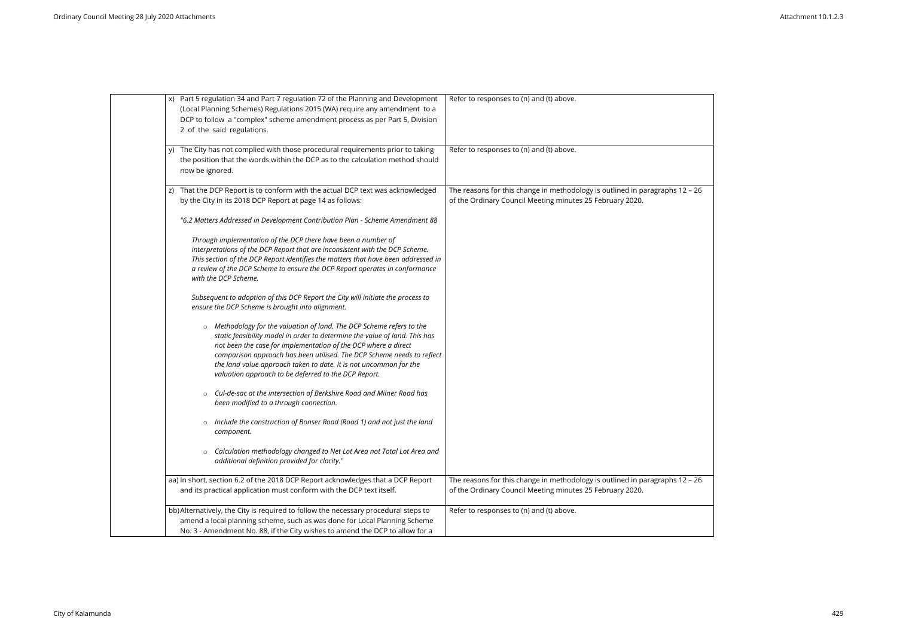| | | |
|---|---|---|
| | x) Part 5 regulation 34 and Part 7 regulation 72 of the Planning and Development (Local Planning Schemes) Regulations 2015 (WA) require any amendment to a DCP to follow a "complex" scheme amendment process as per Part 5, Division 2 of the said regulations. | Refer to responses to (n) and (t) above. |
| | y) The City has not complied with those procedural requirements prior to taking the position that the words within the DCP as to the calculation method should now be ignored. | Refer to responses to (n) and (t) above. |
| | z) That the DCP Report is to conform with the actual DCP text was acknowledged by the City in its 2018 DCP Report at page 14 as follows:<br><br>*"6.2 Matters Addressed in Development Contribution Plan - Scheme Amendment 88*<br><br>*Through implementation of the DCP there have been a number of interpretations of the DCP Report that are inconsistent with the DCP Scheme. This section of the DCP Report identifies the matters that have been addressed in a review of the DCP Scheme to ensure the DCP Report operates in conformance with the DCP Scheme.*<br><br>*Subsequent to adoption of this DCP Report the City will initiate the process to ensure the DCP Scheme is brought into alignment.*<br><br>○ *Methodology for the valuation of land. The DCP Scheme refers to the static feasibility model in order to determine the value of land. This has not been the case for implementation of the DCP where a direct comparison approach has been utilised. The DCP Scheme needs to reflect the land value approach taken to date. It is not uncommon for the valuation approach to be deferred to the DCP Report.*<br><br>○ *Cul-de-sac at the intersection of Berkshire Road and Milner Road has been modified to a through connection.*<br><br>○ *Include the construction of Bonser Road (Road 1) and not just the land component.*<br><br>○ *Calculation methodology changed to Net Lot Area not Total Lot Area and additional definition provided for clarity."* | The reasons for this change in methodology is outlined in paragraphs 12 – 26 of the Ordinary Council Meeting minutes 25 February 2020. |
| | aa) In short, section 6.2 of the 2018 DCP Report acknowledges that a DCP Report and its practical application must conform with the DCP text itself. | The reasons for this change in methodology is outlined in paragraphs 12 – 26 of the Ordinary Council Meeting minutes 25 February 2020. |
| | bb) Alternatively, the City is required to follow the necessary procedural steps to amend a local planning scheme, such as was done for Local Planning Scheme No. 3 - Amendment No. 88, if the City wishes to amend the DCP to allow for a | Refer to responses to (n) and (t) above. |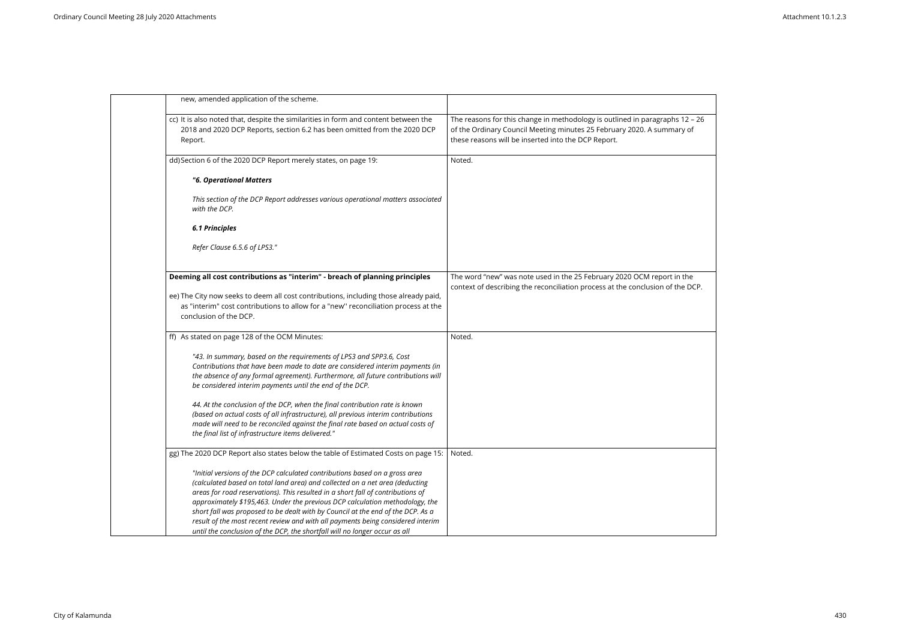| | | |
|---|---|---|
| | new, amended application of the scheme. | |
| | cc) It is also noted that, despite the similarities in form and content between the 2018 and 2020 DCP Reports, section 6.2 has been omitted from the 2020 DCP Report. | The reasons for this change in methodology is outlined in paragraphs 12 – 26 of the Ordinary Council Meeting minutes 25 February 2020. A summary of these reasons will be inserted into the DCP Report. |
| | dd) Section 6 of the 2020 DCP Report merely states, on page 19:<br><br>***"6. Operational Matters***<br><br>*This section of the DCP Report addresses various operational matters associated with the DCP.*<br><br>***6.1 Principles***<br><br>*Refer Clause 6.5.6 of LPS3."* | Noted. |
| | **Deeming all cost contributions as "interim" - breach of planning principles**<br><br>ee) The City now seeks to deem all cost contributions, including those already paid, as "interim" cost contributions to allow for a "new" reconciliation process at the conclusion of the DCP. | The word "new" was note used in the 25 February 2020 OCM report in the context of describing the reconciliation process at the conclusion of the DCP. |
| | ff) As stated on page 128 of the OCM Minutes:<br><br>*"43. In summary, based on the requirements of LPS3 and SPP3.6, Cost Contributions that have been made to date are considered interim payments (in the absence of any formal agreement). Furthermore, all future contributions will be considered interim payments until the end of the DCP.*<br><br>*44. At the conclusion of the DCP, when the final contribution rate is known (based on actual costs of all infrastructure), all previous interim contributions made will need to be reconciled against the final rate based on actual costs of the final list of infrastructure items delivered."* | Noted. |
| | gg) The 2020 DCP Report also states below the table of Estimated Costs on page 15:<br><br>*"Initial versions of the DCP calculated contributions based on a gross area (calculated based on total land area) and collected on a net area (deducting areas for road reservations). This resulted in a short fall of contributions of approximately $195,463. Under the previous DCP calculation methodology, the short fall was proposed to be dealt with by Council at the end of the DCP. As a result of the most recent review and with all payments being considered interim until the conclusion of the DCP, the shortfall will no longer occur as all* | Noted. |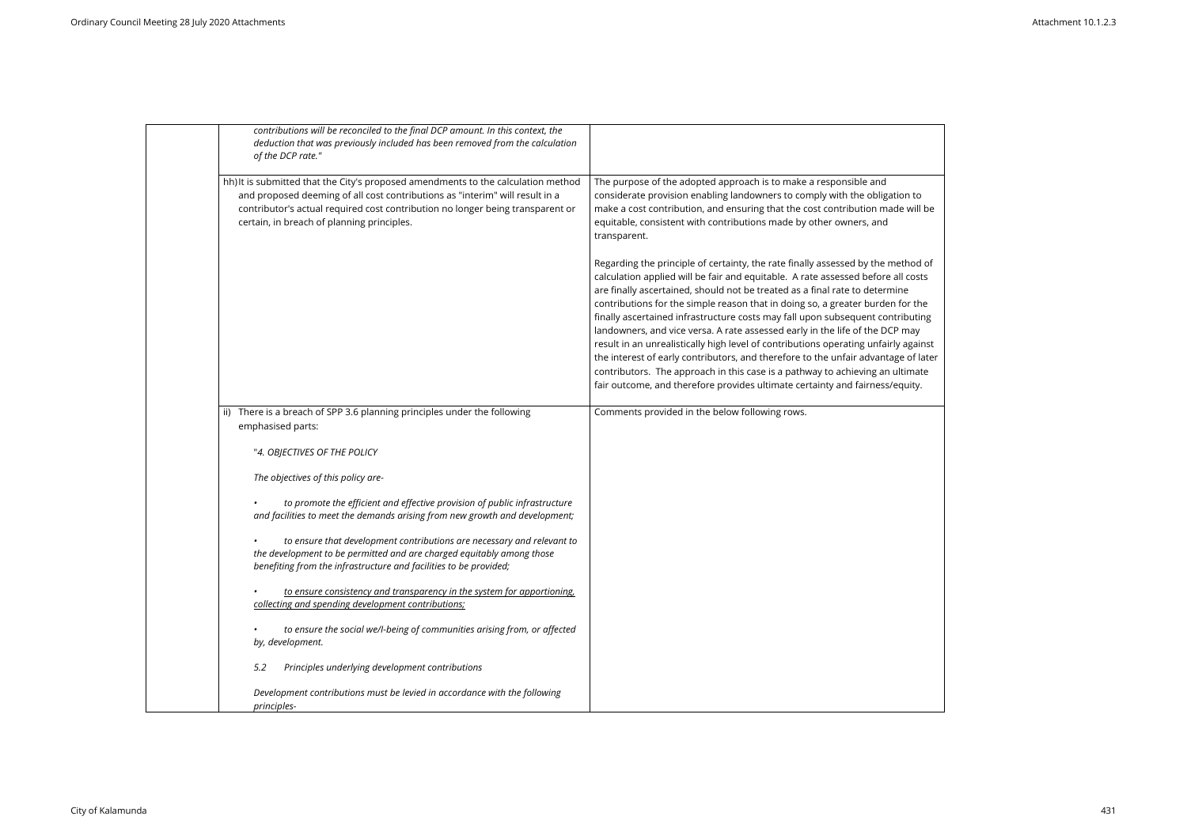| | | |
|---|---|---|
| | *contributions will be reconciled to the final DCP amount. In this context, the deduction that was previously included has been removed from the calculation of the DCP rate."* | |
| | hh) It is submitted that the City's proposed amendments to the calculation method and proposed deeming of all cost contributions as "interim" will result in a contributor's actual required cost contribution no longer being transparent or certain, in breach of planning principles. | The purpose of the adopted approach is to make a responsible and considerate provision enabling landowners to comply with the obligation to make a cost contribution, and ensuring that the cost contribution made will be equitable, consistent with contributions made by other owners, and transparent.<br><br>Regarding the principle of certainty, the rate finally assessed by the method of calculation applied will be fair and equitable. A rate assessed before all costs are finally ascertained, should not be treated as a final rate to determine contributions for the simple reason that in doing so, a greater burden for the finally ascertained infrastructure costs may fall upon subsequent contributing landowners, and vice versa. A rate assessed early in the life of the DCP may result in an unrealistically high level of contributions operating unfairly against the interest of early contributors, and therefore to the unfair advantage of later contributors. The approach in this case is a pathway to achieving an ultimate fair outcome, and therefore provides ultimate certainty and fairness/equity. |
| | ii) There is a breach of SPP 3.6 planning principles under the following emphasised parts:<br><br>*"4. OBJECTIVES OF THE POLICY*<br><br>*The objectives of this policy are-*<br><br>• *to promote the efficient and effective provision of public infrastructure and facilities to meet the demands arising from new growth and development;*<br><br>• *to ensure that development contributions are necessary and relevant to the development to be permitted and are charged equitably among those benefiting from the infrastructure and facilities to be provided;*<br><br>• <u>*to ensure consistency and transparency in the system for apportioning, collecting and spending development contributions;*</u><br><br>• *to ensure the social we/l-being of communities arising from, or affected by, development.*<br><br>*5.2 Principles underlying development contributions*<br><br>*Development contributions must be levied in accordance with the following principles-* | Comments provided in the below following rows. |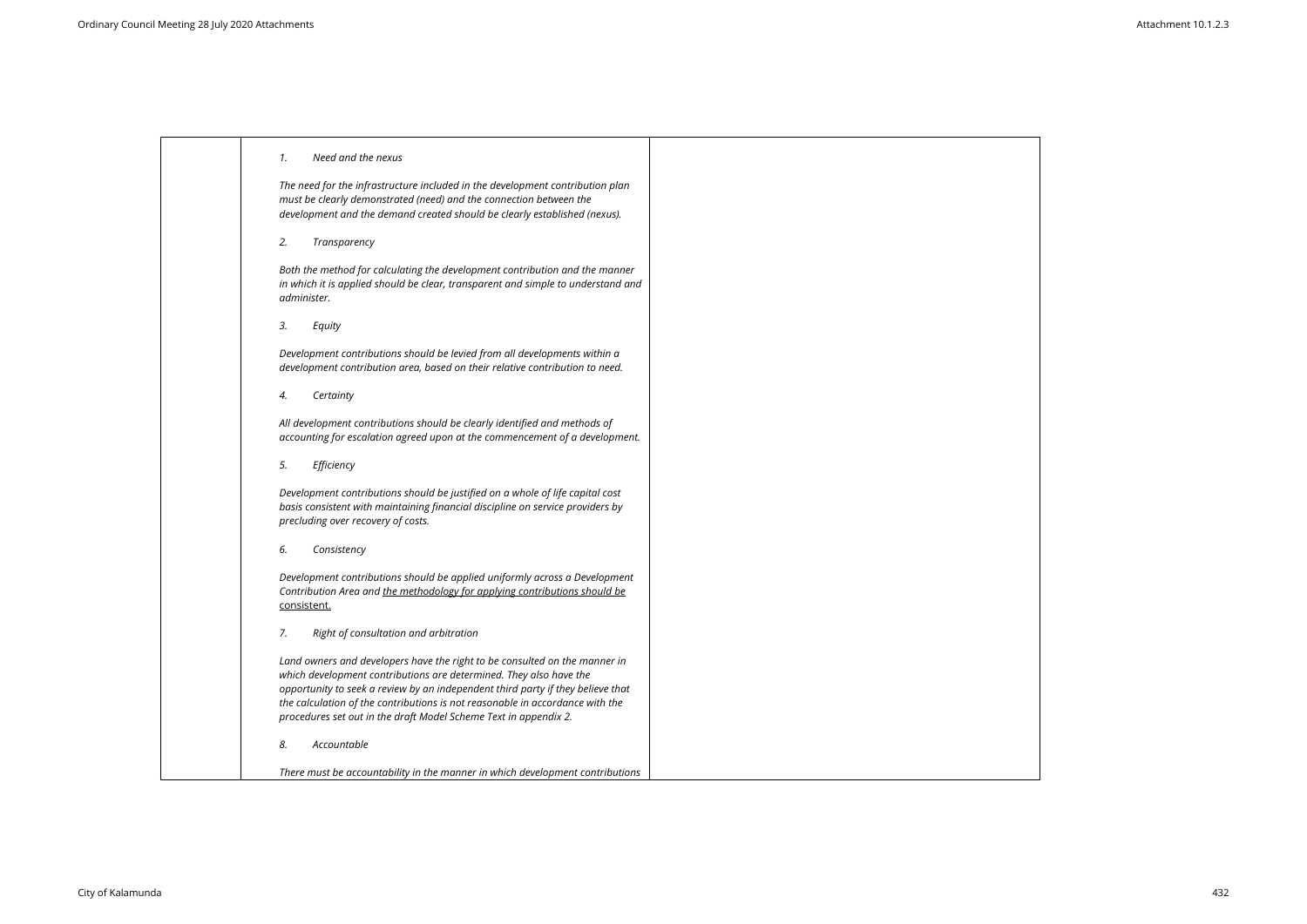| | | |
|---|---|---|
| | *1. Need and the nexus*<br><br>*The need for the infrastructure included in the development contribution plan must be clearly demonstrated (need) and the connection between the development and the demand created should be clearly established (nexus).*<br><br>*2. Transparency*<br><br>*Both the method for calculating the development contribution and the manner in which it is applied should be clear, transparent and simple to understand and administer.*<br><br>*3. Equity*<br><br>*Development contributions should be levied from all developments within a development contribution area, based on their relative contribution to need.*<br><br>*4. Certainty*<br><br>*All development contributions should be clearly identified and methods of accounting for escalation agreed upon at the commencement of a development.*<br><br>*5. Efficiency*<br><br>*Development contributions should be justified on a whole of life capital cost basis consistent with maintaining financial discipline on service providers by precluding over recovery of costs.*<br><br>*6. Consistency*<br><br>*Development contributions should be applied uniformly across a Development Contribution Area and <u>the methodology for applying contributions should be</u>* <u>consistent.</u><br><br>*7. Right of consultation and arbitration*<br><br>*Land owners and developers have the right to be consulted on the manner in which development contributions are determined. They also have the opportunity to seek a review by an independent third party if they believe that the calculation of the contributions is not reasonable in accordance with the procedures set out in the draft Model Scheme Text in appendix 2.*<br><br>*8. Accountable*<br><br>*There must be accountability in the manner in which development contributions* | |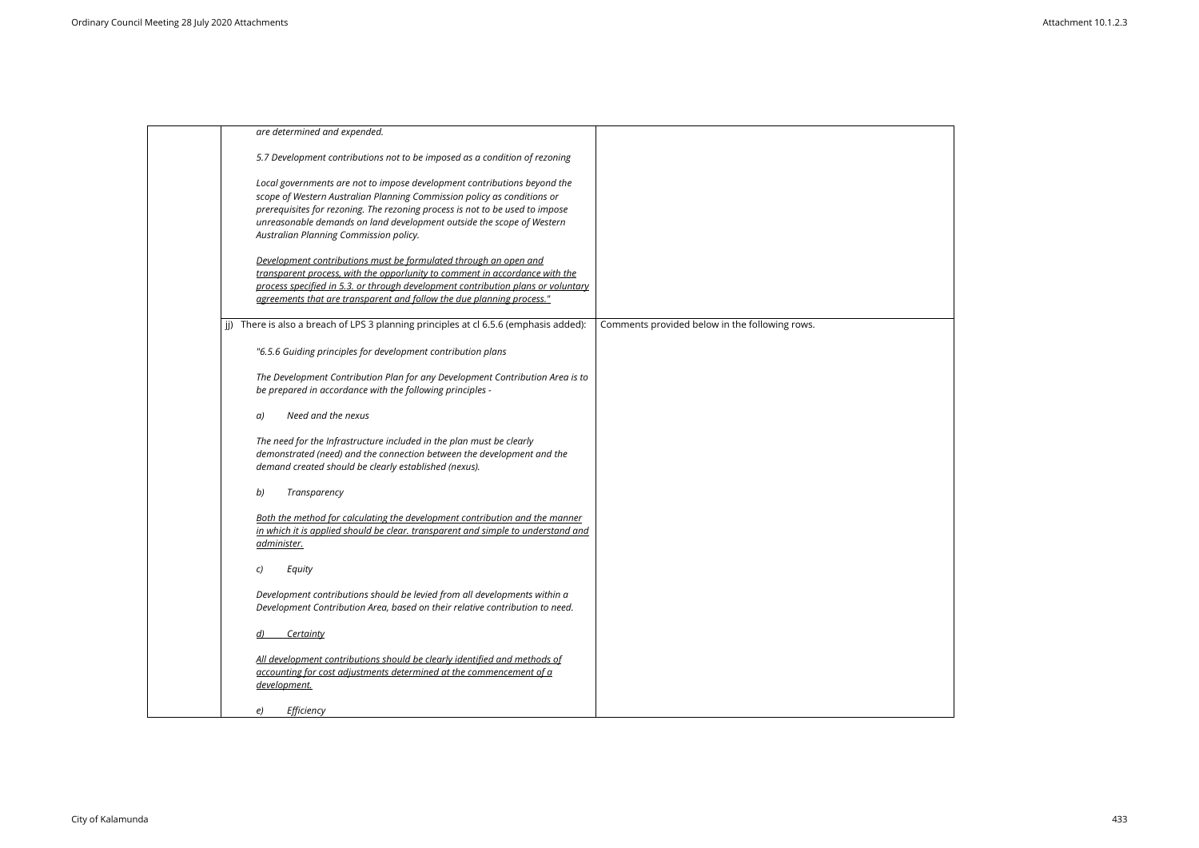| | | |
|---|---|---|
| | *are determined and expended.*<br><br>*5.7 Development contributions not to be imposed as a condition of rezoning*<br><br>*Local governments are not to impose development contributions beyond the scope of Western Australian Planning Commission policy as conditions or prerequisites for rezoning. The rezoning process is not to be used to impose unreasonable demands on land development outside the scope of Western Australian Planning Commission policy.*<br><br>*<u>Development contributions must be formulated through an open and transparent process, with the opporlunity to comment in accordance with the process specified in 5.3. or through development contribution plans or voluntary agreements that are transparent and follow the due planning process."</u>* | |
| | jj) There is also a breach of LPS 3 planning principles at cl 6.5.6 (emphasis added):<br><br>*"6.5.6 Guiding principles for development contribution plans*<br><br>*The Development Contribution Plan for any Development Contribution Area is to be prepared in accordance with the following principles -*<br><br>*a) Need and the nexus*<br><br>*The need for the Infrastructure included in the plan must be clearly demonstrated (need) and the connection between the development and the demand created should be clearly established (nexus).*<br><br>*b) Transparency*<br><br>*<u>Both the method for calculating the development contribution and the manner in which it is applied should be clear. transparent and simple to understand and administer.</u>*<br><br>*c) Equity*<br><br>*Development contributions should be levied from all developments within a Development Contribution Area, based on their relative contribution to need.*<br><br>*<u>d) Certainty</u>*<br><br>*<u>All development contributions should be clearly identified and methods of accounting for cost adjustments determined at the commencement of a development.</u>*<br><br>*e) Efficiency* | Comments provided below in the following rows. |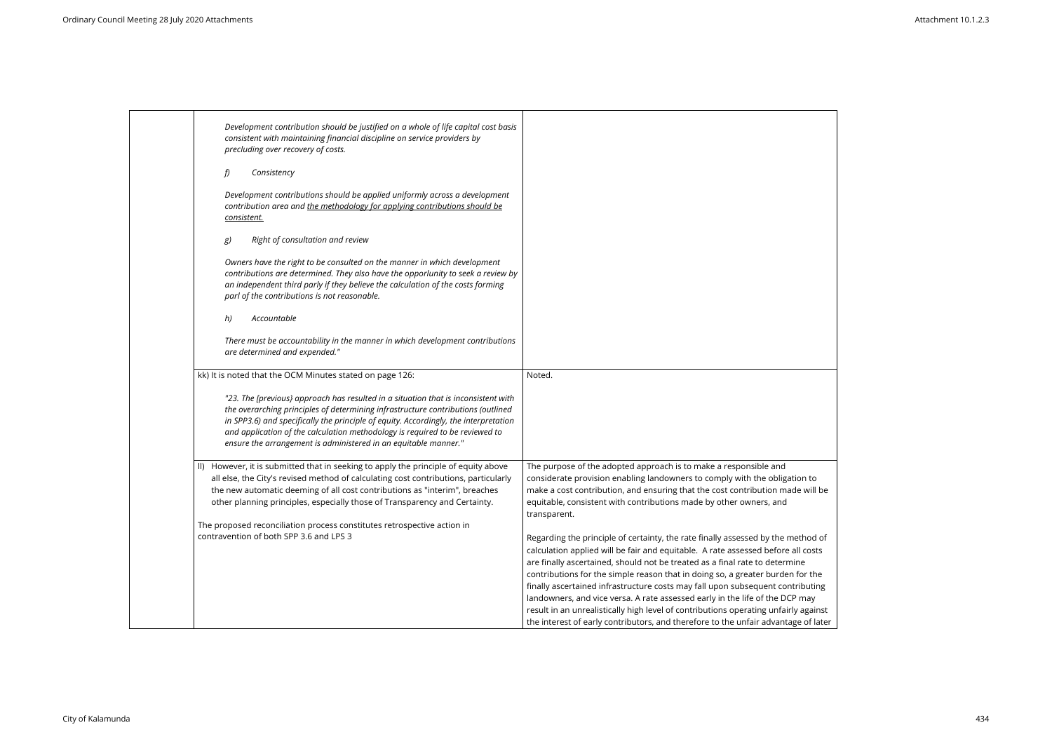| | | |
|---|---|---|
| | *Development contribution should be justified on a whole of life capital cost basis consistent with maintaining financial discipline on service providers by precluding over recovery of costs.*<br><br>*f) Consistency*<br><br>*Development contributions should be applied uniformly across a development contribution area and <u>the methodology for applying contributions should be consistent.</u>*<br><br>*g) Right of consultation and review*<br><br>*Owners have the right to be consulted on the manner in which development contributions are determined. They also have the opporlunity to seek a review by an independent third parly if they believe the calculation of the costs forming parl of the contributions is not reasonable.*<br><br>*h) Accountable*<br><br>*There must be accountability in the manner in which development contributions are determined and expended."* | |
| | kk) It is noted that the OCM Minutes stated on page 126:<br><br>*"23. The [previous} approach has resulted in a situation that is inconsistent with the overarching principles of determining infrastructure contributions (outlined in SPP3.6) and specifically the principle of equity. Accordingly, the interpretation and application of the calculation methodology is required to be reviewed to ensure the arrangement is administered in an equitable manner."* | Noted. |
| | ll) However, it is submitted that in seeking to apply the principle of equity above all else, the City's revised method of calculating cost contributions, particularly the new automatic deeming of all cost contributions as "interim", breaches other planning principles, especially those of Transparency and Certainty.<br><br>The proposed reconciliation process constitutes retrospective action in contravention of both SPP 3.6 and LPS 3 | The purpose of the adopted approach is to make a responsible and considerate provision enabling landowners to comply with the obligation to make a cost contribution, and ensuring that the cost contribution made will be equitable, consistent with contributions made by other owners, and transparent.<br><br>Regarding the principle of certainty, the rate finally assessed by the method of calculation applied will be fair and equitable. A rate assessed before all costs are finally ascertained, should not be treated as a final rate to determine contributions for the simple reason that in doing so, a greater burden for the finally ascertained infrastructure costs may fall upon subsequent contributing landowners, and vice versa. A rate assessed early in the life of the DCP may result in an unrealistically high level of contributions operating unfairly against the interest of early contributors, and therefore to the unfair advantage of later |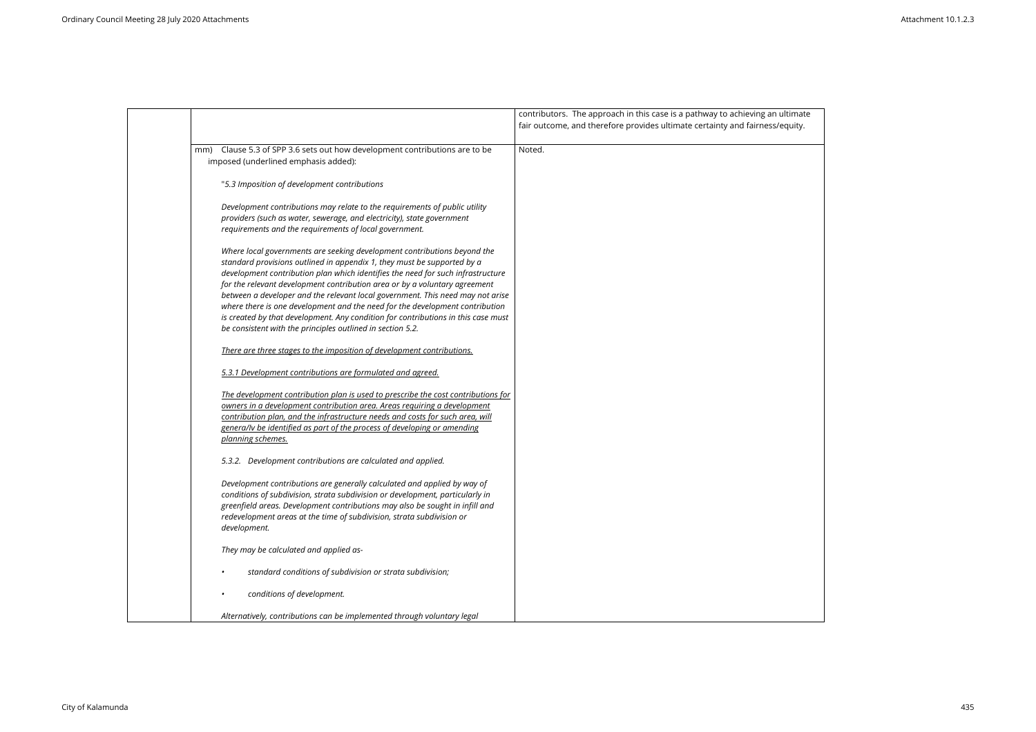| | | |
|---|---|---|
| | | contributors. The approach in this case is a pathway to achieving an ultimate fair outcome, and therefore provides ultimate certainty and fairness/equity. |
| | mm) Clause 5.3 of SPP 3.6 sets out how development contributions are to be imposed (underlined emphasis added):<br><br>"*5.3 Imposition of development contributions*<br><br>*Development contributions may relate to the requirements of public utility providers (such as water, sewerage, and electricity), state government requirements and the requirements of local government.*<br><br>*Where local governments are seeking development contributions beyond the standard provisions outlined in appendix 1, they must be supported by a development contribution plan which identifies the need for such infrastructure for the relevant development contribution area or by a voluntary agreement between a developer and the relevant local government. This need may not arise where there is one development and the need for the development contribution is created by that development. Any condition for contributions in this case must be consistent with the principles outlined in section 5.2.*<br><br><u>*There are three stages to the imposition of development contributions.*</u><br><br><u>*5.3.1 Development contributions are formulated and agreed.*</u><br><br><u>*The development contribution plan is used to prescribe the cost contributions for owners in a development contribution area. Areas requiring a development contribution plan, and the infrastructure needs and costs for such area, will genera/lv be identified as part of the process of developing or amending planning schemes.*</u><br><br>*5.3.2. Development contributions are calculated and applied.*<br><br>*Development contributions are generally calculated and applied by way of conditions of subdivision, strata subdivision or development, particularly in greenfield areas. Development contributions may also be sought in infill and redevelopment areas at the time of subdivision, strata subdivision or development.*<br><br>*They may be calculated and applied as-*<br><br>• *standard conditions of subdivision or strata subdivision;*<br><br>• *conditions of development.*<br><br>*Alternatively, contributions can be implemented through voluntary legal* | Noted. |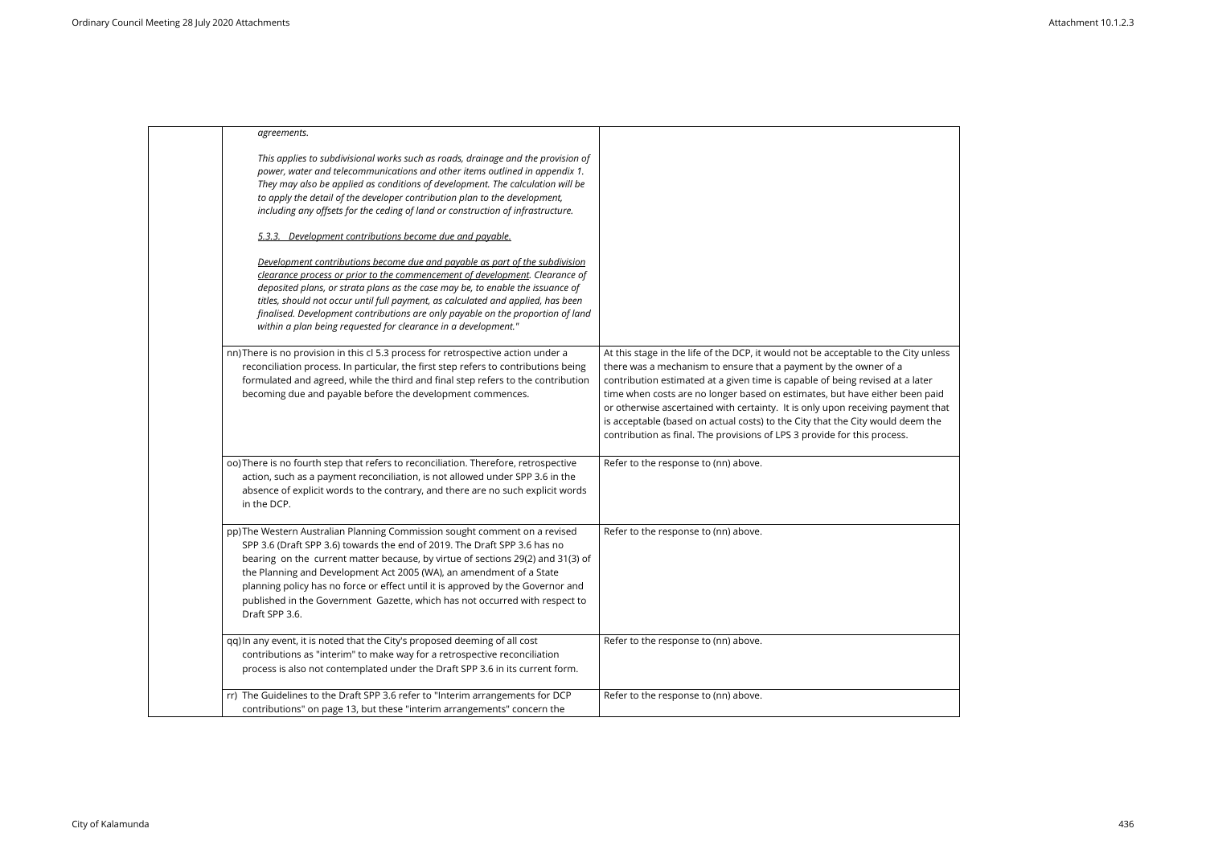| | | |
|---|---|---|
| | *agreements.*<br><br>*This applies to subdivisional works such as roads, drainage and the provision of power, water and telecommunications and other items outlined in appendix 1. They may also be applied as conditions of development. The calculation will be to apply the detail of the developer contribution plan to the development, including any offsets for the ceding of land or construction of infrastructure.*<br><br>*5.3.3. Development contributions become due and payable.*<br><br>*Development contributions become due and payable as part of the subdivision clearance process or prior to the commencement of development. Clearance of deposited plans, or strata plans as the case may be, to enable the issuance of titles, should not occur until full payment, as calculated and applied, has been finalised. Development contributions are only payable on the proportion of land within a plan being requested for clearance in a development."* | |
| | nn) There is no provision in this cl 5.3 process for retrospective action under a reconciliation process. In particular, the first step refers to contributions being formulated and agreed, while the third and final step refers to the contribution becoming due and payable before the development commences. | At this stage in the life of the DCP, it would not be acceptable to the City unless there was a mechanism to ensure that a payment by the owner of a contribution estimated at a given time is capable of being revised at a later time when costs are no longer based on estimates, but have either been paid or otherwise ascertained with certainty. It is only upon receiving payment that is acceptable (based on actual costs) to the City that the City would deem the contribution as final. The provisions of LPS 3 provide for this process. |
| | oo) There is no fourth step that refers to reconciliation. Therefore, retrospective action, such as a payment reconciliation, is not allowed under SPP 3.6 in the absence of explicit words to the contrary, and there are no such explicit words in the DCP. | Refer to the response to (nn) above. |
| | pp) The Western Australian Planning Commission sought comment on a revised SPP 3.6 (Draft SPP 3.6) towards the end of 2019. The Draft SPP 3.6 has no bearing on the current matter because, by virtue of sections 29(2) and 31(3) of the Planning and Development Act 2005 (WA), an amendment of a State planning policy has no force or effect until it is approved by the Governor and published in the Government Gazette, which has not occurred with respect to Draft SPP 3.6. | Refer to the response to (nn) above. |
| | qq) In any event, it is noted that the City's proposed deeming of all cost contributions as "interim" to make way for a retrospective reconciliation process is also not contemplated under the Draft SPP 3.6 in its current form. | Refer to the response to (nn) above. |
| | rr) The Guidelines to the Draft SPP 3.6 refer to "Interim arrangements for DCP contributions" on page 13, but these "interim arrangements" concern the | Refer to the response to (nn) above. |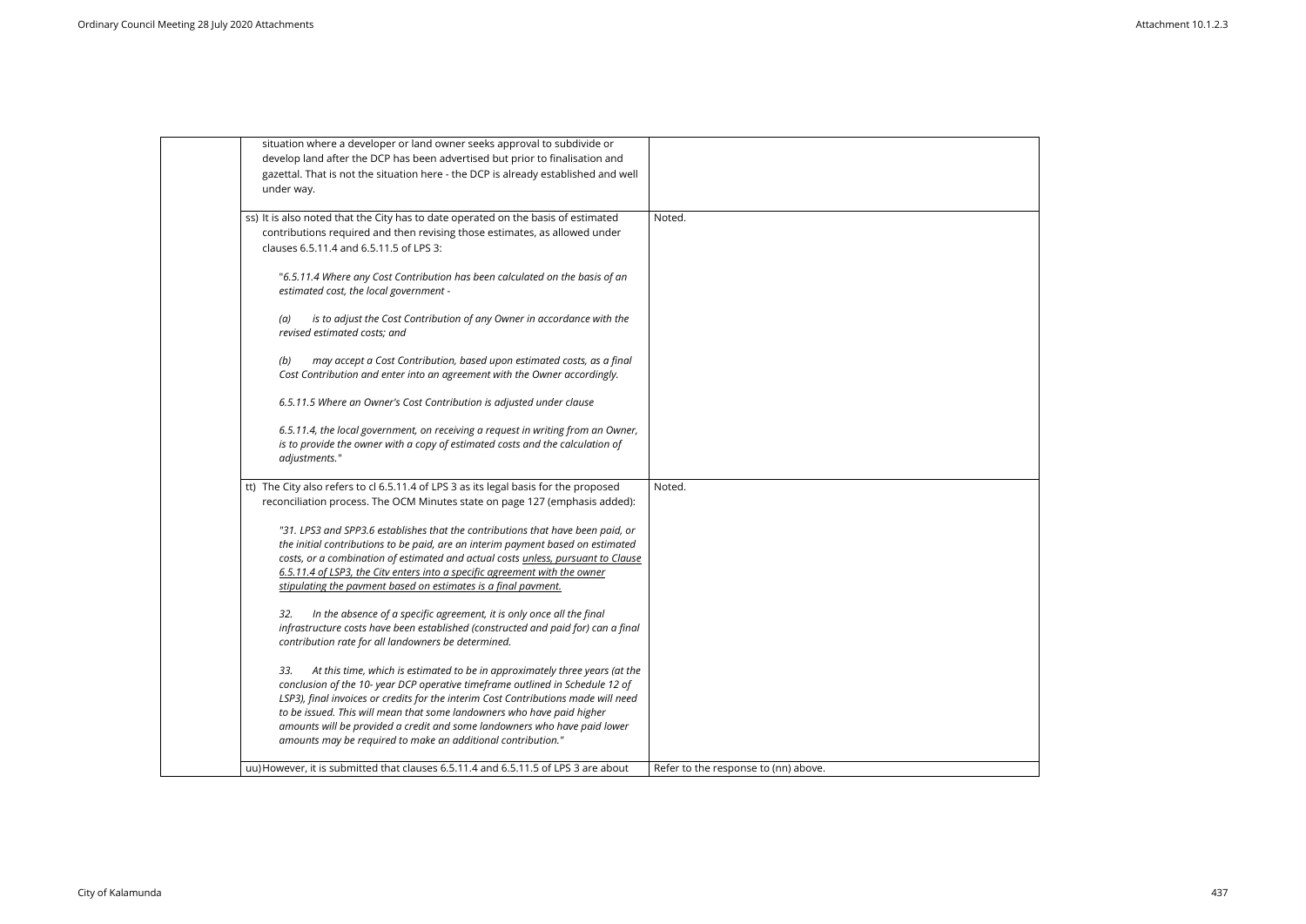| | | |
|---|---|---|
| | situation where a developer or land owner seeks approval to subdivide or develop land after the DCP has been advertised but prior to finalisation and gazettal. That is not the situation here - the DCP is already established and well under way. | |
| | ss) It is also noted that the City has to date operated on the basis of estimated contributions required and then revising those estimates, as allowed under clauses 6.5.11.4 and 6.5.11.5 of LPS 3:<br><br>"*6.5.11.4 Where any Cost Contribution has been calculated on the basis of an estimated cost, the local government -*<br><br>*(a) is to adjust the Cost Contribution of any Owner in accordance with the revised estimated costs; and*<br><br>*(b) may accept a Cost Contribution, based upon estimated costs, as a final Cost Contribution and enter into an agreement with the Owner accordingly.*<br><br>*6.5.11.5 Where an Owner's Cost Contribution is adjusted under clause*<br><br>*6.5.11.4, the local government, on receiving a request in writing from an Owner, is to provide the owner with a copy of estimated costs and the calculation of adjustments.*" | Noted. |
| | tt) The City also refers to cl 6.5.11.4 of LPS 3 as its legal basis for the proposed reconciliation process. The OCM Minutes state on page 127 (emphasis added):<br><br>*"31. LPS3 and SPP3.6 establishes that the contributions that have been paid, or the initial contributions to be paid, are an interim payment based on estimated costs, or a combination of estimated and actual costs <u>unless, pursuant to Clause 6.5.11.4 of LSP3, the Citv enters into a specific agreement with the owner stipulating the pavment based on estimates is a final pavment.</u>*<br><br>*32. In the absence of a specific agreement, it is only once all the final infrastructure costs have been established (constructed and paid for) can a final contribution rate for all landowners be determined.*<br><br>*33. At this time, which is estimated to be in approximately three years (at the conclusion of the 10- year DCP operative timeframe outlined in Schedule 12 of LSP3), final invoices or credits for the interim Cost Contributions made will need to be issued. This will mean that some landowners who have paid higher amounts will be provided a credit and some landowners who have paid lower amounts may be required to make an additional contribution."* | Noted. |
| | uu) However, it is submitted that clauses 6.5.11.4 and 6.5.11.5 of LPS 3 are about | Refer to the response to (nn) above. |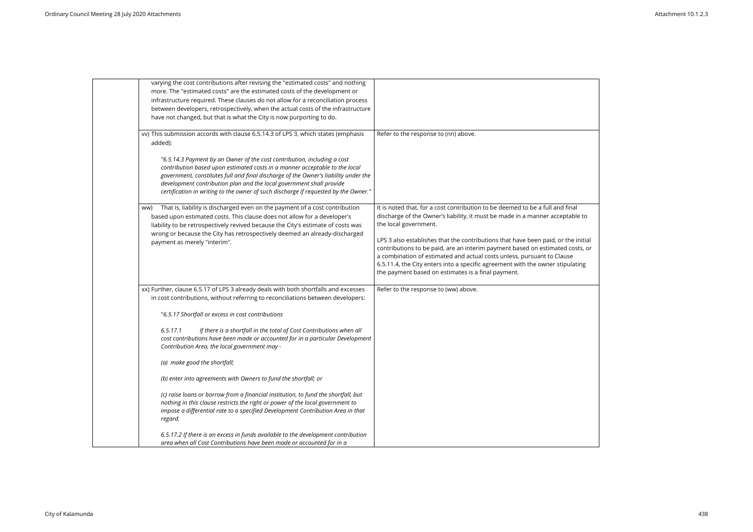| | | |
|---|---|---|
| | varying the cost contributions after revising the "estimated costs" and nothing more. The "estimated costs" are the estimated costs of the development or infrastructure required. These clauses do not allow for a reconciliation process between developers, retrospectively, when the actual costs of the infrastructure have not changed, but that is what the City is now purporting to do. | |
| | vv) This submission accords with clause 6.5.14.3 of LPS 3, which states (emphasis added):<br><br>*"6.5.14.3 Payment by an Owner of the cost contribution, including a cost contribution based upon estimated costs in a manner acceptable to the local government, constitutes full and final discharge of the Owner's liability under the development contribution plan and the local government shall provide certification in writing to the owner of such discharge if requested by the Owner."* | Refer to the response to (nn) above. |
| | ww) That is, liability is discharged even on the payment of a cost contribution based upon estimated costs. This clause does not allow for a developer's liability to be retrospectively revived because the City's estimate of costs was wrong or because the City has retrospectively deemed an already-discharged payment as merely "interim". | It is noted that, for a cost contribution to be deemed to be a full and final discharge of the Owner's liability, it must be made in a manner acceptable to the local government.<br><br>LPS 3 also establishes that the contributions that have been paid, or the initial contributions to be paid, are an interim payment based on estimated costs, or a combination of estimated and actual costs unless, pursuant to Clause 6.5.11.4, the City enters into a specific agreement with the owner stipulating the payment based on estimates is a final payment. |
| | xx) Further, clause 6.5.17 of LPS 3 already deals with both shortfalls and excesses in cost contributions, without referring to reconciliations between developers:<br><br>"*6.5.17 Shortfall or excess in cost contributions*<br><br>*6.5.17.1 If there is a shortfall in the total of Cost Contributions when all cost contributions have been made or accounted for in a particular Development Contribution Area, the local government may -*<br><br>*(a) make good the shortfall;*<br><br>*(b) enter into agreements with Owners to fund the shortfall; or*<br><br>*(c) raise loans or borrow from a financial institution, to fund the shortfall, but nothing in this clause restricts the right or power of the local government to impose a differential rate to a specified Development Contribution Area in that regard.*<br><br>*6.5.17.2 If there is an excess in funds available to the development contribution area when all Cost Contributions have been made or accounted for in a* | Refer to the response to (ww) above. |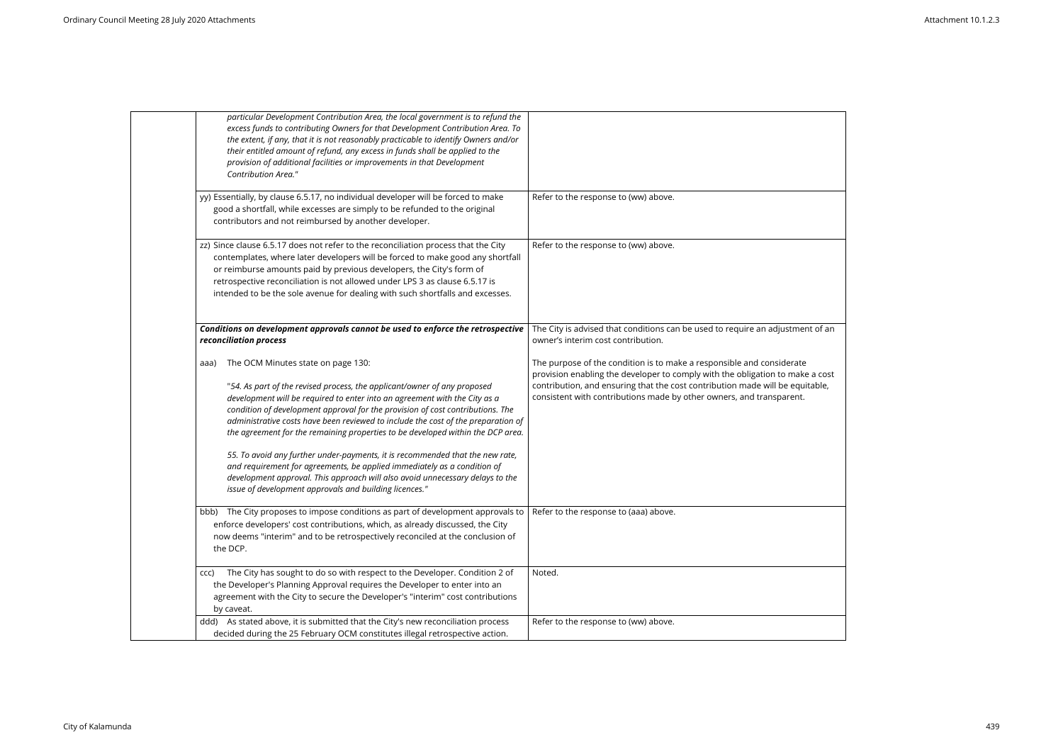| | | |
|---|---|---|
| | *particular Development Contribution Area, the local government is to refund the excess funds to contributing Owners for that Development Contribution Area. To the extent, if any, that it is not reasonably practicable to identify Owners and/or their entitled amount of refund, any excess in funds shall be applied to the provision of additional facilities or improvements in that Development Contribution Area."* | |
| | yy) Essentially, by clause 6.5.17, no individual developer will be forced to make good a shortfall, while excesses are simply to be refunded to the original contributors and not reimbursed by another developer. | Refer to the response to (ww) above. |
| | zz) Since clause 6.5.17 does not refer to the reconciliation process that the City contemplates, where later developers will be forced to make good any shortfall or reimburse amounts paid by previous developers, the City's form of retrospective reconciliation is not allowed under LPS 3 as clause 6.5.17 is intended to be the sole avenue for dealing with such shortfalls and excesses. | Refer to the response to (ww) above. |
| | ***Conditions on development approvals cannot be used to enforce the retrospective reconciliation process***<br><br>aaa) The OCM Minutes state on page 130:<br><br>*"54. As part of the revised process, the applicant/owner of any proposed development will be required to enter into an agreement with the City as a condition of development approval for the provision of cost contributions. The administrative costs have been reviewed to include the cost of the preparation of the agreement for the remaining properties to be developed within the DCP area.*<br><br>*55. To avoid any further under-payments, it is recommended that the new rate, and requirement for agreements, be applied immediately as a condition of development approval. This approach will also avoid unnecessary delays to the issue of development approvals and building licences."* | The City is advised that conditions can be used to require an adjustment of an owner's interim cost contribution.<br><br>The purpose of the condition is to make a responsible and considerate provision enabling the developer to comply with the obligation to make a cost contribution, and ensuring that the cost contribution made will be equitable, consistent with contributions made by other owners, and transparent. |
| | bbb) The City proposes to impose conditions as part of development approvals to enforce developers' cost contributions, which, as already discussed, the City now deems "interim" and to be retrospectively reconciled at the conclusion of the DCP. | Refer to the response to (aaa) above. |
| | ccc) The City has sought to do so with respect to the Developer. Condition 2 of the Developer's Planning Approval requires the Developer to enter into an agreement with the City to secure the Developer's "interim" cost contributions by caveat. | Noted. |
| | ddd) As stated above, it is submitted that the City's new reconciliation process decided during the 25 February OCM constitutes illegal retrospective action. | Refer to the response to (ww) above. |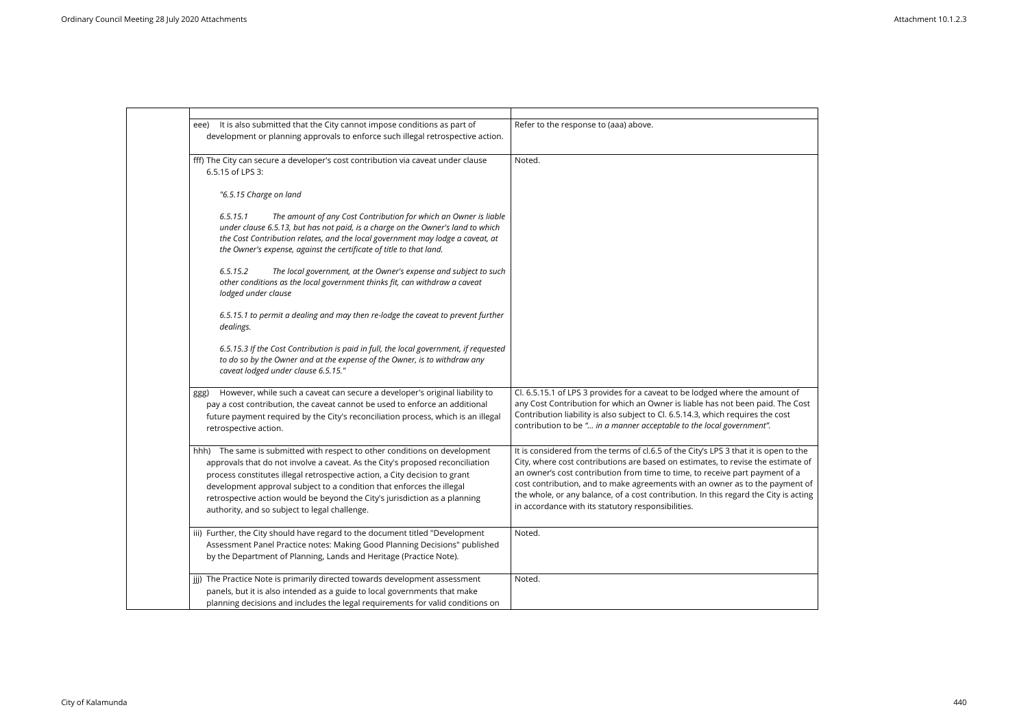| | |
|---|---|
| eee) It is also submitted that the City cannot impose conditions as part of development or planning approvals to enforce such illegal retrospective action. | Refer to the response to (aaa) above. |
| fff) The City can secure a developer's cost contribution via caveat under clause 6.5.15 of LPS 3:<br><br>*"6.5.15 Charge on land*<br><br>*6.5.15.1 The amount of any Cost Contribution for which an Owner is liable under clause 6.5.13, but has not paid, is a charge on the Owner's land to which the Cost Contribution relates, and the local government may lodge a caveat, at the Owner's expense, against the certificate of title to that land.*<br><br>*6.5.15.2 The local government, at the Owner's expense and subject to such other conditions as the local government thinks fit, can withdraw a caveat lodged under clause*<br><br>*6.5.15.1 to permit a dealing and may then re-lodge the caveat to prevent further dealings.*<br><br>*6.5.15.3 If the Cost Contribution is paid in full, the local government, if requested to do so by the Owner and at the expense of the Owner, is to withdraw any caveat lodged under clause 6.5.15."* | Noted. |
| ggg) However, while such a caveat can secure a developer's original liability to pay a cost contribution, the caveat cannot be used to enforce an additional future payment required by the City's reconciliation process, which is an illegal retrospective action. | Cl. 6.5.15.1 of LPS 3 provides for a caveat to be lodged where the amount of any Cost Contribution for which an Owner is liable has not been paid. The Cost Contribution liability is also subject to Cl. 6.5.14.3, which requires the cost contribution to be *"... in a manner acceptable to the local government"*. |
| hhh) The same is submitted with respect to other conditions on development approvals that do not involve a caveat. As the City's proposed reconciliation process constitutes illegal retrospective action, a City decision to grant development approval subject to a condition that enforces the illegal retrospective action would be beyond the City's jurisdiction as a planning authority, and so subject to legal challenge. | It is considered from the terms of cl.6.5 of the City's LPS 3 that it is open to the City, where cost contributions are based on estimates, to revise the estimate of an owner's cost contribution from time to time, to receive part payment of a cost contribution, and to make agreements with an owner as to the payment of the whole, or any balance, of a cost contribution. In this regard the City is acting in accordance with its statutory responsibilities. |
| iii) Further, the City should have regard to the document titled "Development Assessment Panel Practice notes: Making Good Planning Decisions" published by the Department of Planning, Lands and Heritage (Practice Note). | Noted. |
| jjj) The Practice Note is primarily directed towards development assessment panels, but it is also intended as a guide to local governments that make planning decisions and includes the legal requirements for valid conditions on | Noted. |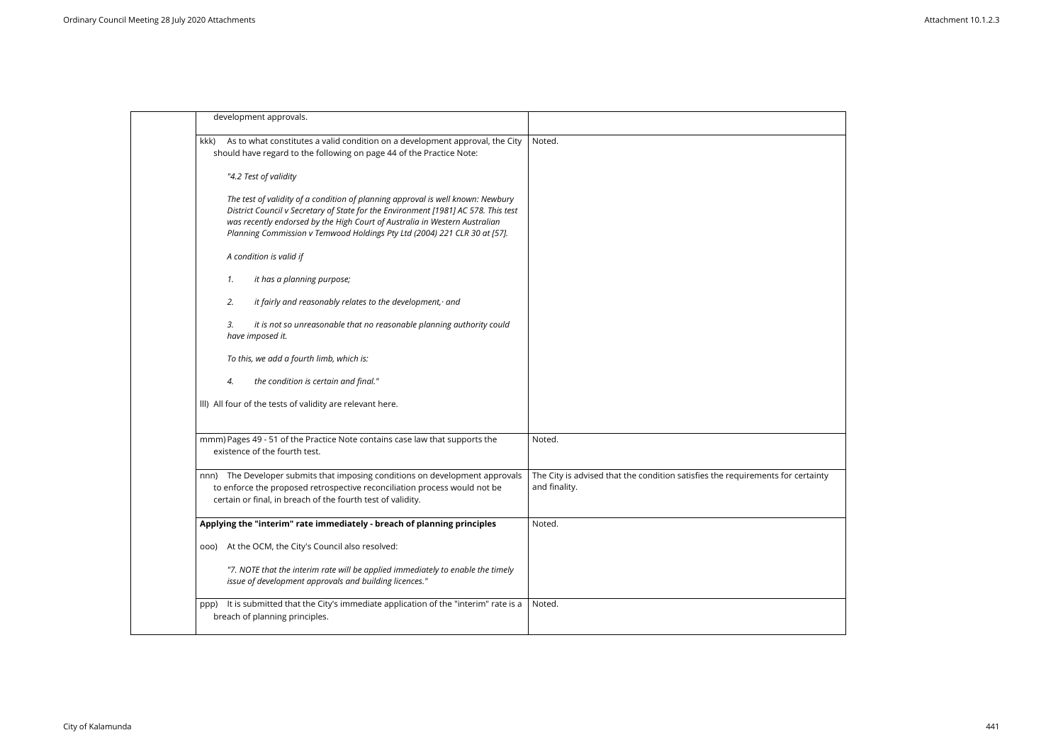| | | |
|---|---|---|
| | development approvals. | |
| | kkk) As to what constitutes a valid condition on a development approval, the City should have regard to the following on page 44 of the Practice Note:<br><br>*"4.2 Test of validity*<br><br>*The test of validity of a condition of planning approval is well known: Newbury District Council v Secretary of State for the Environment [1981] AC 578. This test was recently endorsed by the High Court of Australia in Western Australian Planning Commission v Temwood Holdings Pty Ltd (2004) 221 CLR 30 at [57].*<br><br>*A condition is valid if*<br><br>*1. it has a planning purpose;*<br><br>*2. it fairly and reasonably relates to the development,· and*<br><br>*3. it is not so unreasonable that no reasonable planning authority could have imposed it.*<br><br>*To this, we add a fourth limb, which is:*<br><br>*4. the condition is certain and final."*<br><br>lll) All four of the tests of validity are relevant here. | Noted. |
| | mmm) Pages 49 - 51 of the Practice Note contains case law that supports the existence of the fourth test. | Noted. |
| | nnn) The Developer submits that imposing conditions on development approvals to enforce the proposed retrospective reconciliation process would not be certain or final, in breach of the fourth test of validity. | The City is advised that the condition satisfies the requirements for certainty and finality. |
| | **Applying the "interim" rate immediately - breach of planning principles**<br><br>ooo) At the OCM, the City's Council also resolved:<br><br>*"7. NOTE that the interim rate will be applied immediately to enable the timely issue of development approvals and building licences."* | Noted. |
| | ppp) It is submitted that the City's immediate application of the "interim" rate is a breach of planning principles. | Noted. |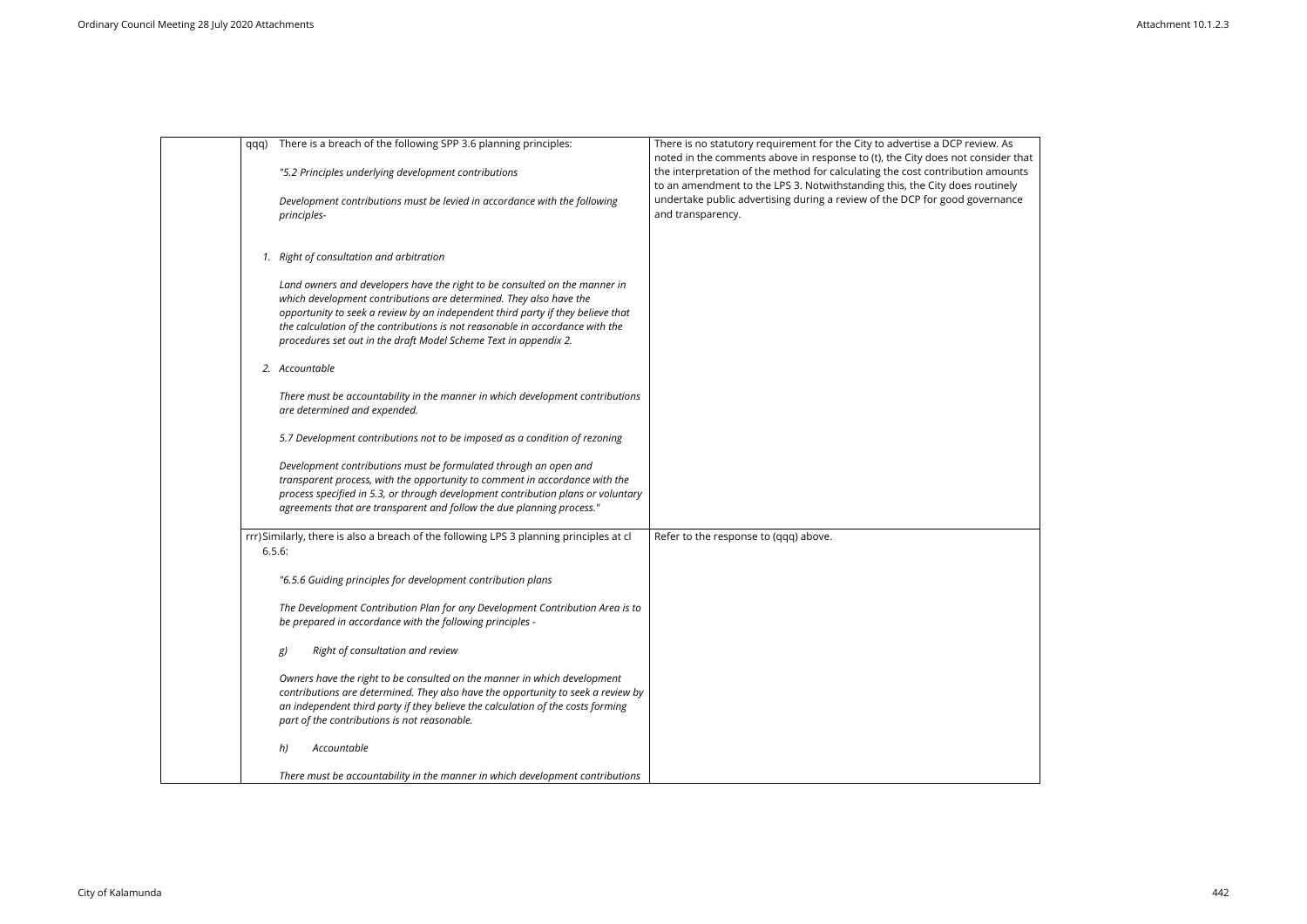| | | |
|---|---|---|
| | qqq) There is a breach of the following SPP 3.6 planning principles:<br><br>*"5.2 Principles underlying development contributions*<br><br>*Development contributions must be levied in accordance with the following principles-*<br><br>*1. Right of consultation and arbitration*<br><br>*Land owners and developers have the right to be consulted on the manner in which development contributions are determined. They also have the opportunity to seek a review by an independent third party if they believe that the calculation of the contributions is not reasonable in accordance with the procedures set out in the draft Model Scheme Text in appendix 2.*<br><br>*2. Accountable*<br><br>*There must be accountability in the manner in which development contributions are determined and expended.*<br><br>*5.7 Development contributions not to be imposed as a condition of rezoning*<br><br>*Development contributions must be formulated through an open and transparent process, with the opportunity to comment in accordance with the process specified in 5.3, or through development contribution plans or voluntary agreements that are transparent and follow the due planning process."* | There is no statutory requirement for the City to advertise a DCP review. As noted in the comments above in response to (t), the City does not consider that the interpretation of the method for calculating the cost contribution amounts to an amendment to the LPS 3. Notwithstanding this, the City does routinely undertake public advertising during a review of the DCP for good governance and transparency. |
| | rrr) Similarly, there is also a breach of the following LPS 3 planning principles at cl 6.5.6:<br><br>*"6.5.6 Guiding principles for development contribution plans*<br><br>*The Development Contribution Plan for any Development Contribution Area is to be prepared in accordance with the following principles -*<br><br>*g) Right of consultation and review*<br><br>*Owners have the right to be consulted on the manner in which development contributions are determined. They also have the opportunity to seek a review by an independent third party if they believe the calculation of the costs forming part of the contributions is not reasonable.*<br><br>*h) Accountable*<br><br>*There must be accountability in the manner in which development contributions* | Refer to the response to (qqq) above. |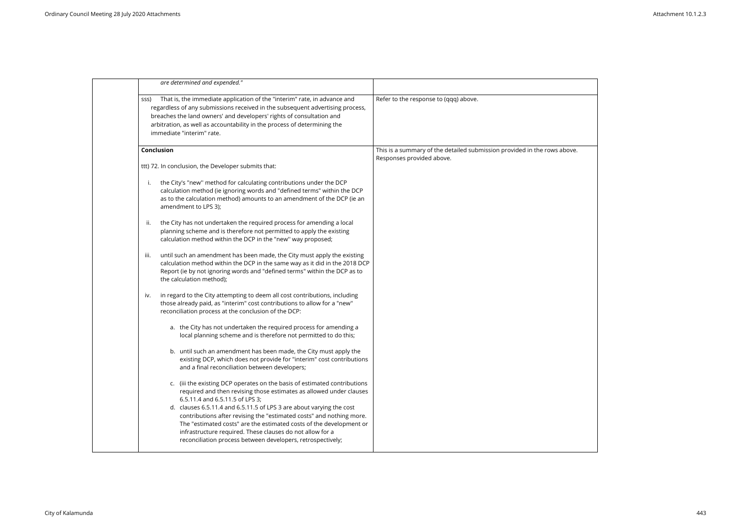| | | |
|---|---|---|
| | *are determined and expended."* | |
| | sss) That is, the immediate application of the "interim" rate, in advance and regardless of any submissions received in the subsequent advertising process, breaches the land owners' and developers' rights of consultation and arbitration, as well as accountability in the process of determining the immediate "interim" rate. | Refer to the response to (qqq) above. |
| | **Conclusion**<br><br>ttt) 72. In conclusion, the Developer submits that:<br><br>i. the City's "new" method for calculating contributions under the DCP calculation method (ie ignoring words and "defined terms" within the DCP as to the calculation method) amounts to an amendment of the DCP (ie an amendment to LPS 3);<br><br>ii. the City has not undertaken the required process for amending a local planning scheme and is therefore not permitted to apply the existing calculation method within the DCP in the "new" way proposed;<br><br>iii. until such an amendment has been made, the City must apply the existing calculation method within the DCP in the same way as it did in the 2018 DCP Report (ie by not ignoring words and "defined terms" within the DCP as to the calculation method);<br><br>iv. in regard to the City attempting to deem all cost contributions, including those already paid, as "interim" cost contributions to allow for a "new" reconciliation process at the conclusion of the DCP:<br><br>a. the City has not undertaken the required process for amending a local planning scheme and is therefore not permitted to do this;<br><br>b. until such an amendment has been made, the City must apply the existing DCP, which does not provide for "interim" cost contributions and a final reconciliation between developers;<br><br>c. (iii the existing DCP operates on the basis of estimated contributions required and then revising those estimates as allowed under clauses 6.5.11.4 and 6.5.11.5 of LPS 3;<br>d. clauses 6.5.11.4 and 6.5.11.5 of LPS 3 are about varying the cost contributions after revising the "estimated costs" and nothing more. The "estimated costs" are the estimated costs of the development or infrastructure required. These clauses do not allow for a reconciliation process between developers, retrospectively; | This is a summary of the detailed submission provided in the rows above. Responses provided above. |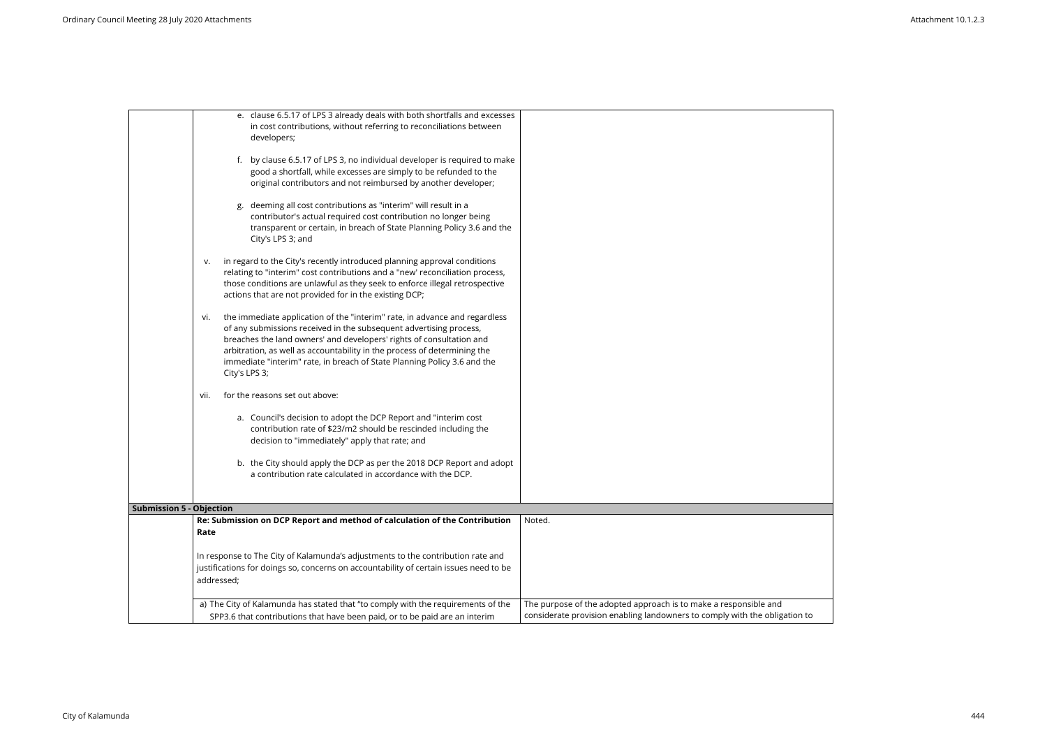| | | |
|---|---|---|
| | e. clause 6.5.17 of LPS 3 already deals with both shortfalls and excesses in cost contributions, without referring to reconciliations between developers;<br><br>f. by clause 6.5.17 of LPS 3, no individual developer is required to make good a shortfall, while excesses are simply to be refunded to the original contributors and not reimbursed by another developer;<br><br>g. deeming all cost contributions as "interim" will result in a contributor's actual required cost contribution no longer being transparent or certain, in breach of State Planning Policy 3.6 and the City's LPS 3; and<br><br>v. in regard to the City's recently introduced planning approval conditions relating to "interim" cost contributions and a "new' reconciliation process, those conditions are unlawful as they seek to enforce illegal retrospective actions that are not provided for in the existing DCP;<br><br>vi. the immediate application of the "interim" rate, in advance and regardless of any submissions received in the subsequent advertising process, breaches the land owners' and developers' rights of consultation and arbitration, as well as accountability in the process of determining the immediate "interim" rate, in breach of State Planning Policy 3.6 and the City's LPS 3;<br><br>vii. for the reasons set out above:<br><br>a. Council's decision to adopt the DCP Report and "interim cost contribution rate of $23/m2 should be rescinded including the decision to "immediately" apply that rate; and<br><br>b. the City should apply the DCP as per the 2018 DCP Report and adopt a contribution rate calculated in accordance with the DCP. | |
| **Submission 5 - Objection** | | |
| | **Re: Submission on DCP Report and method of calculation of the Contribution Rate**<br><br>In response to The City of Kalamunda's adjustments to the contribution rate and justifications for doings so, concerns on accountability of certain issues need to be addressed; | Noted. |
| | a) The City of Kalamunda has stated that "to comply with the requirements of the SPP3.6 that contributions that have been paid, or to be paid are an interim | The purpose of the adopted approach is to make a responsible and considerate provision enabling landowners to comply with the obligation to |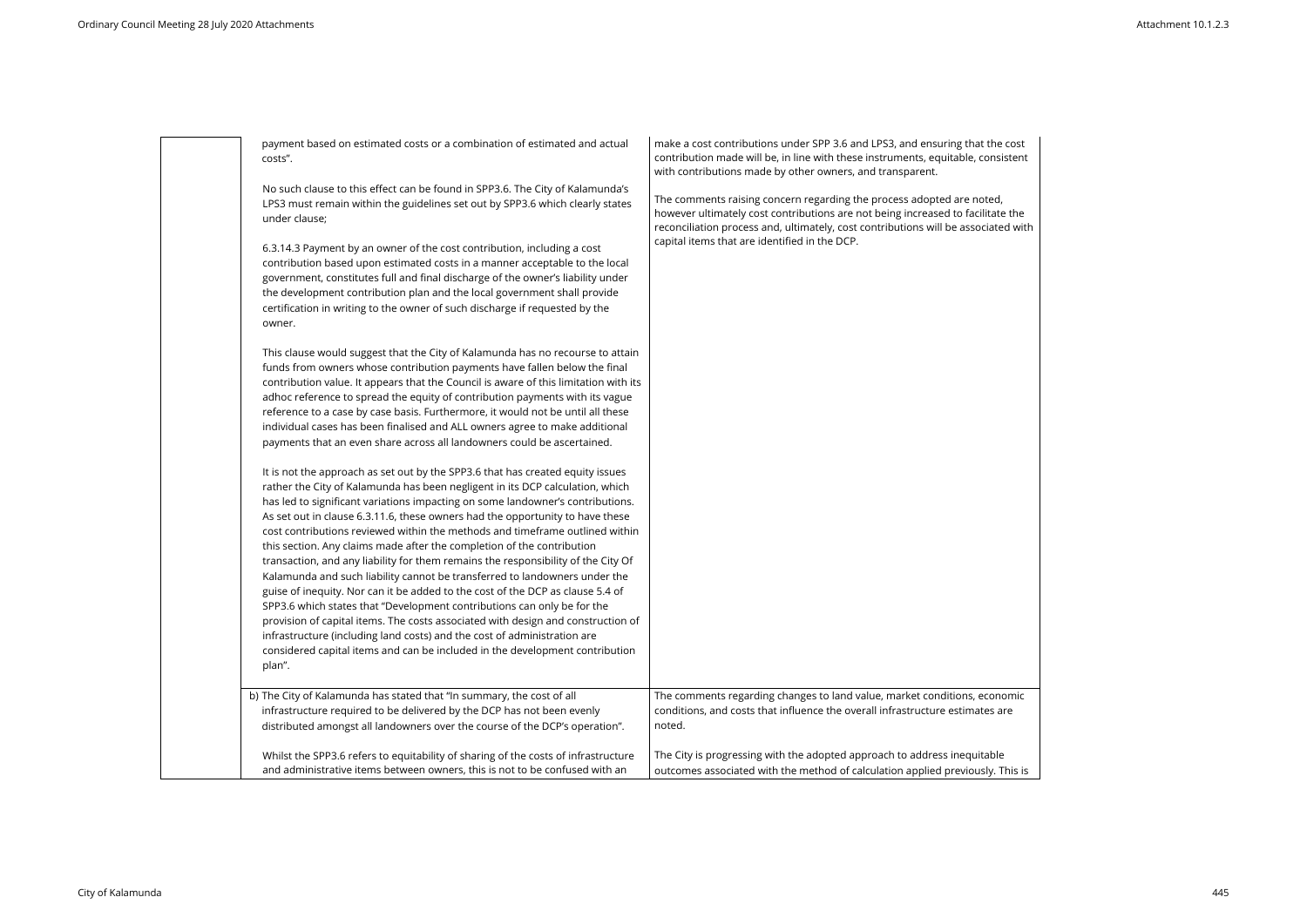| | | |
|---|---|---|
| | payment based on estimated costs or a combination of estimated and actual costs".<br><br>No such clause to this effect can be found in SPP3.6. The City of Kalamunda's LPS3 must remain within the guidelines set out by SPP3.6 which clearly states under clause;<br><br>6.3.14.3 Payment by an owner of the cost contribution, including a cost contribution based upon estimated costs in a manner acceptable to the local government, constitutes full and final discharge of the owner's liability under the development contribution plan and the local government shall provide certification in writing to the owner of such discharge if requested by the owner.<br><br>This clause would suggest that the City of Kalamunda has no recourse to attain funds from owners whose contribution payments have fallen below the final contribution value. It appears that the Council is aware of this limitation with its adhoc reference to spread the equity of contribution payments with its vague reference to a case by case basis. Furthermore, it would not be until all these individual cases has been finalised and ALL owners agree to make additional payments that an even share across all landowners could be ascertained.<br><br>It is not the approach as set out by the SPP3.6 that has created equity issues rather the City of Kalamunda has been negligent in its DCP calculation, which has led to significant variations impacting on some landowner's contributions. As set out in clause 6.3.11.6, these owners had the opportunity to have these cost contributions reviewed within the methods and timeframe outlined within this section. Any claims made after the completion of the contribution transaction, and any liability for them remains the responsibility of the City Of Kalamunda and such liability cannot be transferred to landowners under the guise of inequity. Nor can it be added to the cost of the DCP as clause 5.4 of SPP3.6 which states that "Development contributions can only be for the provision of capital items. The costs associated with design and construction of infrastructure (including land costs) and the cost of administration are considered capital items and can be included in the development contribution plan". | make a cost contributions under SPP 3.6 and LPS3, and ensuring that the cost contribution made will be, in line with these instruments, equitable, consistent with contributions made by other owners, and transparent.<br><br>The comments raising concern regarding the process adopted are noted, however ultimately cost contributions are not being increased to facilitate the reconciliation process and, ultimately, cost contributions will be associated with capital items that are identified in the DCP. |
| | b) The City of Kalamunda has stated that "In summary, the cost of all infrastructure required to be delivered by the DCP has not been evenly distributed amongst all landowners over the course of the DCP's operation".<br><br>Whilst the SPP3.6 refers to equitability of sharing of the costs of infrastructure and administrative items between owners, this is not to be confused with an | The comments regarding changes to land value, market conditions, economic conditions, and costs that influence the overall infrastructure estimates are noted.<br><br>The City is progressing with the adopted approach to address inequitable outcomes associated with the method of calculation applied previously. This is |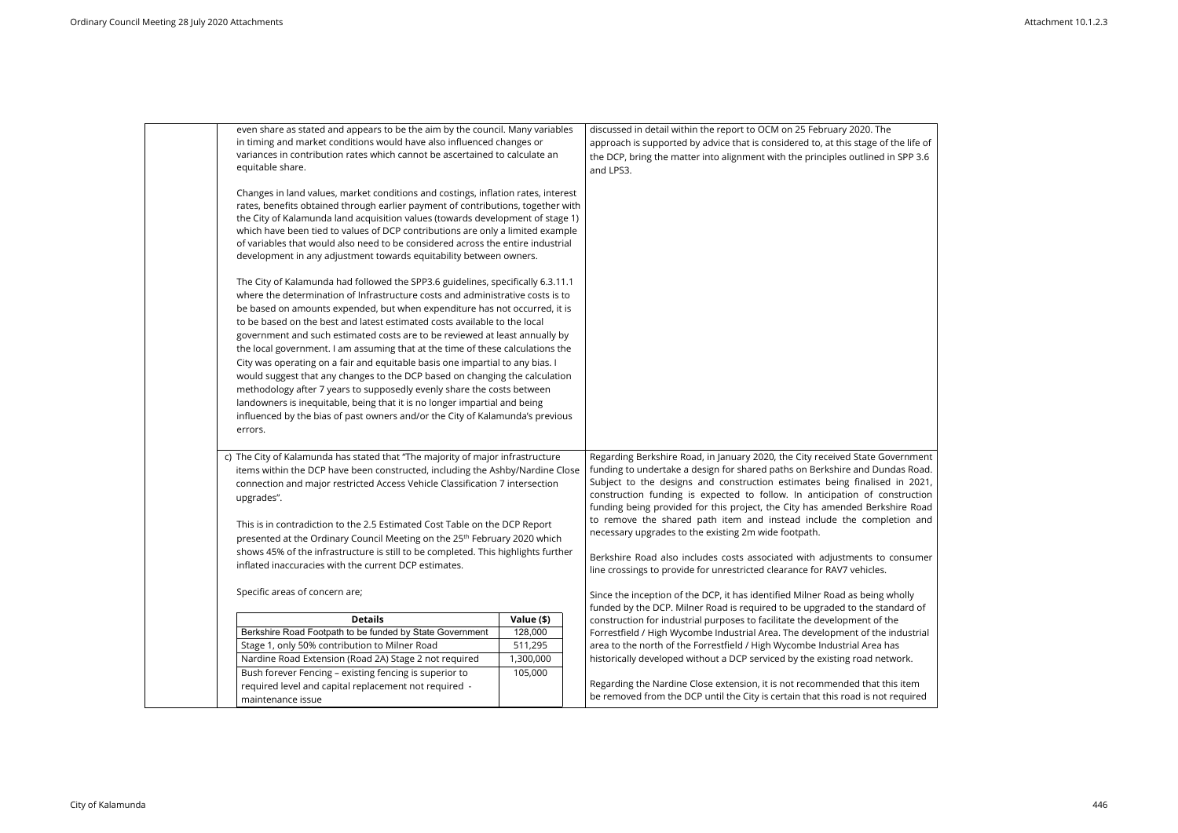| | Submission | Response |
|---|---|---|
| | even share as stated and appears to be the aim by the council. Many variables in timing and market conditions would have also influenced changes or variances in contribution rates which cannot be ascertained to calculate an equitable share.<br><br>Changes in land values, market conditions and costings, inflation rates, interest rates, benefits obtained through earlier payment of contributions, together with the City of Kalamunda land acquisition values (towards development of stage 1) which have been tied to values of DCP contributions are only a limited example of variables that would also need to be considered across the entire industrial development in any adjustment towards equitability between owners.<br><br>The City of Kalamunda had followed the SPP3.6 guidelines, specifically 6.3.11.1 where the determination of Infrastructure costs and administrative costs is to be based on amounts expended, but when expenditure has not occurred, it is to be based on the best and latest estimated costs available to the local government and such estimated costs are to be reviewed at least annually by the local government. I am assuming that at the time of these calculations the City was operating on a fair and equitable basis one impartial to any bias. I would suggest that any changes to the DCP based on changing the calculation methodology after 7 years to supposedly evenly share the costs between landowners is inequitable, being that it is no longer impartial and being influenced by the bias of past owners and/or the City of Kalamunda's previous errors. | discussed in detail within the report to OCM on 25 February 2020. The approach is supported by advice that is considered to, at this stage of the life of the DCP, bring the matter into alignment with the principles outlined in SPP 3.6 and LPS3. |
| | c) The City of Kalamunda has stated that "The majority of major infrastructure items within the DCP have been constructed, including the Ashby/Nardine Close connection and major restricted Access Vehicle Classification 7 intersection upgrades".<br><br>This is in contradiction to the 2.5 Estimated Cost Table on the DCP Report presented at the Ordinary Council Meeting on the 25th February 2020 which shows 45% of the infrastructure is still to be completed. This highlights further inflated inaccuracies with the current DCP estimates.<br><br>Specific areas of concern are;<br><br>**Details** — **Value ($)**<br>Berkshire Road Footpath to be funded by State Government — 128,000<br>Stage 1, only 50% contribution to Milner Road — 511,295<br>Nardine Road Extension (Road 2A) Stage 2 not required — 1,300,000<br>Bush forever Fencing – existing fencing is superior to required level and capital replacement not required - maintenance issue — 105,000 | Regarding Berkshire Road, in January 2020, the City received State Government funding to undertake a design for shared paths on Berkshire and Dundas Road. Subject to the designs and construction estimates being finalised in 2021, construction funding is expected to follow. In anticipation of construction funding being provided for this project, the City has amended Berkshire Road to remove the shared path item and instead include the completion and necessary upgrades to the existing 2m wide footpath.<br><br>Berkshire Road also includes costs associated with adjustments to consumer line crossings to provide for unrestricted clearance for RAV7 vehicles.<br><br>Since the inception of the DCP, it has identified Milner Road as being wholly funded by the DCP. Milner Road is required to be upgraded to the standard of construction for industrial purposes to facilitate the development of the Forrestfield / High Wycombe Industrial Area. The development of the industrial area to the north of the Forrestfield / High Wycombe Industrial Area has historically developed without a DCP serviced by the existing road network.<br><br>Regarding the Nardine Close extension, it is not recommended that this item be removed from the DCP until the City is certain that this road is not required |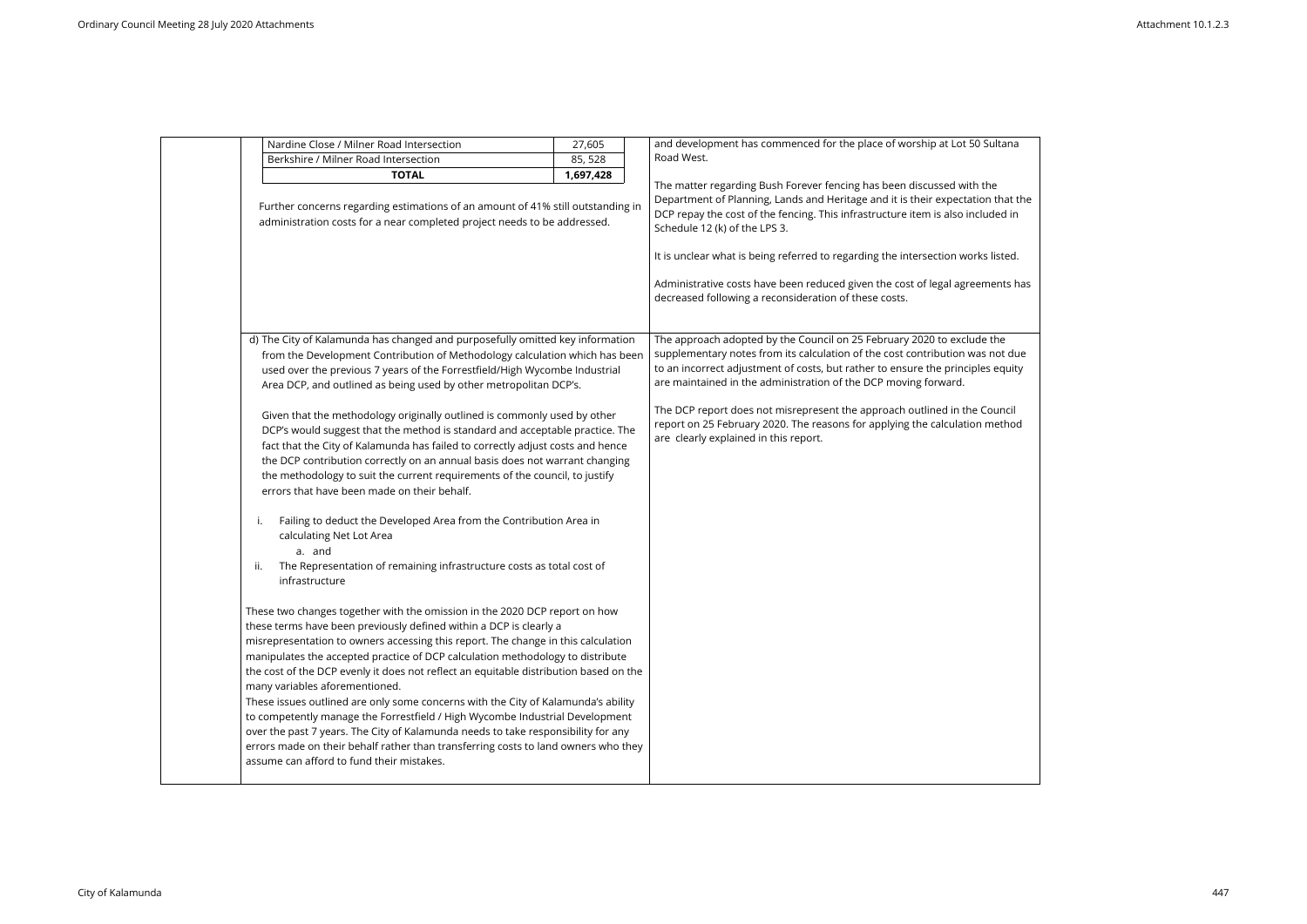| | Submission | Response |
|---|---|---|
| | Nardine Close / Milner Road Intersection — 27,605<br>Berkshire / Milner Road Intersection — 85, 528<br>**TOTAL** — **1,697,428**<br><br>Further concerns regarding estimations of an amount of 41% still outstanding in administration costs for a near completed project needs to be addressed. | and development has commenced for the place of worship at Lot 50 Sultana Road West.<br><br>The matter regarding Bush Forever fencing has been discussed with the Department of Planning, Lands and Heritage and it is their expectation that the DCP repay the cost of the fencing. This infrastructure item is also included in Schedule 12 (k) of the LPS 3.<br><br>It is unclear what is being referred to regarding the intersection works listed.<br><br>Administrative costs have been reduced given the cost of legal agreements has decreased following a reconsideration of these costs. |
| | d) The City of Kalamunda has changed and purposefully omitted key information from the Development Contribution of Methodology calculation which has been used over the previous 7 years of the Forrestfield/High Wycombe Industrial Area DCP, and outlined as being used by other metropolitan DCP's.<br><br>Given that the methodology originally outlined is commonly used by other DCP's would suggest that the method is standard and acceptable practice. The fact that the City of Kalamunda has failed to correctly adjust costs and hence the DCP contribution correctly on an annual basis does not warrant changing the methodology to suit the current requirements of the council, to justify errors that have been made on their behalf.<br><br>i. Failing to deduct the Developed Area from the Contribution Area in calculating Net Lot Area<br>a. and<br>ii. The Representation of remaining infrastructure costs as total cost of infrastructure<br><br>These two changes together with the omission in the 2020 DCP report on how these terms have been previously defined within a DCP is clearly a misrepresentation to owners accessing this report. The change in this calculation manipulates the accepted practice of DCP calculation methodology to distribute the cost of the DCP evenly it does not reflect an equitable distribution based on the many variables aforementioned.<br>These issues outlined are only some concerns with the City of Kalamunda's ability to competently manage the Forrestfield / High Wycombe Industrial Development over the past 7 years. The City of Kalamunda needs to take responsibility for any errors made on their behalf rather than transferring costs to land owners who they assume can afford to fund their mistakes. | The approach adopted by the Council on 25 February 2020 to exclude the supplementary notes from its calculation of the cost contribution was not due to an incorrect adjustment of costs, but rather to ensure the principles equity are maintained in the administration of the DCP moving forward.<br><br>The DCP report does not misrepresent the approach outlined in the Council report on 25 February 2020. The reasons for applying the calculation method are clearly explained in this report. |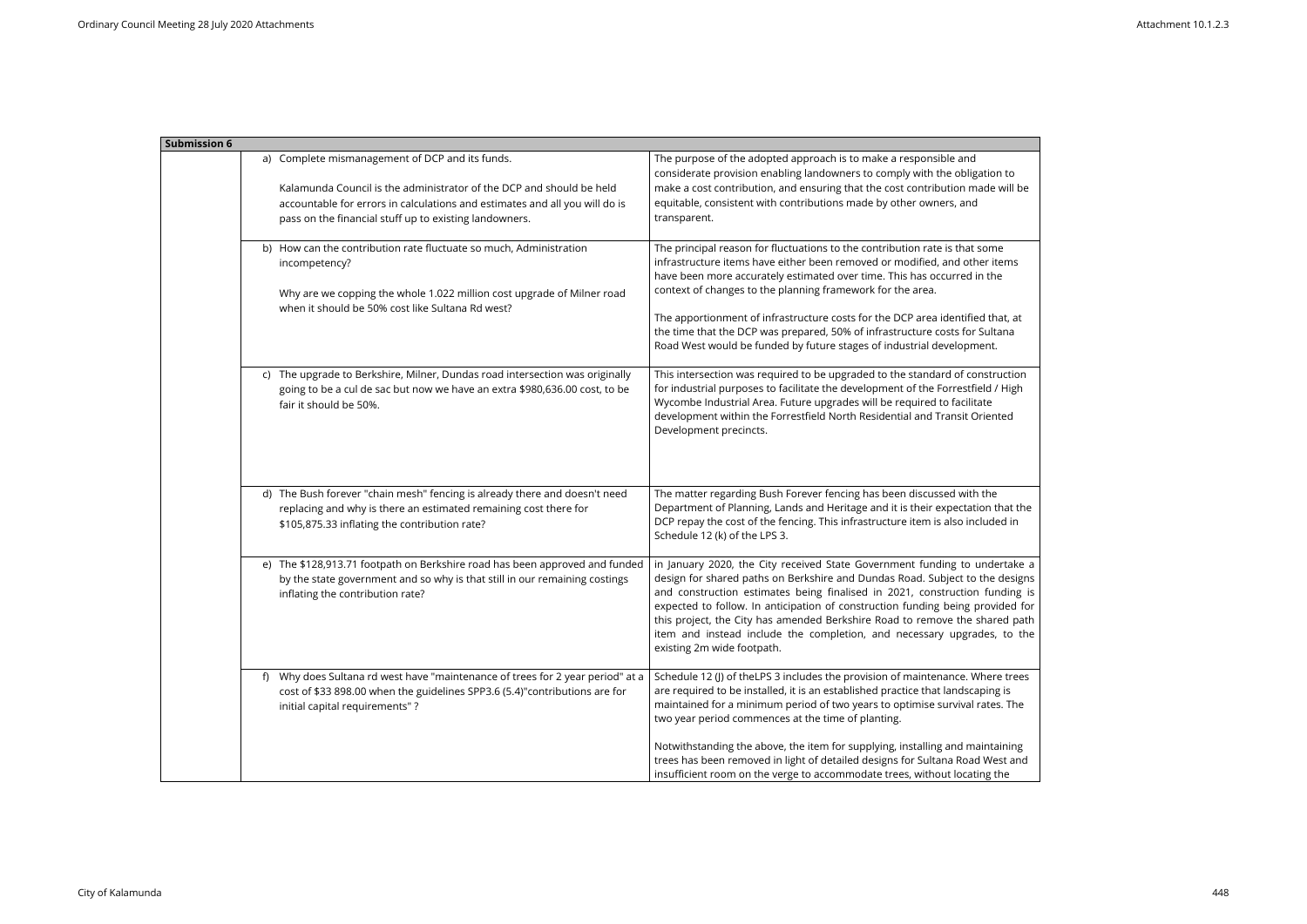| Submission 6 | | |
|---|---|---|
| | a) Complete mismanagement of DCP and its funds.<br><br>Kalamunda Council is the administrator of the DCP and should be held accountable for errors in calculations and estimates and all you will do is pass on the financial stuff up to existing landowners. | The purpose of the adopted approach is to make a responsible and considerate provision enabling landowners to comply with the obligation to make a cost contribution, and ensuring that the cost contribution made will be equitable, consistent with contributions made by other owners, and transparent. |
| | b) How can the contribution rate fluctuate so much, Administration incompetency?<br><br>Why are we copping the whole 1.022 million cost upgrade of Milner road when it should be 50% cost like Sultana Rd west? | The principal reason for fluctuations to the contribution rate is that some infrastructure items have either been removed or modified, and other items have been more accurately estimated over time. This has occurred in the context of changes to the planning framework for the area.<br><br>The apportionment of infrastructure costs for the DCP area identified that, at the time that the DCP was prepared, 50% of infrastructure costs for Sultana Road West would be funded by future stages of industrial development. |
| | c) The upgrade to Berkshire, Milner, Dundas road intersection was originally going to be a cul de sac but now we have an extra $980,636.00 cost, to be fair it should be 50%. | This intersection was required to be upgraded to the standard of construction for industrial purposes to facilitate the development of the Forrestfield / High Wycombe Industrial Area. Future upgrades will be required to facilitate development within the Forrestfield North Residential and Transit Oriented Development precincts. |
| | d) The Bush forever "chain mesh" fencing is already there and doesn't need replacing and why is there an estimated remaining cost there for $105,875.33 inflating the contribution rate? | The matter regarding Bush Forever fencing has been discussed with the Department of Planning, Lands and Heritage and it is their expectation that the DCP repay the cost of the fencing. This infrastructure item is also included in Schedule 12 (k) of the LPS 3. |
| | e) The $128,913.71 footpath on Berkshire road has been approved and funded by the state government and so why is that still in our remaining costings inflating the contribution rate? | in January 2020, the City received State Government funding to undertake a design for shared paths on Berkshire and Dundas Road. Subject to the designs and construction estimates being finalised in 2021, construction funding is expected to follow. In anticipation of construction funding being provided for this project, the City has amended Berkshire Road to remove the shared path item and instead include the completion, and necessary upgrades, to the existing 2m wide footpath. |
| | f) Why does Sultana rd west have "maintenance of trees for 2 year period" at a cost of $33 898.00 when the guidelines SPP3.6 (5.4)"contributions are for initial capital requirements" ? | Schedule 12 (J) of theLPS 3 includes the provision of maintenance. Where trees are required to be installed, it is an established practice that landscaping is maintained for a minimum period of two years to optimise survival rates. The two year period commences at the time of planting.<br><br>Notwithstanding the above, the item for supplying, installing and maintaining trees has been removed in light of detailed designs for Sultana Road West and insufficient room on the verge to accommodate trees, without locating the |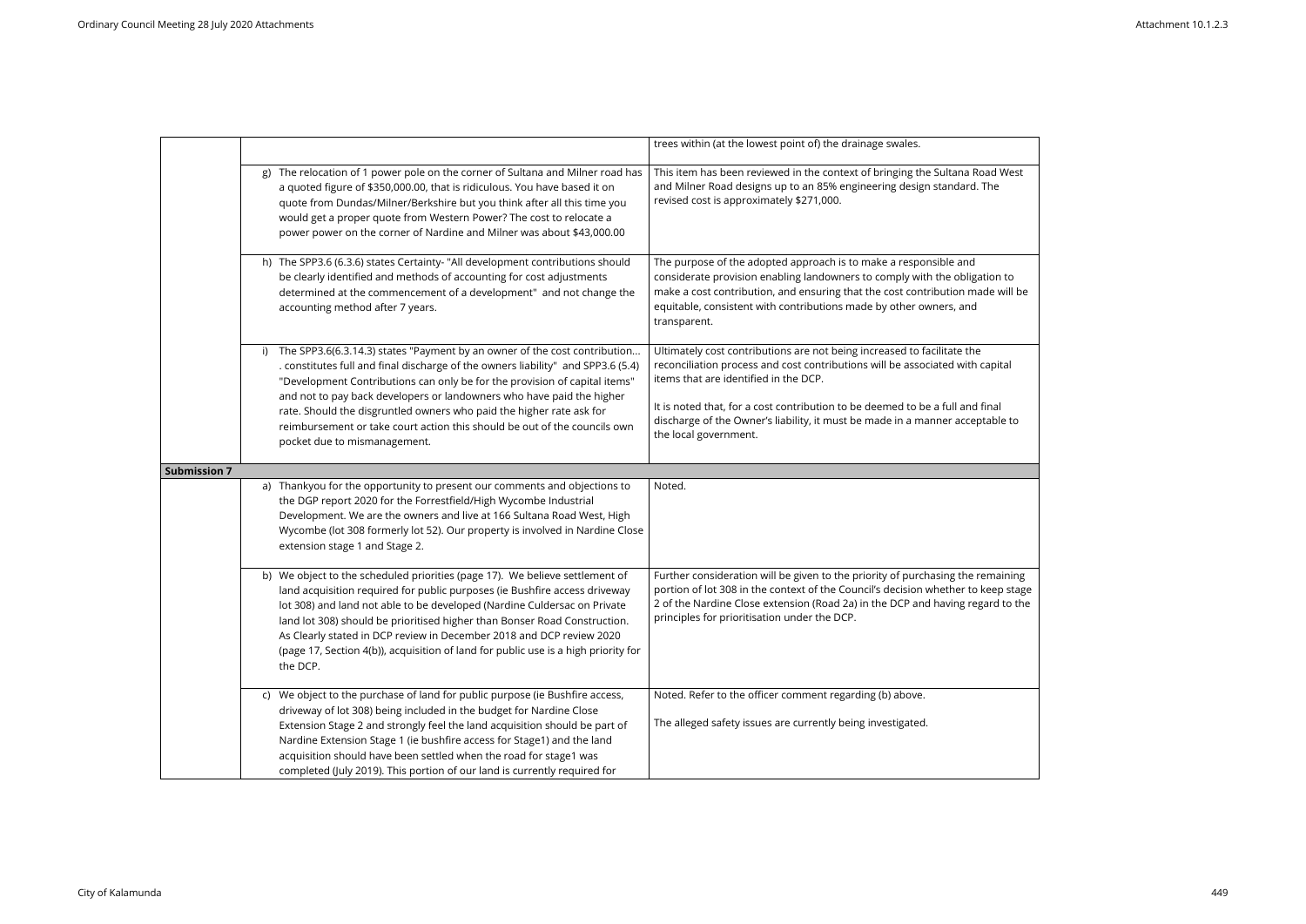| | | |
|---|---|---|
| | | trees within (at the lowest point of) the drainage swales. |
| | g) The relocation of 1 power pole on the corner of Sultana and Milner road has a quoted figure of $350,000.00, that is ridiculous. You have based it on quote from Dundas/Milner/Berkshire but you think after all this time you would get a proper quote from Western Power? The cost to relocate a power power on the corner of Nardine and Milner was about $43,000.00 | This item has been reviewed in the context of bringing the Sultana Road West and Milner Road designs up to an 85% engineering design standard. The revised cost is approximately $271,000. |
| | h) The SPP3.6 (6.3.6) states Certainty- "All development contributions should be clearly identified and methods of accounting for cost adjustments determined at the commencement of a development" and not change the accounting method after 7 years. | The purpose of the adopted approach is to make a responsible and considerate provision enabling landowners to comply with the obligation to make a cost contribution, and ensuring that the cost contribution made will be equitable, consistent with contributions made by other owners, and transparent. |
| | i) The SPP3.6(6.3.14.3) states "Payment by an owner of the cost contribution... . constitutes full and final discharge of the owners liability" and SPP3.6 (5.4) "Development Contributions can only be for the provision of capital items" and not to pay back developers or landowners who have paid the higher rate. Should the disgruntled owners who paid the higher rate ask for reimbursement or take court action this should be out of the councils own pocket due to mismanagement. | Ultimately cost contributions are not being increased to facilitate the reconciliation process and cost contributions will be associated with capital items that are identified in the DCP.<br><br>It is noted that, for a cost contribution to be deemed to be a full and final discharge of the Owner's liability, it must be made in a manner acceptable to the local government. |
| **Submission 7** | | |
| | a) Thankyou for the opportunity to present our comments and objections to the DGP report 2020 for the Forrestfield/High Wycombe Industrial Development. We are the owners and live at 166 Sultana Road West, High Wycombe (lot 308 formerly lot 52). Our property is involved in Nardine Close extension stage 1 and Stage 2. | Noted. |
| | b) We object to the scheduled priorities (page 17). We believe settlement of land acquisition required for public purposes (ie Bushfire access driveway lot 308) and land not able to be developed (Nardine Culdersac on Private land lot 308) should be prioritised higher than Bonser Road Construction. As Clearly stated in DCP review in December 2018 and DCP review 2020 (page 17, Section 4(b)), acquisition of land for public use is a high priority for the DCP. | Further consideration will be given to the priority of purchasing the remaining portion of lot 308 in the context of the Council's decision whether to keep stage 2 of the Nardine Close extension (Road 2a) in the DCP and having regard to the principles for prioritisation under the DCP. |
| | c) We object to the purchase of land for public purpose (ie Bushfire access, driveway of lot 308) being included in the budget for Nardine Close Extension Stage 2 and strongly feel the land acquisition should be part of Nardine Extension Stage 1 (ie bushfire access for Stage1) and the land acquisition should have been settled when the road for stage1 was completed (July 2019). This portion of our land is currently required for | Noted. Refer to the officer comment regarding (b) above.<br><br>The alleged safety issues are currently being investigated. |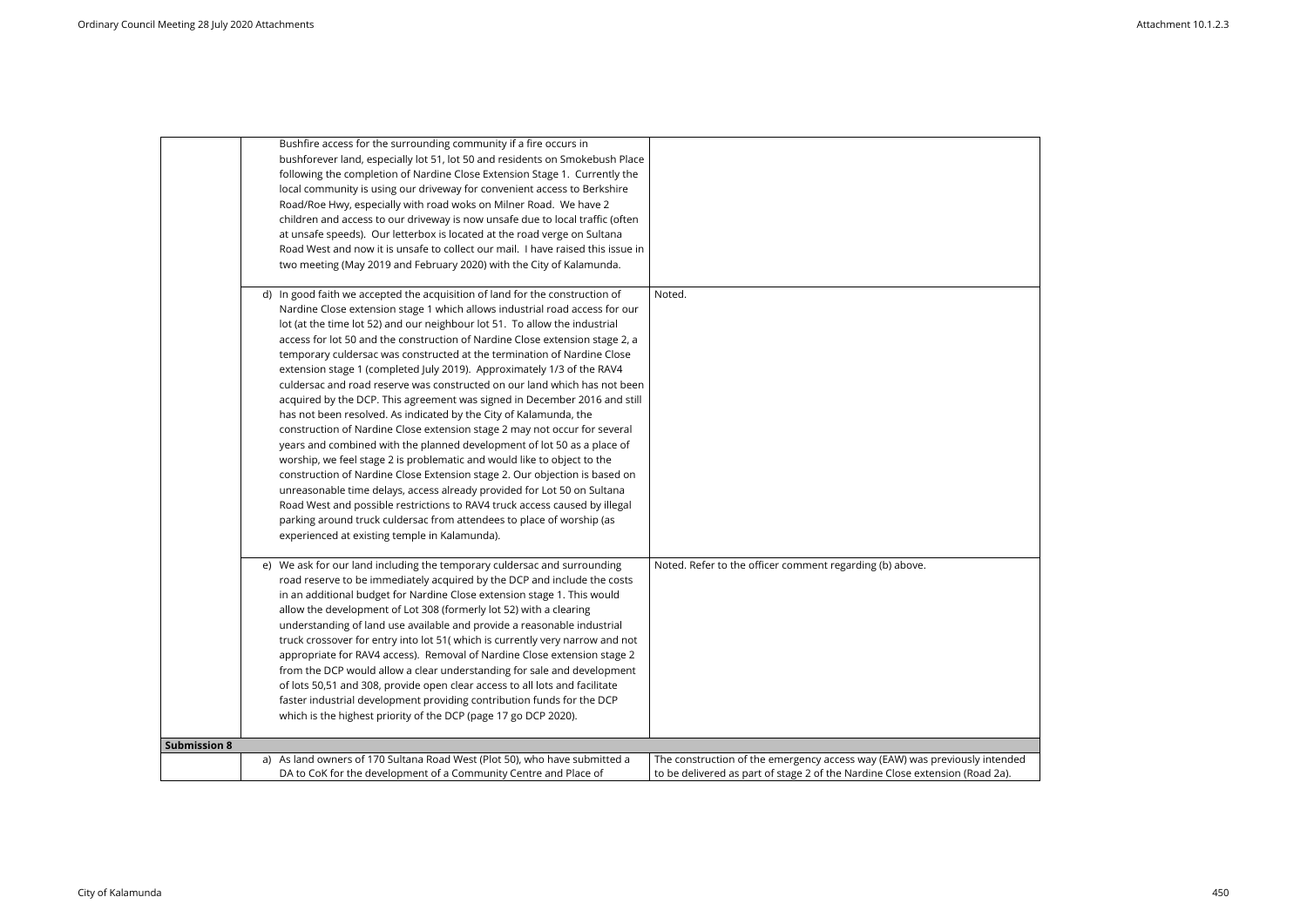| | | |
|---|---|---|
| | Bushfire access for the surrounding community if a fire occurs in bushforever land, especially lot 51, lot 50 and residents on Smokebush Place following the completion of Nardine Close Extension Stage 1. Currently the local community is using our driveway for convenient access to Berkshire Road/Roe Hwy, especially with road woks on Milner Road. We have 2 children and access to our driveway is now unsafe due to local traffic (often at unsafe speeds). Our letterbox is located at the road verge on Sultana Road West and now it is unsafe to collect our mail. I have raised this issue in two meeting (May 2019 and February 2020) with the City of Kalamunda. | |
| | d) In good faith we accepted the acquisition of land for the construction of Nardine Close extension stage 1 which allows industrial road access for our lot (at the time lot 52) and our neighbour lot 51. To allow the industrial access for lot 50 and the construction of Nardine Close extension stage 2, a temporary culdersac was constructed at the termination of Nardine Close extension stage 1 (completed July 2019). Approximately 1/3 of the RAV4 culdersac and road reserve was constructed on our land which has not been acquired by the DCP. This agreement was signed in December 2016 and still has not been resolved. As indicated by the City of Kalamunda, the construction of Nardine Close extension stage 2 may not occur for several years and combined with the planned development of lot 50 as a place of worship, we feel stage 2 is problematic and would like to object to the construction of Nardine Close Extension stage 2. Our objection is based on unreasonable time delays, access already provided for Lot 50 on Sultana Road West and possible restrictions to RAV4 truck access caused by illegal parking around truck culdersac from attendees to place of worship (as experienced at existing temple in Kalamunda). | Noted. |
| | e) We ask for our land including the temporary culdersac and surrounding road reserve to be immediately acquired by the DCP and include the costs in an additional budget for Nardine Close extension stage 1. This would allow the development of Lot 308 (formerly lot 52) with a clearing understanding of land use available and provide a reasonable industrial truck crossover for entry into lot 51( which is currently very narrow and not appropriate for RAV4 access). Removal of Nardine Close extension stage 2 from the DCP would allow a clear understanding for sale and development of lots 50,51 and 308, provide open clear access to all lots and facilitate faster industrial development providing contribution funds for the DCP which is the highest priority of the DCP (page 17 go DCP 2020). | Noted. Refer to the officer comment regarding (b) above. |
| **Submission 8** | | |
| | a) As land owners of 170 Sultana Road West (Plot 50), who have submitted a DA to CoK for the development of a Community Centre and Place of | The construction of the emergency access way (EAW) was previously intended to be delivered as part of stage 2 of the Nardine Close extension (Road 2a). |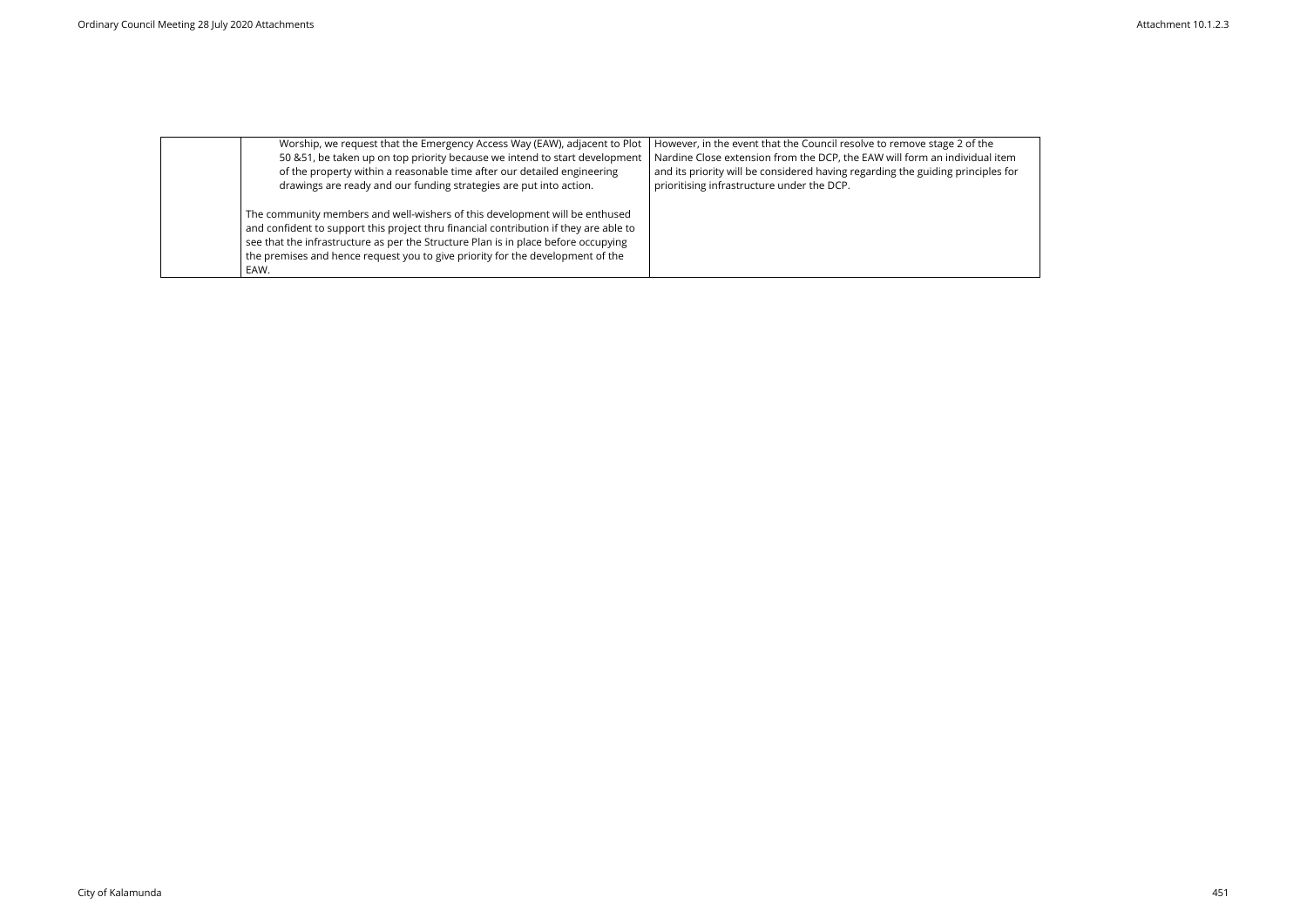| | | |
|---|---|---|
| | Worship, we request that the Emergency Access Way (EAW), adjacent to Plot 50 &51, be taken up on top priority because we intend to start development of the property within a reasonable time after our detailed engineering drawings are ready and our funding strategies are put into action.<br><br>The community members and well-wishers of this development will be enthused and confident to support this project thru financial contribution if they are able to see that the infrastructure as per the Structure Plan is in place before occupying the premises and hence request you to give priority for the development of the EAW. | However, in the event that the Council resolve to remove stage 2 of the Nardine Close extension from the DCP, the EAW will form an individual item and its priority will be considered having regarding the guiding principles for prioritising infrastructure under the DCP. |